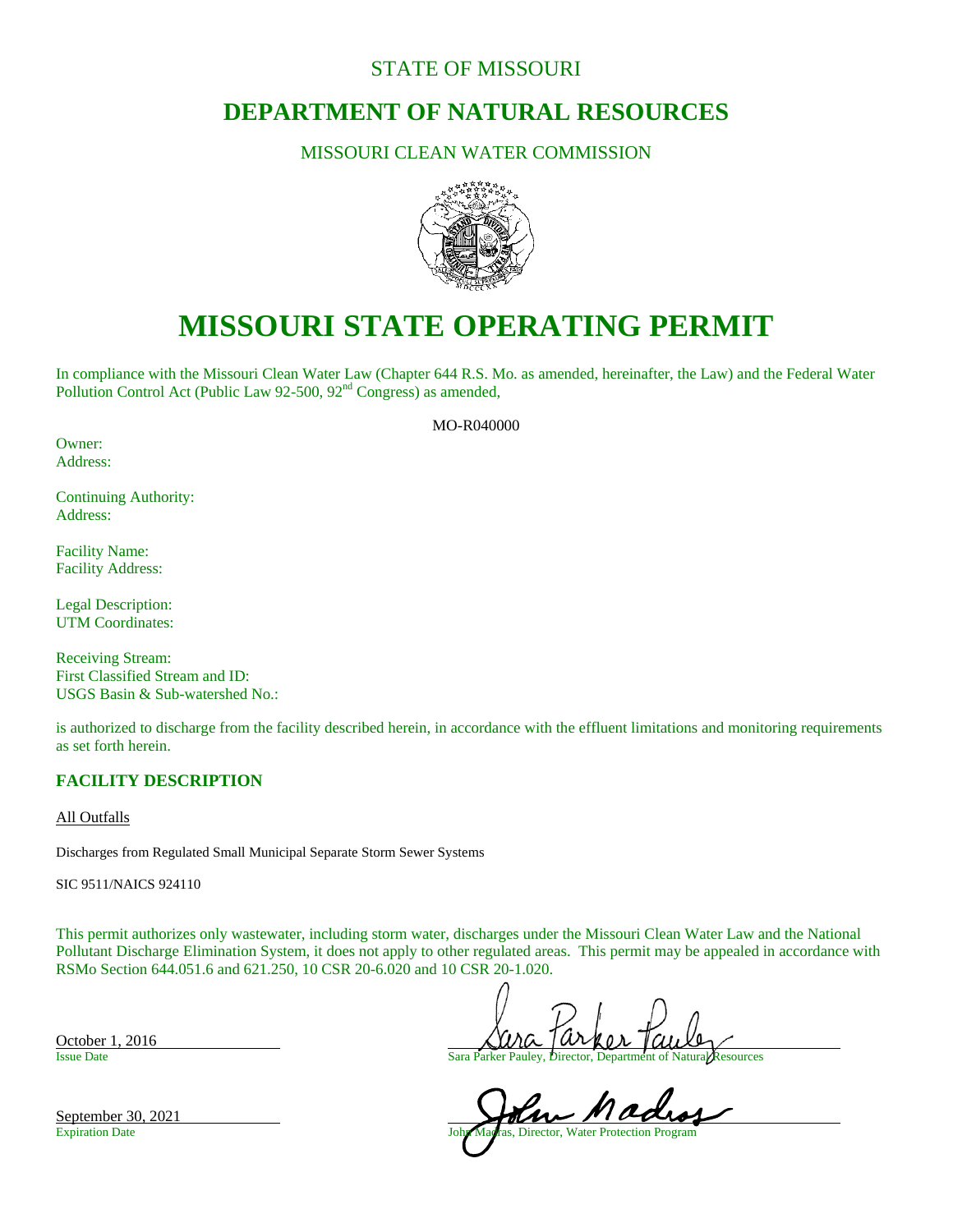STATE OF MISSOURI

# DEPARTMENT OF NATURAL RESOURCES

MISSOURI CLEAN WATER COMMISSION

# MISSOURI STATE OPERATING PERMIT

In compliance with the Missouri Clean Water Law (Chapter 644 R.S. Mo. as amended, hereinafter, the Law) and the Federal Water Pollution Control Act (Public Law 92-500, 92nd Congress) as amended,

MO-R040000

Owner:
Address:

Continuing Authority:
Address:

Facility Name:
Facility Address:

Legal Description:
UTM Coordinates:

Receiving Stream:
First Classified Stream and ID:
USGS Basin & Sub-watershed No.:

is authorized to discharge from the facility described herein, in accordance with the effluent limitations and monitoring requirements as set forth herein.

## FACILITY DESCRIPTION

All Outfalls

Discharges from Regulated Small Municipal Separate Storm Sewer Systems

SIC 9511/NAICS 924110

This permit authorizes only wastewater, including storm water, discharges under the Missouri Clean Water Law and the National Pollutant Discharge Elimination System, it does not apply to other regulated areas. This permit may be appealed in accordance with RSMo Section 644.051.6 and 621.250, 10 CSR 20-6.020 and 10 CSR 20-1.020.

October 1, 2016
Issue Date

Sara Parker Pauley, Director, Department of Natural Resources

September 30, 2021
Expiration Date

John Madras, Director, Water Protection Program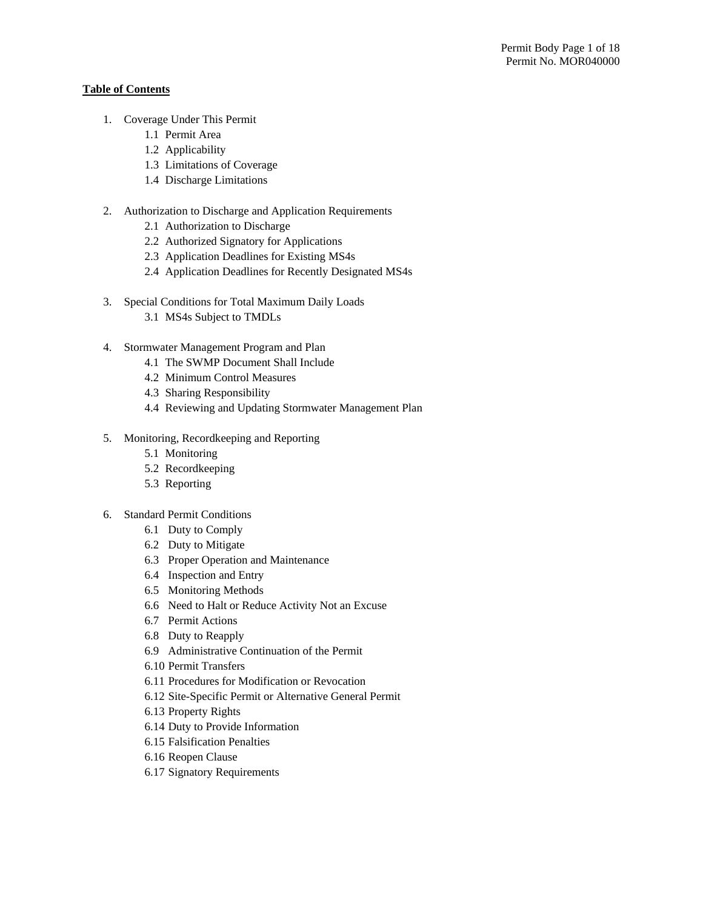**Table of Contents**

1. Coverage Under This Permit
   - 1.1 Permit Area
   - 1.2 Applicability
   - 1.3 Limitations of Coverage
   - 1.4 Discharge Limitations

2. Authorization to Discharge and Application Requirements
   - 2.1 Authorization to Discharge
   - 2.2 Authorized Signatory for Applications
   - 2.3 Application Deadlines for Existing MS4s
   - 2.4 Application Deadlines for Recently Designated MS4s

3. Special Conditions for Total Maximum Daily Loads
   - 3.1 MS4s Subject to TMDLs

4. Stormwater Management Program and Plan
   - 4.1 The SWMP Document Shall Include
   - 4.2 Minimum Control Measures
   - 4.3 Sharing Responsibility
   - 4.4 Reviewing and Updating Stormwater Management Plan

5. Monitoring, Recordkeeping and Reporting
   - 5.1 Monitoring
   - 5.2 Recordkeeping
   - 5.3 Reporting

6. Standard Permit Conditions
   - 6.1 Duty to Comply
   - 6.2 Duty to Mitigate
   - 6.3 Proper Operation and Maintenance
   - 6.4 Inspection and Entry
   - 6.5 Monitoring Methods
   - 6.6 Need to Halt or Reduce Activity Not an Excuse
   - 6.7 Permit Actions
   - 6.8 Duty to Reapply
   - 6.9 Administrative Continuation of the Permit
   - 6.10 Permit Transfers
   - 6.11 Procedures for Modification or Revocation
   - 6.12 Site-Specific Permit or Alternative General Permit
   - 6.13 Property Rights
   - 6.14 Duty to Provide Information
   - 6.15 Falsification Penalties
   - 6.16 Reopen Clause
   - 6.17 Signatory Requirements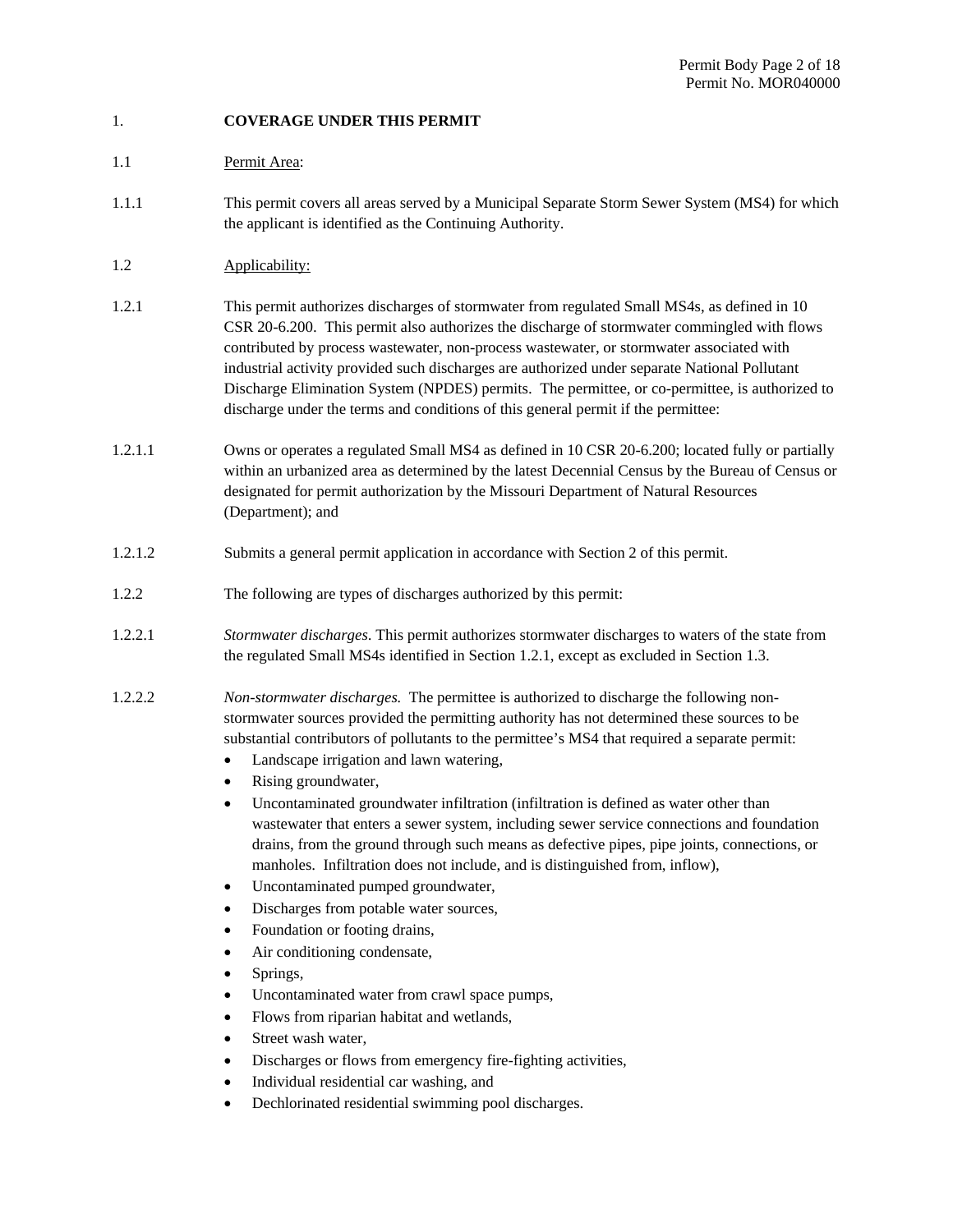1. **COVERAGE UNDER THIS PERMIT**

1.1 Permit Area:

1.1.1 This permit covers all areas served by a Municipal Separate Storm Sewer System (MS4) for which the applicant is identified as the Continuing Authority.

1.2 Applicability:

1.2.1 This permit authorizes discharges of stormwater from regulated Small MS4s, as defined in 10 CSR 20-6.200. This permit also authorizes the discharge of stormwater commingled with flows contributed by process wastewater, non-process wastewater, or stormwater associated with industrial activity provided such discharges are authorized under separate National Pollutant Discharge Elimination System (NPDES) permits. The permittee, or co-permittee, is authorized to discharge under the terms and conditions of this general permit if the permittee:

1.2.1.1 Owns or operates a regulated Small MS4 as defined in 10 CSR 20-6.200; located fully or partially within an urbanized area as determined by the latest Decennial Census by the Bureau of Census or designated for permit authorization by the Missouri Department of Natural Resources (Department); and

1.2.1.2 Submits a general permit application in accordance with Section 2 of this permit.

1.2.2 The following are types of discharges authorized by this permit:

1.2.2.1 *Stormwater discharges*. This permit authorizes stormwater discharges to waters of the state from the regulated Small MS4s identified in Section 1.2.1, except as excluded in Section 1.3.

1.2.2.2 *Non-stormwater discharges.* The permittee is authorized to discharge the following non-stormwater sources provided the permitting authority has not determined these sources to be substantial contributors of pollutants to the permittee's MS4 that required a separate permit:

- Landscape irrigation and lawn watering,
- Rising groundwater,
- Uncontaminated groundwater infiltration (infiltration is defined as water other than wastewater that enters a sewer system, including sewer service connections and foundation drains, from the ground through such means as defective pipes, pipe joints, connections, or manholes. Infiltration does not include, and is distinguished from, inflow),
- Uncontaminated pumped groundwater,
- Discharges from potable water sources,
- Foundation or footing drains,
- Air conditioning condensate,
- Springs,
- Uncontaminated water from crawl space pumps,
- Flows from riparian habitat and wetlands,
- Street wash water,
- Discharges or flows from emergency fire-fighting activities,
- Individual residential car washing, and
- Dechlorinated residential swimming pool discharges.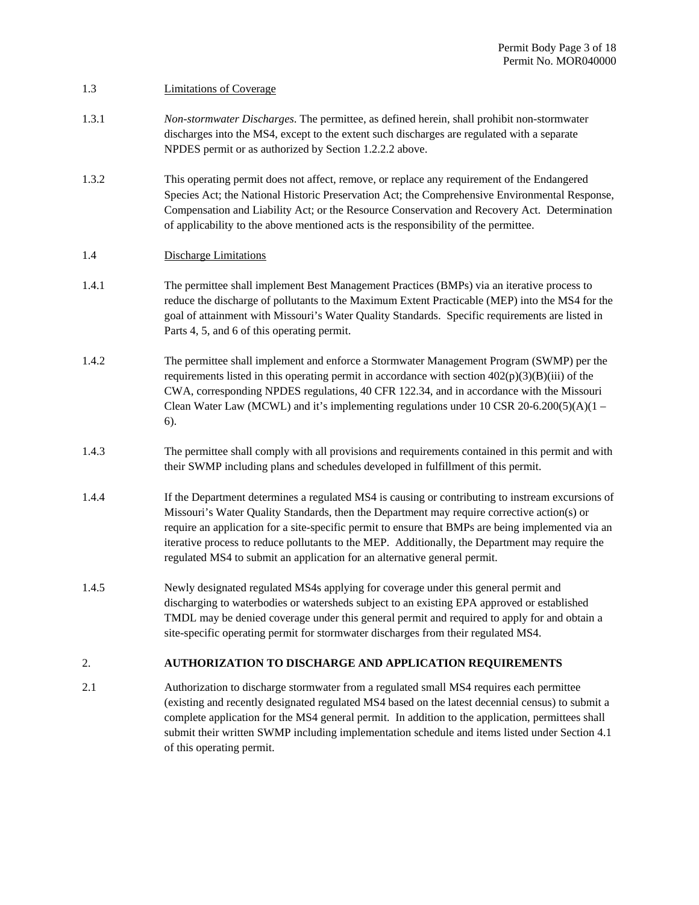1.3 Limitations of Coverage

1.3.1 *Non-stormwater Discharges.* The permittee, as defined herein, shall prohibit non-stormwater discharges into the MS4, except to the extent such discharges are regulated with a separate NPDES permit or as authorized by Section 1.2.2.2 above.

1.3.2 This operating permit does not affect, remove, or replace any requirement of the Endangered Species Act; the National Historic Preservation Act; the Comprehensive Environmental Response, Compensation and Liability Act; or the Resource Conservation and Recovery Act. Determination of applicability to the above mentioned acts is the responsibility of the permittee.

1.4 Discharge Limitations

1.4.1 The permittee shall implement Best Management Practices (BMPs) via an iterative process to reduce the discharge of pollutants to the Maximum Extent Practicable (MEP) into the MS4 for the goal of attainment with Missouri's Water Quality Standards. Specific requirements are listed in Parts 4, 5, and 6 of this operating permit.

1.4.2 The permittee shall implement and enforce a Stormwater Management Program (SWMP) per the requirements listed in this operating permit in accordance with section 402(p)(3)(B)(iii) of the CWA, corresponding NPDES regulations, 40 CFR 122.34, and in accordance with the Missouri Clean Water Law (MCWL) and it's implementing regulations under 10 CSR 20-6.200(5)(A)(1 – 6).

1.4.3 The permittee shall comply with all provisions and requirements contained in this permit and with their SWMP including plans and schedules developed in fulfillment of this permit.

1.4.4 If the Department determines a regulated MS4 is causing or contributing to instream excursions of Missouri's Water Quality Standards, then the Department may require corrective action(s) or require an application for a site-specific permit to ensure that BMPs are being implemented via an iterative process to reduce pollutants to the MEP. Additionally, the Department may require the regulated MS4 to submit an application for an alternative general permit.

1.4.5 Newly designated regulated MS4s applying for coverage under this general permit and discharging to waterbodies or watersheds subject to an existing EPA approved or established TMDL may be denied coverage under this general permit and required to apply for and obtain a site-specific operating permit for stormwater discharges from their regulated MS4.

## 2. AUTHORIZATION TO DISCHARGE AND APPLICATION REQUIREMENTS

2.1 Authorization to discharge stormwater from a regulated small MS4 requires each permittee (existing and recently designated regulated MS4 based on the latest decennial census) to submit a complete application for the MS4 general permit. In addition to the application, permittees shall submit their written SWMP including implementation schedule and items listed under Section 4.1 of this operating permit.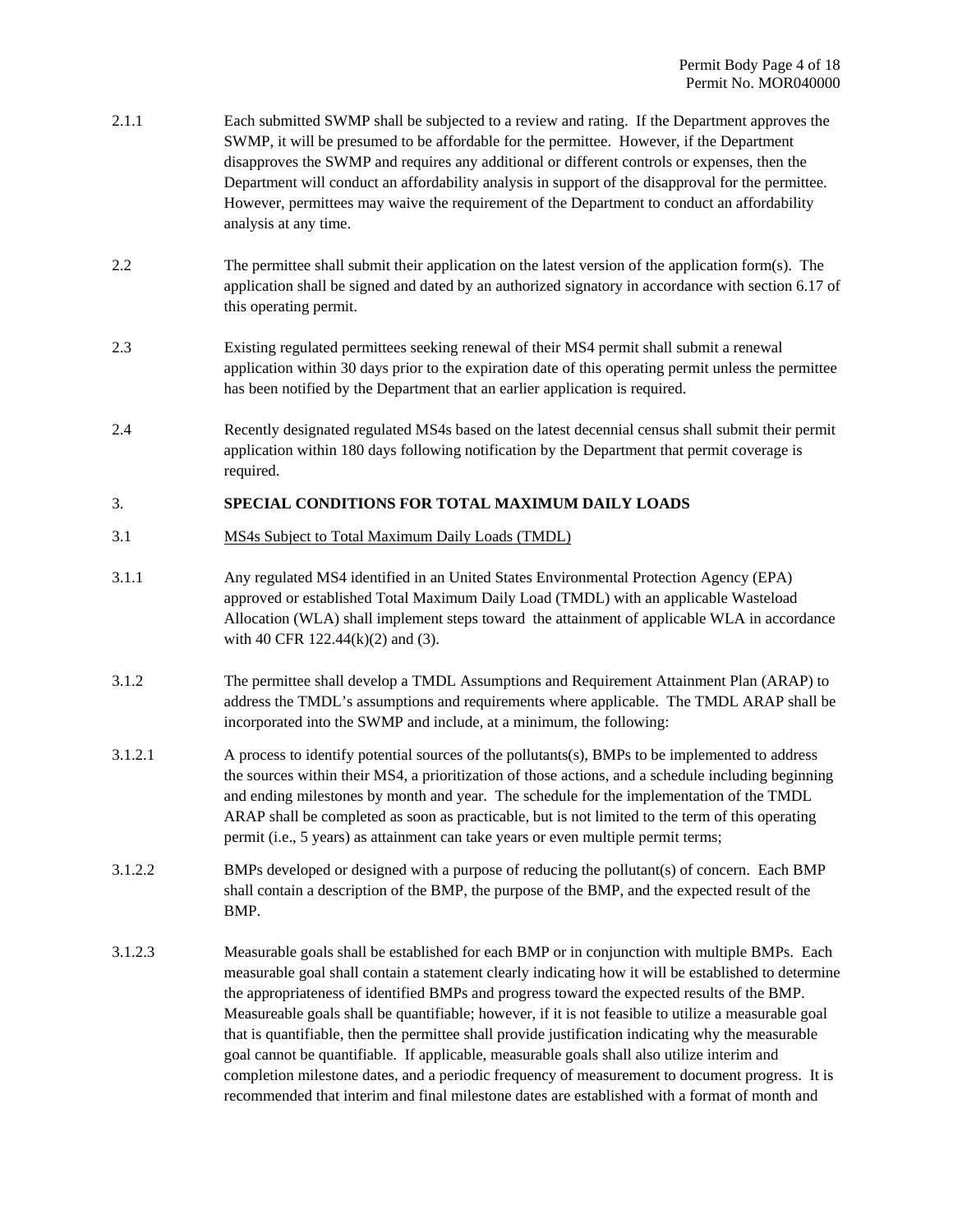2.1.1 Each submitted SWMP shall be subjected to a review and rating. If the Department approves the SWMP, it will be presumed to be affordable for the permittee. However, if the Department disapproves the SWMP and requires any additional or different controls or expenses, then the Department will conduct an affordability analysis in support of the disapproval for the permittee. However, permittees may waive the requirement of the Department to conduct an affordability analysis at any time.

2.2 The permittee shall submit their application on the latest version of the application form(s). The application shall be signed and dated by an authorized signatory in accordance with section 6.17 of this operating permit.

2.3 Existing regulated permittees seeking renewal of their MS4 permit shall submit a renewal application within 30 days prior to the expiration date of this operating permit unless the permittee has been notified by the Department that an earlier application is required.

2.4 Recently designated regulated MS4s based on the latest decennial census shall submit their permit application within 180 days following notification by the Department that permit coverage is required.

## 3. SPECIAL CONDITIONS FOR TOTAL MAXIMUM DAILY LOADS

3.1 MS4s Subject to Total Maximum Daily Loads (TMDL)

3.1.1 Any regulated MS4 identified in an United States Environmental Protection Agency (EPA) approved or established Total Maximum Daily Load (TMDL) with an applicable Wasteload Allocation (WLA) shall implement steps toward the attainment of applicable WLA in accordance with 40 CFR 122.44(k)(2) and (3).

3.1.2 The permittee shall develop a TMDL Assumptions and Requirement Attainment Plan (ARAP) to address the TMDL's assumptions and requirements where applicable. The TMDL ARAP shall be incorporated into the SWMP and include, at a minimum, the following:

3.1.2.1 A process to identify potential sources of the pollutants(s), BMPs to be implemented to address the sources within their MS4, a prioritization of those actions, and a schedule including beginning and ending milestones by month and year. The schedule for the implementation of the TMDL ARAP shall be completed as soon as practicable, but is not limited to the term of this operating permit (i.e., 5 years) as attainment can take years or even multiple permit terms;

3.1.2.2 BMPs developed or designed with a purpose of reducing the pollutant(s) of concern. Each BMP shall contain a description of the BMP, the purpose of the BMP, and the expected result of the BMP.

3.1.2.3 Measurable goals shall be established for each BMP or in conjunction with multiple BMPs. Each measurable goal shall contain a statement clearly indicating how it will be established to determine the appropriateness of identified BMPs and progress toward the expected results of the BMP. Measureable goals shall be quantifiable; however, if it is not feasible to utilize a measurable goal that is quantifiable, then the permittee shall provide justification indicating why the measurable goal cannot be quantifiable. If applicable, measurable goals shall also utilize interim and completion milestone dates, and a periodic frequency of measurement to document progress. It is recommended that interim and final milestone dates are established with a format of month and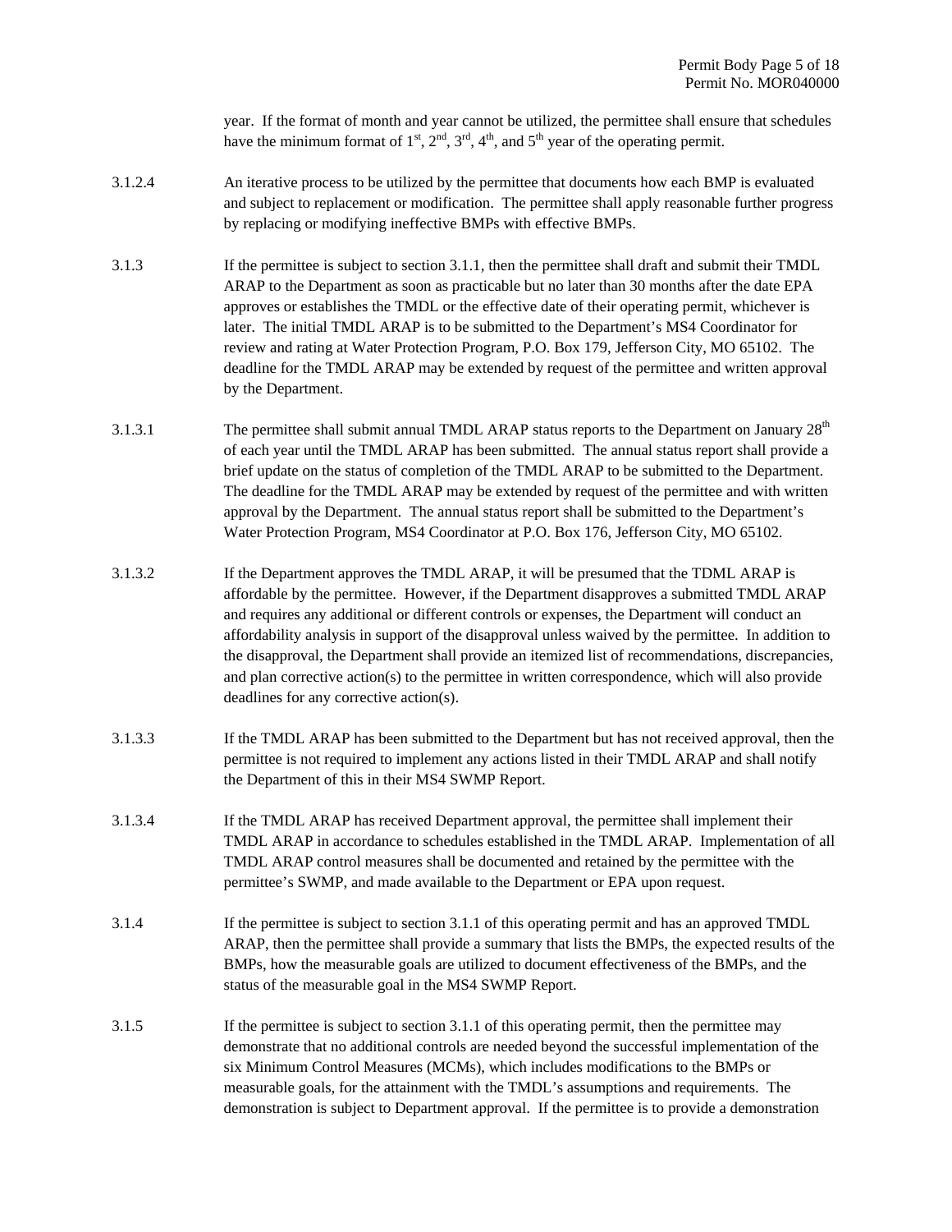year. If the format of month and year cannot be utilized, the permittee shall ensure that schedules have the minimum format of 1st, 2nd, 3rd, 4th, and 5th year of the operating permit.

3.1.2.4 An iterative process to be utilized by the permittee that documents how each BMP is evaluated and subject to replacement or modification. The permittee shall apply reasonable further progress by replacing or modifying ineffective BMPs with effective BMPs.

3.1.3 If the permittee is subject to section 3.1.1, then the permittee shall draft and submit their TMDL ARAP to the Department as soon as practicable but no later than 30 months after the date EPA approves or establishes the TMDL or the effective date of their operating permit, whichever is later. The initial TMDL ARAP is to be submitted to the Department's MS4 Coordinator for review and rating at Water Protection Program, P.O. Box 179, Jefferson City, MO 65102. The deadline for the TMDL ARAP may be extended by request of the permittee and written approval by the Department.

3.1.3.1 The permittee shall submit annual TMDL ARAP status reports to the Department on January 28th of each year until the TMDL ARAP has been submitted. The annual status report shall provide a brief update on the status of completion of the TMDL ARAP to be submitted to the Department. The deadline for the TMDL ARAP may be extended by request of the permittee and with written approval by the Department. The annual status report shall be submitted to the Department's Water Protection Program, MS4 Coordinator at P.O. Box 176, Jefferson City, MO 65102.

3.1.3.2 If the Department approves the TMDL ARAP, it will be presumed that the TDML ARAP is affordable by the permittee. However, if the Department disapproves a submitted TMDL ARAP and requires any additional or different controls or expenses, the Department will conduct an affordability analysis in support of the disapproval unless waived by the permittee. In addition to the disapproval, the Department shall provide an itemized list of recommendations, discrepancies, and plan corrective action(s) to the permittee in written correspondence, which will also provide deadlines for any corrective action(s).

3.1.3.3 If the TMDL ARAP has been submitted to the Department but has not received approval, then the permittee is not required to implement any actions listed in their TMDL ARAP and shall notify the Department of this in their MS4 SWMP Report.

3.1.3.4 If the TMDL ARAP has received Department approval, the permittee shall implement their TMDL ARAP in accordance to schedules established in the TMDL ARAP. Implementation of all TMDL ARAP control measures shall be documented and retained by the permittee with the permittee's SWMP, and made available to the Department or EPA upon request.

3.1.4 If the permittee is subject to section 3.1.1 of this operating permit and has an approved TMDL ARAP, then the permittee shall provide a summary that lists the BMPs, the expected results of the BMPs, how the measurable goals are utilized to document effectiveness of the BMPs, and the status of the measurable goal in the MS4 SWMP Report.

3.1.5 If the permittee is subject to section 3.1.1 of this operating permit, then the permittee may demonstrate that no additional controls are needed beyond the successful implementation of the six Minimum Control Measures (MCMs), which includes modifications to the BMPs or measurable goals, for the attainment with the TMDL's assumptions and requirements. The demonstration is subject to Department approval. If the permittee is to provide a demonstration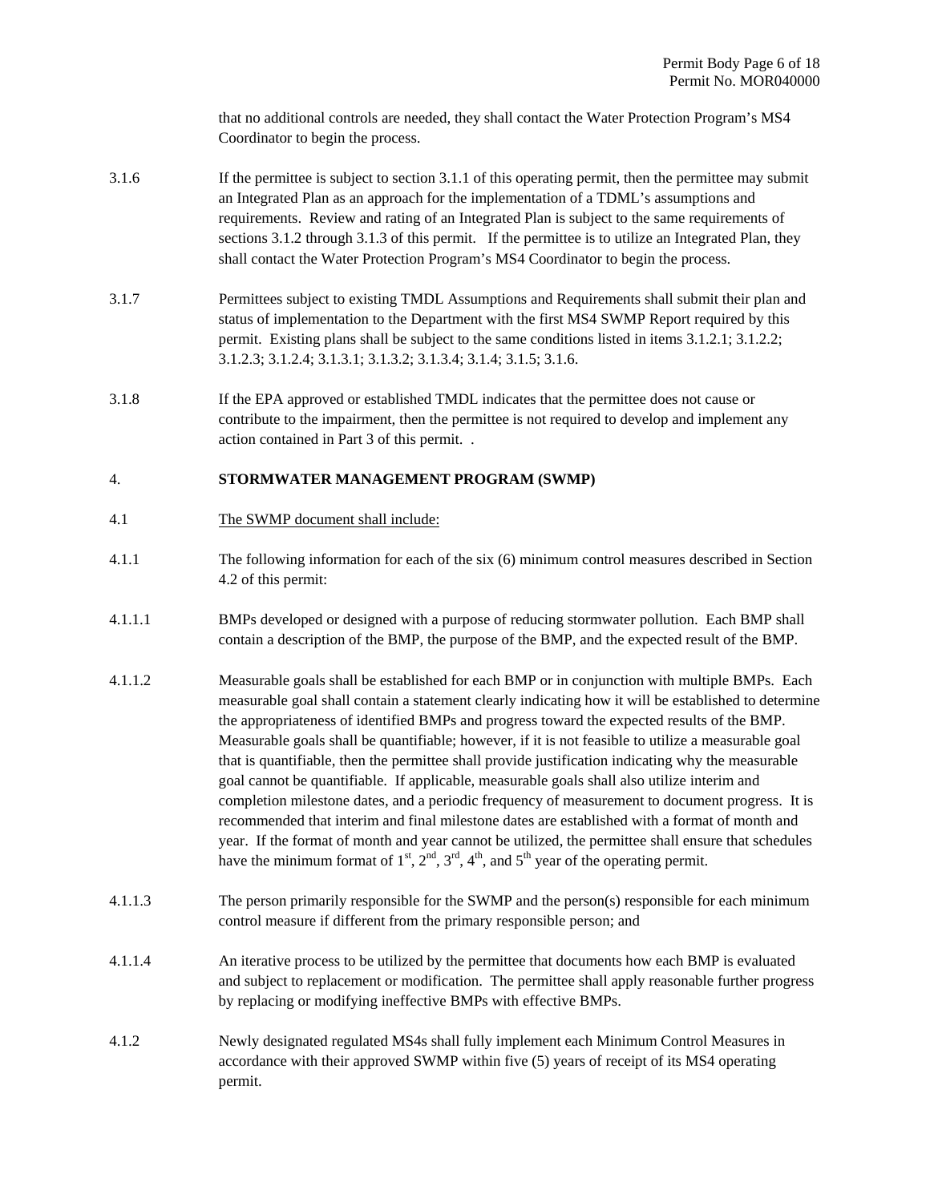that no additional controls are needed, they shall contact the Water Protection Program's MS4 Coordinator to begin the process.

3.1.6 If the permittee is subject to section 3.1.1 of this operating permit, then the permittee may submit an Integrated Plan as an approach for the implementation of a TDML's assumptions and requirements. Review and rating of an Integrated Plan is subject to the same requirements of sections 3.1.2 through 3.1.3 of this permit. If the permittee is to utilize an Integrated Plan, they shall contact the Water Protection Program's MS4 Coordinator to begin the process.

3.1.7 Permittees subject to existing TMDL Assumptions and Requirements shall submit their plan and status of implementation to the Department with the first MS4 SWMP Report required by this permit. Existing plans shall be subject to the same conditions listed in items 3.1.2.1; 3.1.2.2; 3.1.2.3; 3.1.2.4; 3.1.3.1; 3.1.3.2; 3.1.3.4; 3.1.4; 3.1.5; 3.1.6.

3.1.8 If the EPA approved or established TMDL indicates that the permittee does not cause or contribute to the impairment, then the permittee is not required to develop and implement any action contained in Part 3 of this permit. .

## 4. STORMWATER MANAGEMENT PROGRAM (SWMP)

4.1 The SWMP document shall include:

4.1.1 The following information for each of the six (6) minimum control measures described in Section 4.2 of this permit:

4.1.1.1 BMPs developed or designed with a purpose of reducing stormwater pollution. Each BMP shall contain a description of the BMP, the purpose of the BMP, and the expected result of the BMP.

4.1.1.2 Measurable goals shall be established for each BMP or in conjunction with multiple BMPs. Each measurable goal shall contain a statement clearly indicating how it will be established to determine the appropriateness of identified BMPs and progress toward the expected results of the BMP. Measurable goals shall be quantifiable; however, if it is not feasible to utilize a measurable goal that is quantifiable, then the permittee shall provide justification indicating why the measurable goal cannot be quantifiable. If applicable, measurable goals shall also utilize interim and completion milestone dates, and a periodic frequency of measurement to document progress. It is recommended that interim and final milestone dates are established with a format of month and year. If the format of month and year cannot be utilized, the permittee shall ensure that schedules have the minimum format of 1st, 2nd, 3rd, 4th, and 5th year of the operating permit.

4.1.1.3 The person primarily responsible for the SWMP and the person(s) responsible for each minimum control measure if different from the primary responsible person; and

4.1.1.4 An iterative process to be utilized by the permittee that documents how each BMP is evaluated and subject to replacement or modification. The permittee shall apply reasonable further progress by replacing or modifying ineffective BMPs with effective BMPs.

4.1.2 Newly designated regulated MS4s shall fully implement each Minimum Control Measures in accordance with their approved SWMP within five (5) years of receipt of its MS4 operating permit.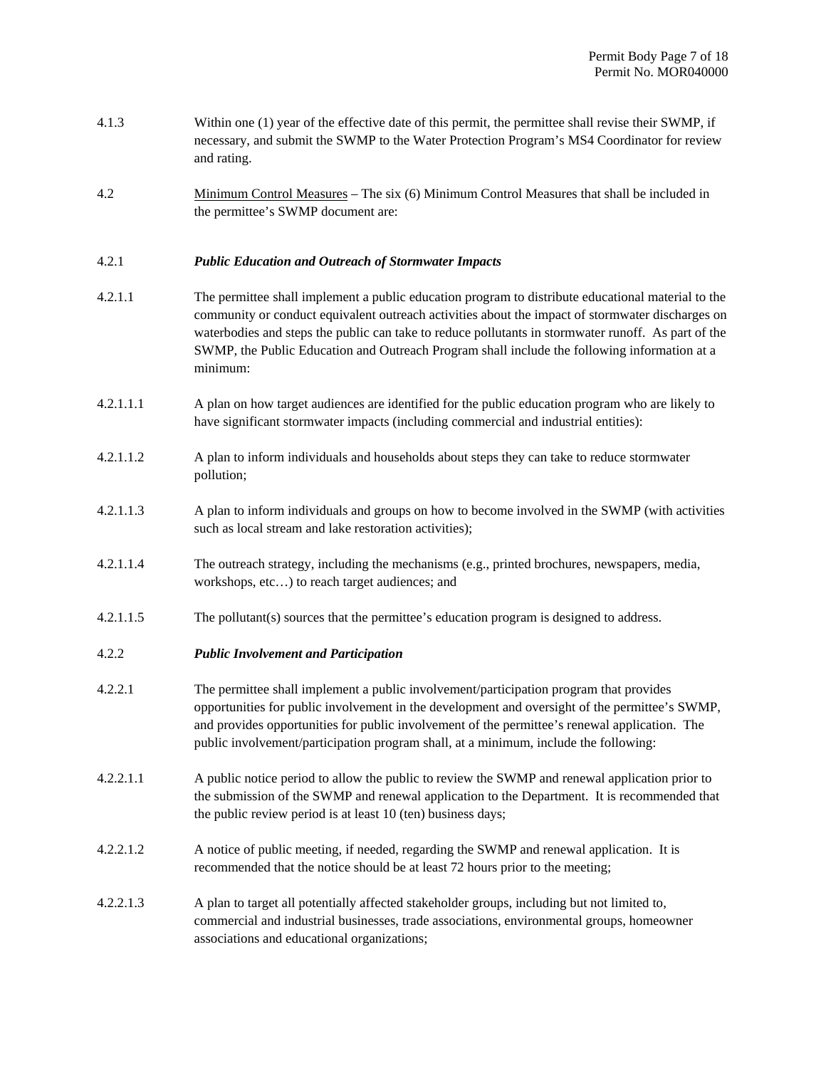4.1.3 Within one (1) year of the effective date of this permit, the permittee shall revise their SWMP, if necessary, and submit the SWMP to the Water Protection Program's MS4 Coordinator for review and rating.

4.2 Minimum Control Measures – The six (6) Minimum Control Measures that shall be included in the permittee's SWMP document are:

4.2.1 ***Public Education and Outreach of Stormwater Impacts***

4.2.1.1 The permittee shall implement a public education program to distribute educational material to the community or conduct equivalent outreach activities about the impact of stormwater discharges on waterbodies and steps the public can take to reduce pollutants in stormwater runoff. As part of the SWMP, the Public Education and Outreach Program shall include the following information at a minimum:

4.2.1.1.1 A plan on how target audiences are identified for the public education program who are likely to have significant stormwater impacts (including commercial and industrial entities):

4.2.1.1.2 A plan to inform individuals and households about steps they can take to reduce stormwater pollution;

4.2.1.1.3 A plan to inform individuals and groups on how to become involved in the SWMP (with activities such as local stream and lake restoration activities);

4.2.1.1.4 The outreach strategy, including the mechanisms (e.g., printed brochures, newspapers, media, workshops, etc…) to reach target audiences; and

4.2.1.1.5 The pollutant(s) sources that the permittee's education program is designed to address.

4.2.2 ***Public Involvement and Participation***

4.2.2.1 The permittee shall implement a public involvement/participation program that provides opportunities for public involvement in the development and oversight of the permittee's SWMP, and provides opportunities for public involvement of the permittee's renewal application. The public involvement/participation program shall, at a minimum, include the following:

4.2.2.1.1 A public notice period to allow the public to review the SWMP and renewal application prior to the submission of the SWMP and renewal application to the Department. It is recommended that the public review period is at least 10 (ten) business days;

4.2.2.1.2 A notice of public meeting, if needed, regarding the SWMP and renewal application. It is recommended that the notice should be at least 72 hours prior to the meeting;

4.2.2.1.3 A plan to target all potentially affected stakeholder groups, including but not limited to, commercial and industrial businesses, trade associations, environmental groups, homeowner associations and educational organizations;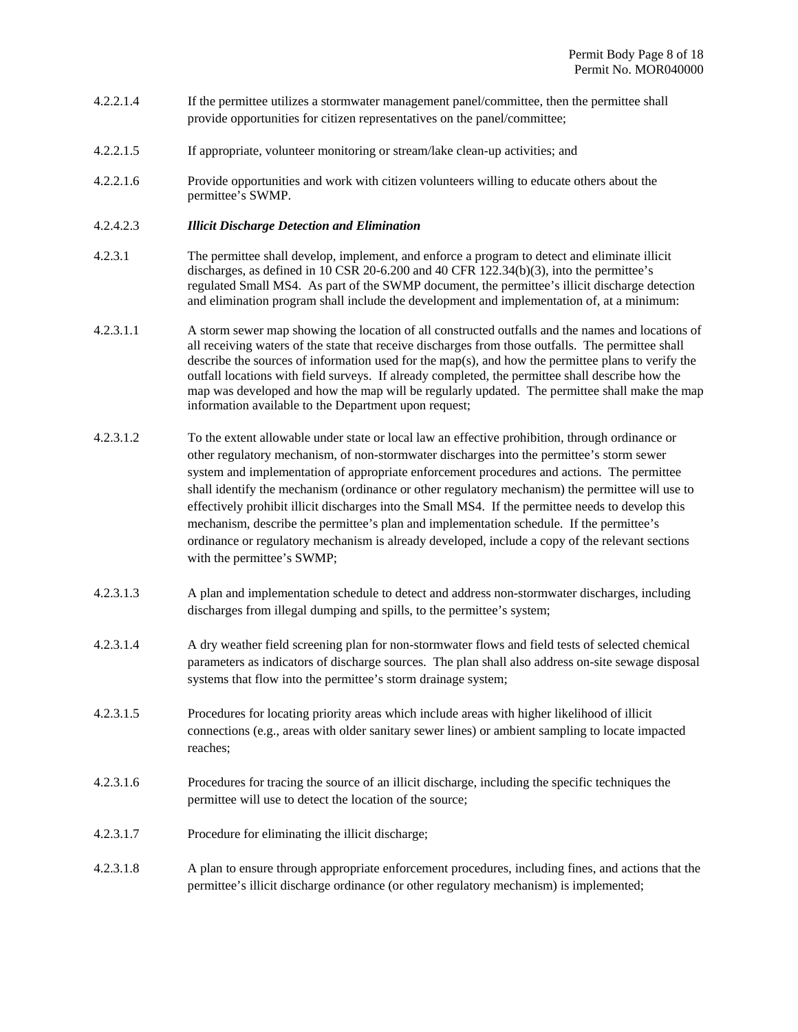4.2.2.1.4 If the permittee utilizes a stormwater management panel/committee, then the permittee shall provide opportunities for citizen representatives on the panel/committee;

4.2.2.1.5 If appropriate, volunteer monitoring or stream/lake clean-up activities; and

4.2.2.1.6 Provide opportunities and work with citizen volunteers willing to educate others about the permittee's SWMP.

4.2.4.2.3 ***Illicit Discharge Detection and Elimination***

4.2.3.1 The permittee shall develop, implement, and enforce a program to detect and eliminate illicit discharges, as defined in 10 CSR 20-6.200 and 40 CFR 122.34(b)(3), into the permittee's regulated Small MS4. As part of the SWMP document, the permittee's illicit discharge detection and elimination program shall include the development and implementation of, at a minimum:

4.2.3.1.1 A storm sewer map showing the location of all constructed outfalls and the names and locations of all receiving waters of the state that receive discharges from those outfalls. The permittee shall describe the sources of information used for the map(s), and how the permittee plans to verify the outfall locations with field surveys. If already completed, the permittee shall describe how the map was developed and how the map will be regularly updated. The permittee shall make the map information available to the Department upon request;

4.2.3.1.2 To the extent allowable under state or local law an effective prohibition, through ordinance or other regulatory mechanism, of non-stormwater discharges into the permittee's storm sewer system and implementation of appropriate enforcement procedures and actions. The permittee shall identify the mechanism (ordinance or other regulatory mechanism) the permittee will use to effectively prohibit illicit discharges into the Small MS4. If the permittee needs to develop this mechanism, describe the permittee's plan and implementation schedule. If the permittee's ordinance or regulatory mechanism is already developed, include a copy of the relevant sections with the permittee's SWMP;

4.2.3.1.3 A plan and implementation schedule to detect and address non-stormwater discharges, including discharges from illegal dumping and spills, to the permittee's system;

4.2.3.1.4 A dry weather field screening plan for non-stormwater flows and field tests of selected chemical parameters as indicators of discharge sources. The plan shall also address on-site sewage disposal systems that flow into the permittee's storm drainage system;

4.2.3.1.5 Procedures for locating priority areas which include areas with higher likelihood of illicit connections (e.g., areas with older sanitary sewer lines) or ambient sampling to locate impacted reaches;

4.2.3.1.6 Procedures for tracing the source of an illicit discharge, including the specific techniques the permittee will use to detect the location of the source;

4.2.3.1.7 Procedure for eliminating the illicit discharge;

4.2.3.1.8 A plan to ensure through appropriate enforcement procedures, including fines, and actions that the permittee's illicit discharge ordinance (or other regulatory mechanism) is implemented;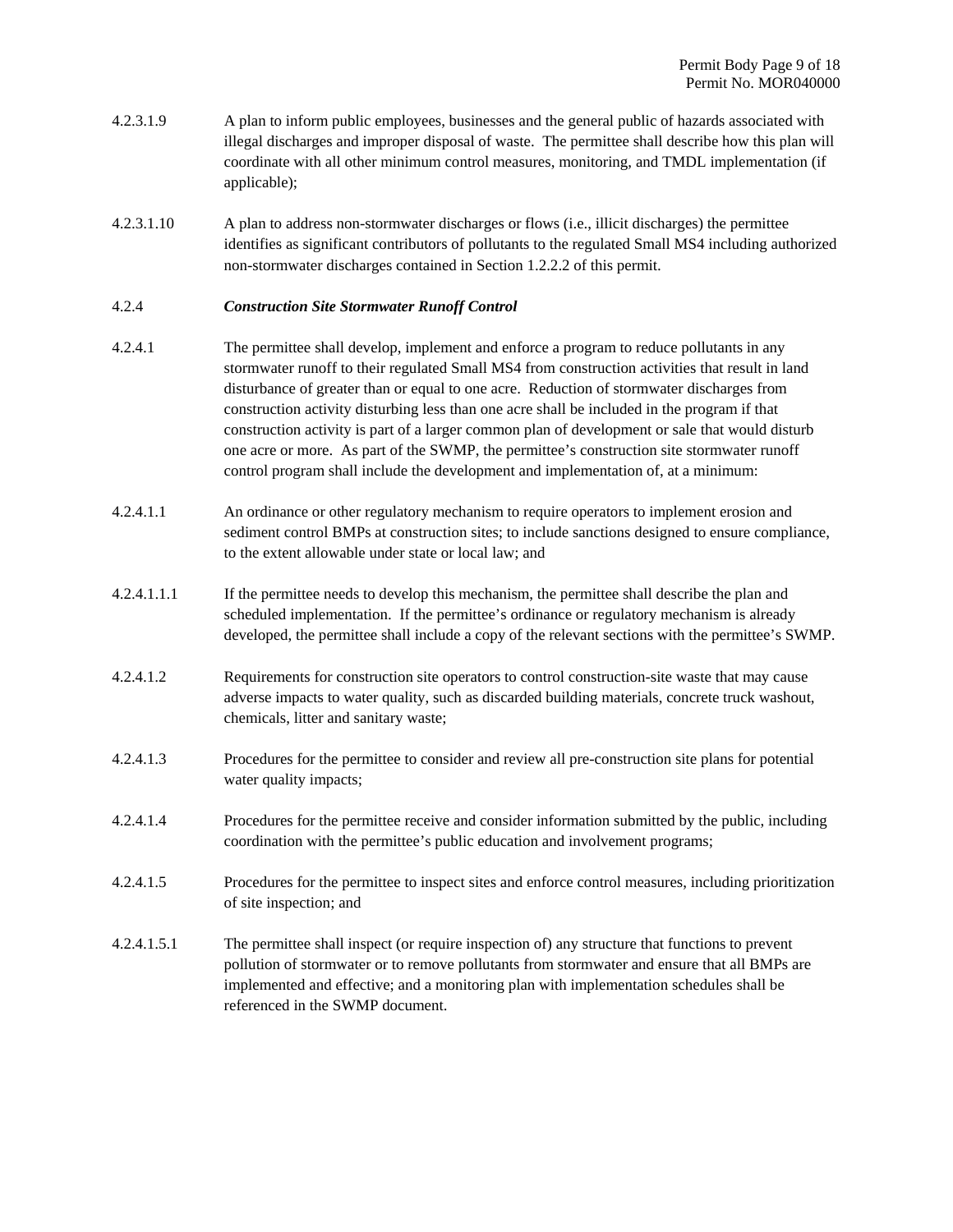4.2.3.1.9 A plan to inform public employees, businesses and the general public of hazards associated with illegal discharges and improper disposal of waste. The permittee shall describe how this plan will coordinate with all other minimum control measures, monitoring, and TMDL implementation (if applicable);

4.2.3.1.10 A plan to address non-stormwater discharges or flows (i.e., illicit discharges) the permittee identifies as significant contributors of pollutants to the regulated Small MS4 including authorized non-stormwater discharges contained in Section 1.2.2.2 of this permit.

4.2.4 ***Construction Site Stormwater Runoff Control***

4.2.4.1 The permittee shall develop, implement and enforce a program to reduce pollutants in any stormwater runoff to their regulated Small MS4 from construction activities that result in land disturbance of greater than or equal to one acre. Reduction of stormwater discharges from construction activity disturbing less than one acre shall be included in the program if that construction activity is part of a larger common plan of development or sale that would disturb one acre or more. As part of the SWMP, the permittee's construction site stormwater runoff control program shall include the development and implementation of, at a minimum:

4.2.4.1.1 An ordinance or other regulatory mechanism to require operators to implement erosion and sediment control BMPs at construction sites; to include sanctions designed to ensure compliance, to the extent allowable under state or local law; and

4.2.4.1.1.1 If the permittee needs to develop this mechanism, the permittee shall describe the plan and scheduled implementation. If the permittee's ordinance or regulatory mechanism is already developed, the permittee shall include a copy of the relevant sections with the permittee's SWMP.

4.2.4.1.2 Requirements for construction site operators to control construction-site waste that may cause adverse impacts to water quality, such as discarded building materials, concrete truck washout, chemicals, litter and sanitary waste;

4.2.4.1.3 Procedures for the permittee to consider and review all pre-construction site plans for potential water quality impacts;

4.2.4.1.4 Procedures for the permittee receive and consider information submitted by the public, including coordination with the permittee's public education and involvement programs;

4.2.4.1.5 Procedures for the permittee to inspect sites and enforce control measures, including prioritization of site inspection; and

4.2.4.1.5.1 The permittee shall inspect (or require inspection of) any structure that functions to prevent pollution of stormwater or to remove pollutants from stormwater and ensure that all BMPs are implemented and effective; and a monitoring plan with implementation schedules shall be referenced in the SWMP document.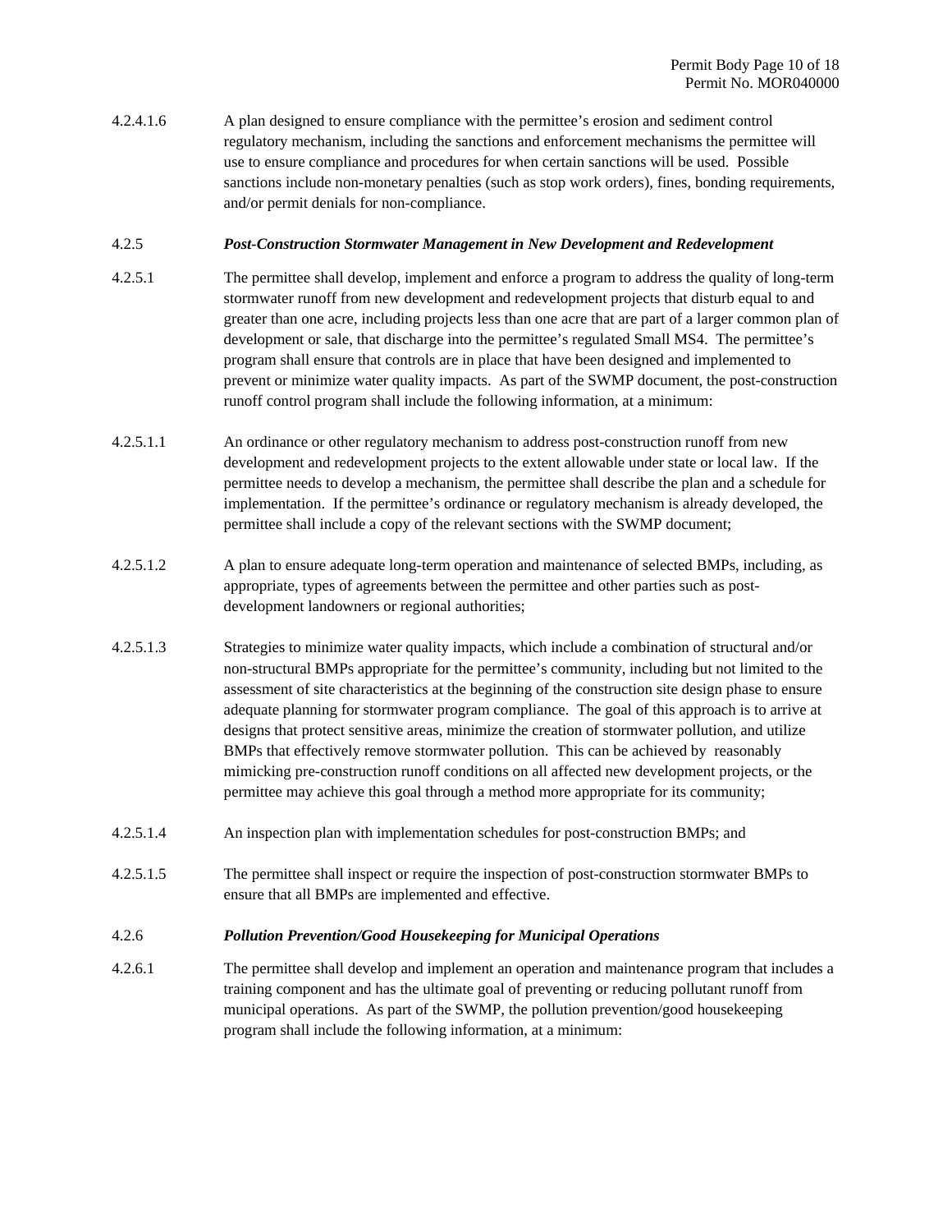4.2.4.1.6 A plan designed to ensure compliance with the permittee's erosion and sediment control regulatory mechanism, including the sanctions and enforcement mechanisms the permittee will use to ensure compliance and procedures for when certain sanctions will be used. Possible sanctions include non-monetary penalties (such as stop work orders), fines, bonding requirements, and/or permit denials for non-compliance.

4.2.5 ***Post-Construction Stormwater Management in New Development and Redevelopment***

4.2.5.1 The permittee shall develop, implement and enforce a program to address the quality of long-term stormwater runoff from new development and redevelopment projects that disturb equal to and greater than one acre, including projects less than one acre that are part of a larger common plan of development or sale, that discharge into the permittee's regulated Small MS4. The permittee's program shall ensure that controls are in place that have been designed and implemented to prevent or minimize water quality impacts. As part of the SWMP document, the post-construction runoff control program shall include the following information, at a minimum:

4.2.5.1.1 An ordinance or other regulatory mechanism to address post-construction runoff from new development and redevelopment projects to the extent allowable under state or local law. If the permittee needs to develop a mechanism, the permittee shall describe the plan and a schedule for implementation. If the permittee's ordinance or regulatory mechanism is already developed, the permittee shall include a copy of the relevant sections with the SWMP document;

4.2.5.1.2 A plan to ensure adequate long-term operation and maintenance of selected BMPs, including, as appropriate, types of agreements between the permittee and other parties such as post-development landowners or regional authorities;

4.2.5.1.3 Strategies to minimize water quality impacts, which include a combination of structural and/or non-structural BMPs appropriate for the permittee's community, including but not limited to the assessment of site characteristics at the beginning of the construction site design phase to ensure adequate planning for stormwater program compliance. The goal of this approach is to arrive at designs that protect sensitive areas, minimize the creation of stormwater pollution, and utilize BMPs that effectively remove stormwater pollution. This can be achieved by reasonably mimicking pre-construction runoff conditions on all affected new development projects, or the permittee may achieve this goal through a method more appropriate for its community;

4.2.5.1.4 An inspection plan with implementation schedules for post-construction BMPs; and

4.2.5.1.5 The permittee shall inspect or require the inspection of post-construction stormwater BMPs to ensure that all BMPs are implemented and effective.

4.2.6 ***Pollution Prevention/Good Housekeeping for Municipal Operations***

4.2.6.1 The permittee shall develop and implement an operation and maintenance program that includes a training component and has the ultimate goal of preventing or reducing pollutant runoff from municipal operations. As part of the SWMP, the pollution prevention/good housekeeping program shall include the following information, at a minimum: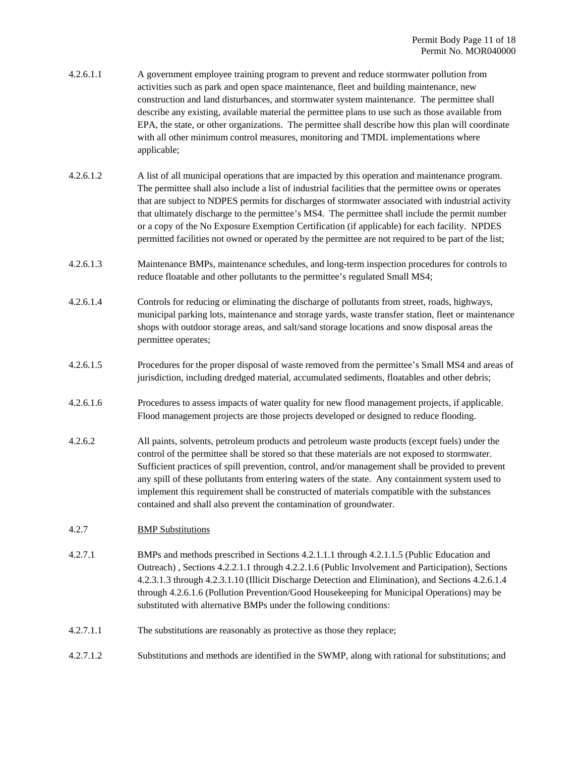4.2.6.1.1 A government employee training program to prevent and reduce stormwater pollution from activities such as park and open space maintenance, fleet and building maintenance, new construction and land disturbances, and stormwater system maintenance. The permittee shall describe any existing, available material the permittee plans to use such as those available from EPA, the state, or other organizations. The permittee shall describe how this plan will coordinate with all other minimum control measures, monitoring and TMDL implementations where applicable;

4.2.6.1.2 A list of all municipal operations that are impacted by this operation and maintenance program. The permittee shall also include a list of industrial facilities that the permittee owns or operates that are subject to NDPES permits for discharges of stormwater associated with industrial activity that ultimately discharge to the permittee's MS4. The permittee shall include the permit number or a copy of the No Exposure Exemption Certification (if applicable) for each facility. NPDES permitted facilities not owned or operated by the permittee are not required to be part of the list;

4.2.6.1.3 Maintenance BMPs, maintenance schedules, and long-term inspection procedures for controls to reduce floatable and other pollutants to the permittee's regulated Small MS4;

4.2.6.1.4 Controls for reducing or eliminating the discharge of pollutants from street, roads, highways, municipal parking lots, maintenance and storage yards, waste transfer station, fleet or maintenance shops with outdoor storage areas, and salt/sand storage locations and snow disposal areas the permittee operates;

4.2.6.1.5 Procedures for the proper disposal of waste removed from the permittee's Small MS4 and areas of jurisdiction, including dredged material, accumulated sediments, floatables and other debris;

4.2.6.1.6 Procedures to assess impacts of water quality for new flood management projects, if applicable. Flood management projects are those projects developed or designed to reduce flooding.

4.2.6.2 All paints, solvents, petroleum products and petroleum waste products (except fuels) under the control of the permittee shall be stored so that these materials are not exposed to stormwater. Sufficient practices of spill prevention, control, and/or management shall be provided to prevent any spill of these pollutants from entering waters of the state. Any containment system used to implement this requirement shall be constructed of materials compatible with the substances contained and shall also prevent the contamination of groundwater.

4.2.7 <u>BMP Substitutions</u>

4.2.7.1 BMPs and methods prescribed in Sections 4.2.1.1.1 through 4.2.1.1.5 (Public Education and Outreach) , Sections 4.2.2.1.1 through 4.2.2.1.6 (Public Involvement and Participation), Sections 4.2.3.1.3 through 4.2.3.1.10 (Illicit Discharge Detection and Elimination), and Sections 4.2.6.1.4 through 4.2.6.1.6 (Pollution Prevention/Good Housekeeping for Municipal Operations) may be substituted with alternative BMPs under the following conditions:

4.2.7.1.1 The substitutions are reasonably as protective as those they replace;

4.2.7.1.2 Substitutions and methods are identified in the SWMP, along with rational for substitutions; and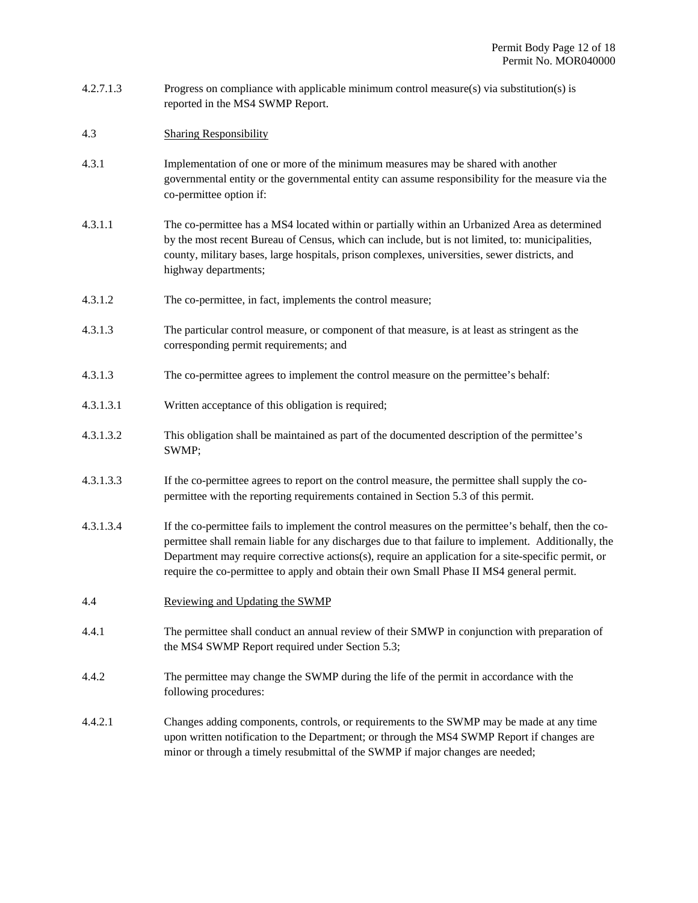4.2.7.1.3 Progress on compliance with applicable minimum control measure(s) via substitution(s) is reported in the MS4 SWMP Report.

4.3 Sharing Responsibility

4.3.1 Implementation of one or more of the minimum measures may be shared with another governmental entity or the governmental entity can assume responsibility for the measure via the co-permittee option if:

4.3.1.1 The co-permittee has a MS4 located within or partially within an Urbanized Area as determined by the most recent Bureau of Census, which can include, but is not limited, to: municipalities, county, military bases, large hospitals, prison complexes, universities, sewer districts, and highway departments;

4.3.1.2 The co-permittee, in fact, implements the control measure;

4.3.1.3 The particular control measure, or component of that measure, is at least as stringent as the corresponding permit requirements; and

4.3.1.3 The co-permittee agrees to implement the control measure on the permittee's behalf:

4.3.1.3.1 Written acceptance of this obligation is required;

4.3.1.3.2 This obligation shall be maintained as part of the documented description of the permittee's SWMP;

4.3.1.3.3 If the co-permittee agrees to report on the control measure, the permittee shall supply the co-permittee with the reporting requirements contained in Section 5.3 of this permit.

4.3.1.3.4 If the co-permittee fails to implement the control measures on the permittee's behalf, then the co-permittee shall remain liable for any discharges due to that failure to implement. Additionally, the Department may require corrective actions(s), require an application for a site-specific permit, or require the co-permittee to apply and obtain their own Small Phase II MS4 general permit.

4.4 Reviewing and Updating the SWMP

4.4.1 The permittee shall conduct an annual review of their SMWP in conjunction with preparation of the MS4 SWMP Report required under Section 5.3;

4.4.2 The permittee may change the SWMP during the life of the permit in accordance with the following procedures:

4.4.2.1 Changes adding components, controls, or requirements to the SWMP may be made at any time upon written notification to the Department; or through the MS4 SWMP Report if changes are minor or through a timely resubmittal of the SWMP if major changes are needed;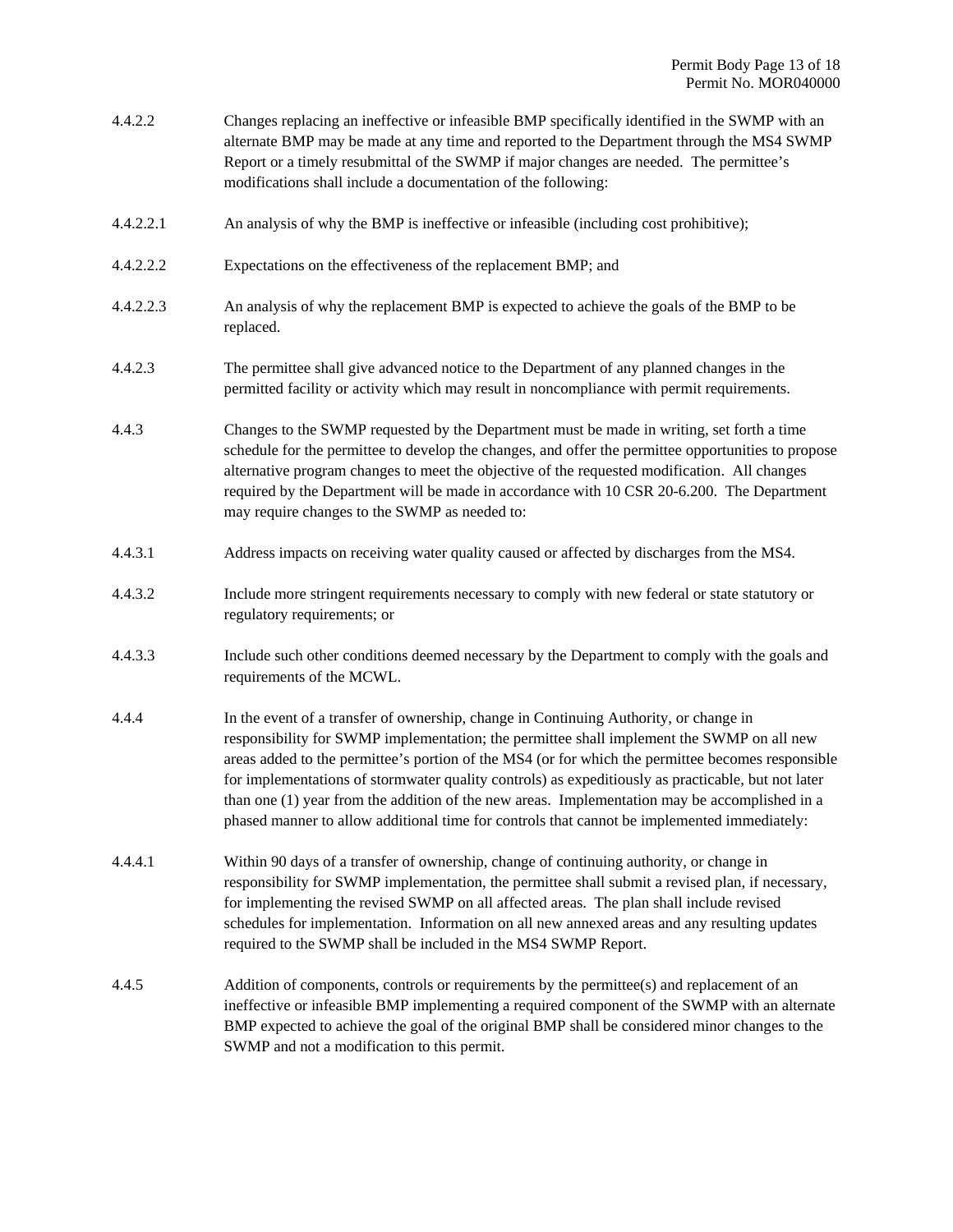4.4.2.2 Changes replacing an ineffective or infeasible BMP specifically identified in the SWMP with an alternate BMP may be made at any time and reported to the Department through the MS4 SWMP Report or a timely resubmittal of the SWMP if major changes are needed. The permittee's modifications shall include a documentation of the following:

4.4.2.2.1 An analysis of why the BMP is ineffective or infeasible (including cost prohibitive);

4.4.2.2.2 Expectations on the effectiveness of the replacement BMP; and

4.4.2.2.3 An analysis of why the replacement BMP is expected to achieve the goals of the BMP to be replaced.

4.4.2.3 The permittee shall give advanced notice to the Department of any planned changes in the permitted facility or activity which may result in noncompliance with permit requirements.

4.4.3 Changes to the SWMP requested by the Department must be made in writing, set forth a time schedule for the permittee to develop the changes, and offer the permittee opportunities to propose alternative program changes to meet the objective of the requested modification. All changes required by the Department will be made in accordance with 10 CSR 20-6.200. The Department may require changes to the SWMP as needed to:

4.4.3.1 Address impacts on receiving water quality caused or affected by discharges from the MS4.

4.4.3.2 Include more stringent requirements necessary to comply with new federal or state statutory or regulatory requirements; or

4.4.3.3 Include such other conditions deemed necessary by the Department to comply with the goals and requirements of the MCWL.

4.4.4 In the event of a transfer of ownership, change in Continuing Authority, or change in responsibility for SWMP implementation; the permittee shall implement the SWMP on all new areas added to the permittee's portion of the MS4 (or for which the permittee becomes responsible for implementations of stormwater quality controls) as expeditiously as practicable, but not later than one (1) year from the addition of the new areas. Implementation may be accomplished in a phased manner to allow additional time for controls that cannot be implemented immediately:

4.4.4.1 Within 90 days of a transfer of ownership, change of continuing authority, or change in responsibility for SWMP implementation, the permittee shall submit a revised plan, if necessary, for implementing the revised SWMP on all affected areas. The plan shall include revised schedules for implementation. Information on all new annexed areas and any resulting updates required to the SWMP shall be included in the MS4 SWMP Report.

4.4.5 Addition of components, controls or requirements by the permittee(s) and replacement of an ineffective or infeasible BMP implementing a required component of the SWMP with an alternate BMP expected to achieve the goal of the original BMP shall be considered minor changes to the SWMP and not a modification to this permit.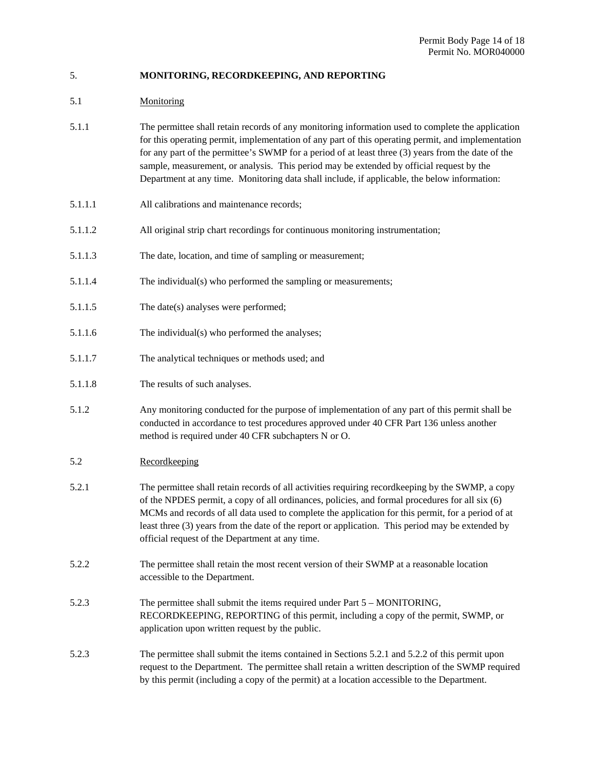## 5. MONITORING, RECORDKEEPING, AND REPORTING

### 5.1 Monitoring

5.1.1 The permittee shall retain records of any monitoring information used to complete the application for this operating permit, implementation of any part of this operating permit, and implementation for any part of the permittee's SWMP for a period of at least three (3) years from the date of the sample, measurement, or analysis. This period may be extended by official request by the Department at any time. Monitoring data shall include, if applicable, the below information:

5.1.1.1 All calibrations and maintenance records;

5.1.1.2 All original strip chart recordings for continuous monitoring instrumentation;

5.1.1.3 The date, location, and time of sampling or measurement;

5.1.1.4 The individual(s) who performed the sampling or measurements;

5.1.1.5 The date(s) analyses were performed;

5.1.1.6 The individual(s) who performed the analyses;

5.1.1.7 The analytical techniques or methods used; and

5.1.1.8 The results of such analyses.

5.1.2 Any monitoring conducted for the purpose of implementation of any part of this permit shall be conducted in accordance to test procedures approved under 40 CFR Part 136 unless another method is required under 40 CFR subchapters N or O.

### 5.2 Recordkeeping

5.2.1 The permittee shall retain records of all activities requiring recordkeeping by the SWMP, a copy of the NPDES permit, a copy of all ordinances, policies, and formal procedures for all six (6) MCMs and records of all data used to complete the application for this permit, for a period of at least three (3) years from the date of the report or application. This period may be extended by official request of the Department at any time.

5.2.2 The permittee shall retain the most recent version of their SWMP at a reasonable location accessible to the Department.

5.2.3 The permittee shall submit the items required under Part 5 – MONITORING, RECORDKEEPING, REPORTING of this permit, including a copy of the permit, SWMP, or application upon written request by the public.

5.2.3 The permittee shall submit the items contained in Sections 5.2.1 and 5.2.2 of this permit upon request to the Department. The permittee shall retain a written description of the SWMP required by this permit (including a copy of the permit) at a location accessible to the Department.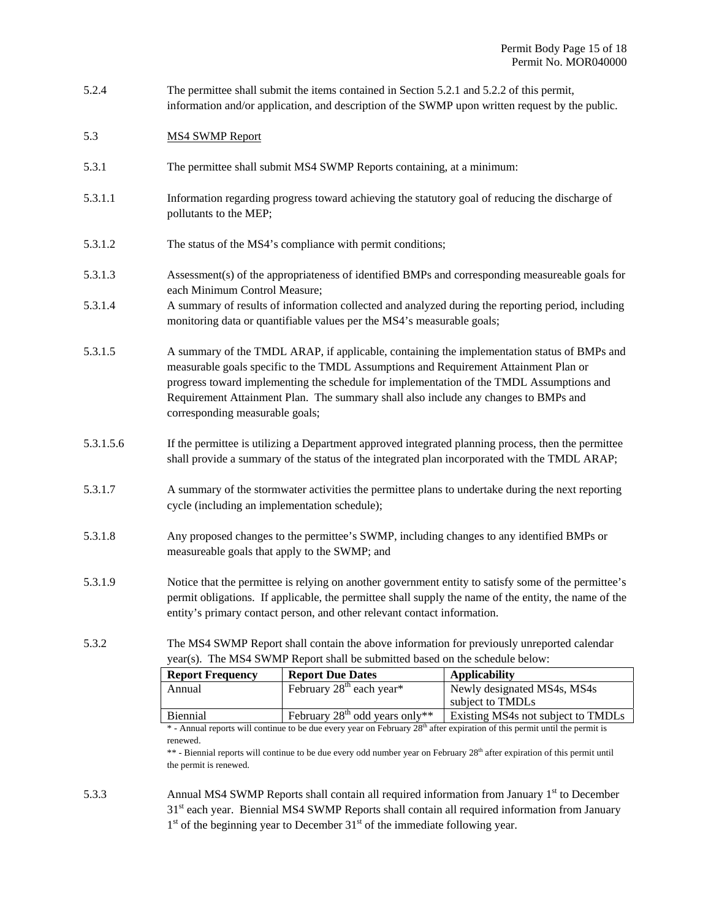5.2.4 The permittee shall submit the items contained in Section 5.2.1 and 5.2.2 of this permit, information and/or application, and description of the SWMP upon written request by the public.

5.3 MS4 SWMP Report

5.3.1 The permittee shall submit MS4 SWMP Reports containing, at a minimum:

5.3.1.1 Information regarding progress toward achieving the statutory goal of reducing the discharge of pollutants to the MEP;

5.3.1.2 The status of the MS4's compliance with permit conditions;

5.3.1.3 Assessment(s) of the appropriateness of identified BMPs and corresponding measureable goals for each Minimum Control Measure;

5.3.1.4 A summary of results of information collected and analyzed during the reporting period, including monitoring data or quantifiable values per the MS4's measurable goals;

5.3.1.5 A summary of the TMDL ARAP, if applicable, containing the implementation status of BMPs and measurable goals specific to the TMDL Assumptions and Requirement Attainment Plan or progress toward implementing the schedule for implementation of the TMDL Assumptions and Requirement Attainment Plan. The summary shall also include any changes to BMPs and corresponding measurable goals;

5.3.1.5.6 If the permittee is utilizing a Department approved integrated planning process, then the permittee shall provide a summary of the status of the integrated plan incorporated with the TMDL ARAP;

5.3.1.7 A summary of the stormwater activities the permittee plans to undertake during the next reporting cycle (including an implementation schedule);

5.3.1.8 Any proposed changes to the permittee's SWMP, including changes to any identified BMPs or measureable goals that apply to the SWMP; and

5.3.1.9 Notice that the permittee is relying on another government entity to satisfy some of the permittee's permit obligations. If applicable, the permittee shall supply the name of the entity, the name of the entity's primary contact person, and other relevant contact information.

5.3.2 The MS4 SWMP Report shall contain the above information for previously unreported calendar year(s). The MS4 SWMP Report shall be submitted based on the schedule below:

| **Report Frequency** | **Report Due Dates** | **Applicability** |
|---|---|---|
| Annual | February 28th each year* | Newly designated MS4s, MS4s subject to TMDLs |
| Biennial | February 28th odd years only** | Existing MS4s not subject to TMDLs |

* - Annual reports will continue to be due every year on February 28th after expiration of this permit until the permit is renewed.

** - Biennial reports will continue to be due every odd number year on February 28th after expiration of this permit until the permit is renewed.

5.3.3 Annual MS4 SWMP Reports shall contain all required information from January 1st to December 31st each year. Biennial MS4 SWMP Reports shall contain all required information from January 1st of the beginning year to December 31st of the immediate following year.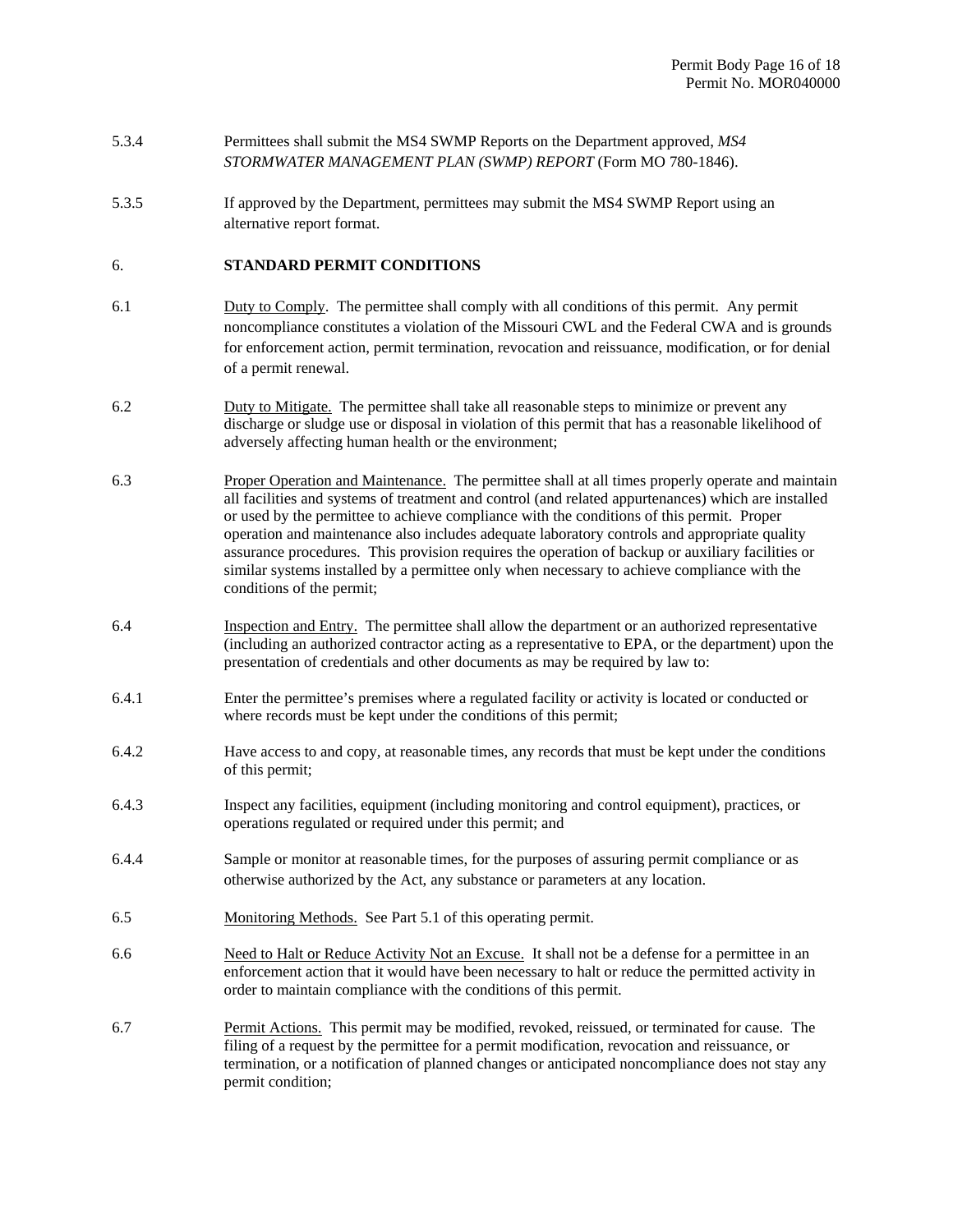5.3.4 Permittees shall submit the MS4 SWMP Reports on the Department approved, *MS4 STORMWATER MANAGEMENT PLAN (SWMP) REPORT* (Form MO 780-1846).

5.3.5 If approved by the Department, permittees may submit the MS4 SWMP Report using an alternative report format.

## 6. STANDARD PERMIT CONDITIONS

6.1 Duty to Comply. The permittee shall comply with all conditions of this permit. Any permit noncompliance constitutes a violation of the Missouri CWL and the Federal CWA and is grounds for enforcement action, permit termination, revocation and reissuance, modification, or for denial of a permit renewal.

6.2 Duty to Mitigate. The permittee shall take all reasonable steps to minimize or prevent any discharge or sludge use or disposal in violation of this permit that has a reasonable likelihood of adversely affecting human health or the environment;

6.3 Proper Operation and Maintenance. The permittee shall at all times properly operate and maintain all facilities and systems of treatment and control (and related appurtenances) which are installed or used by the permittee to achieve compliance with the conditions of this permit. Proper operation and maintenance also includes adequate laboratory controls and appropriate quality assurance procedures. This provision requires the operation of backup or auxiliary facilities or similar systems installed by a permittee only when necessary to achieve compliance with the conditions of the permit;

6.4 Inspection and Entry. The permittee shall allow the department or an authorized representative (including an authorized contractor acting as a representative to EPA, or the department) upon the presentation of credentials and other documents as may be required by law to:

6.4.1 Enter the permittee's premises where a regulated facility or activity is located or conducted or where records must be kept under the conditions of this permit;

6.4.2 Have access to and copy, at reasonable times, any records that must be kept under the conditions of this permit;

6.4.3 Inspect any facilities, equipment (including monitoring and control equipment), practices, or operations regulated or required under this permit; and

6.4.4 Sample or monitor at reasonable times, for the purposes of assuring permit compliance or as otherwise authorized by the Act, any substance or parameters at any location.

6.5 Monitoring Methods. See Part 5.1 of this operating permit.

6.6 Need to Halt or Reduce Activity Not an Excuse. It shall not be a defense for a permittee in an enforcement action that it would have been necessary to halt or reduce the permitted activity in order to maintain compliance with the conditions of this permit.

6.7 Permit Actions. This permit may be modified, revoked, reissued, or terminated for cause. The filing of a request by the permittee for a permit modification, revocation and reissuance, or termination, or a notification of planned changes or anticipated noncompliance does not stay any permit condition;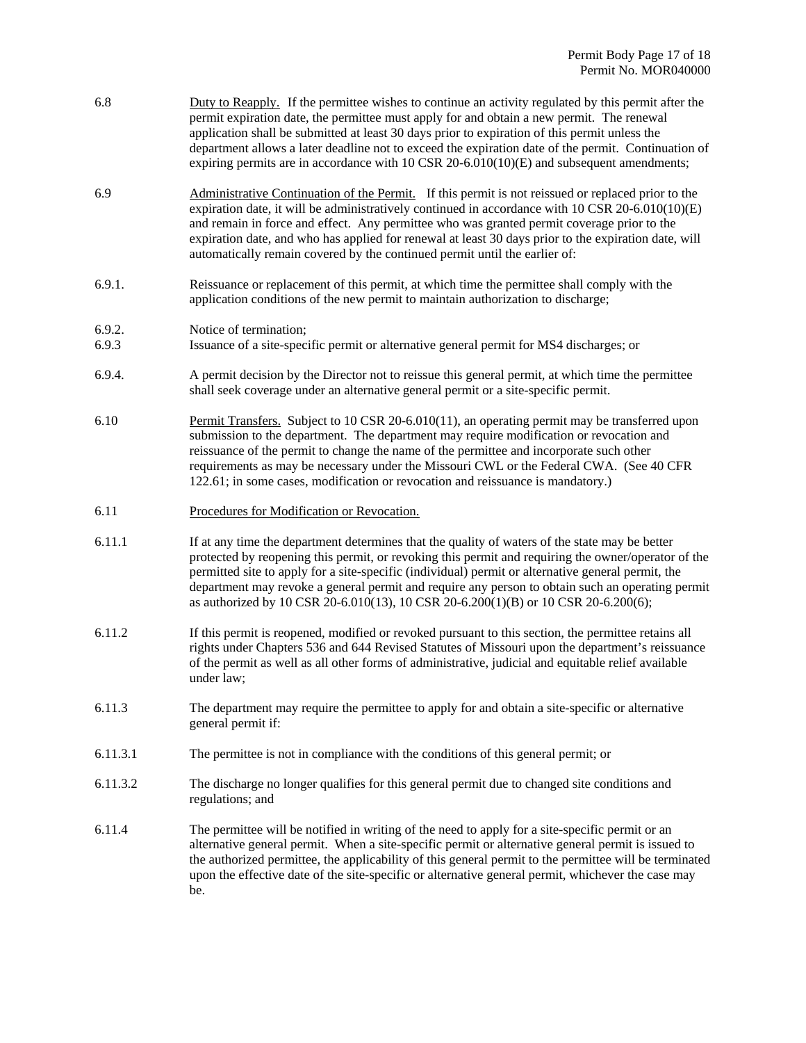6.8 <u>Duty to Reapply.</u> If the permittee wishes to continue an activity regulated by this permit after the permit expiration date, the permittee must apply for and obtain a new permit. The renewal application shall be submitted at least 30 days prior to expiration of this permit unless the department allows a later deadline not to exceed the expiration date of the permit. Continuation of expiring permits are in accordance with 10 CSR 20-6.010(10)(E) and subsequent amendments;

6.9 <u>Administrative Continuation of the Permit.</u> If this permit is not reissued or replaced prior to the expiration date, it will be administratively continued in accordance with 10 CSR 20-6.010(10)(E) and remain in force and effect. Any permittee who was granted permit coverage prior to the expiration date, and who has applied for renewal at least 30 days prior to the expiration date, will automatically remain covered by the continued permit until the earlier of:

6.9.1. Reissuance or replacement of this permit, at which time the permittee shall comply with the application conditions of the new permit to maintain authorization to discharge;

6.9.2. Notice of termination;

6.9.3 Issuance of a site-specific permit or alternative general permit for MS4 discharges; or

6.9.4. A permit decision by the Director not to reissue this general permit, at which time the permittee shall seek coverage under an alternative general permit or a site-specific permit.

6.10 <u>Permit Transfers.</u> Subject to 10 CSR 20-6.010(11), an operating permit may be transferred upon submission to the department. The department may require modification or revocation and reissuance of the permit to change the name of the permittee and incorporate such other requirements as may be necessary under the Missouri CWL or the Federal CWA. (See 40 CFR 122.61; in some cases, modification or revocation and reissuance is mandatory.)

6.11 <u>Procedures for Modification or Revocation.</u>

6.11.1 If at any time the department determines that the quality of waters of the state may be better protected by reopening this permit, or revoking this permit and requiring the owner/operator of the permitted site to apply for a site-specific (individual) permit or alternative general permit, the department may revoke a general permit and require any person to obtain such an operating permit as authorized by 10 CSR 20-6.010(13), 10 CSR 20-6.200(1)(B) or 10 CSR 20-6.200(6);

6.11.2 If this permit is reopened, modified or revoked pursuant to this section, the permittee retains all rights under Chapters 536 and 644 Revised Statutes of Missouri upon the department's reissuance of the permit as well as all other forms of administrative, judicial and equitable relief available under law;

6.11.3 The department may require the permittee to apply for and obtain a site-specific or alternative general permit if:

6.11.3.1 The permittee is not in compliance with the conditions of this general permit; or

6.11.3.2 The discharge no longer qualifies for this general permit due to changed site conditions and regulations; and

6.11.4 The permittee will be notified in writing of the need to apply for a site-specific permit or an alternative general permit. When a site-specific permit or alternative general permit is issued to the authorized permittee, the applicability of this general permit to the permittee will be terminated upon the effective date of the site-specific or alternative general permit, whichever the case may be.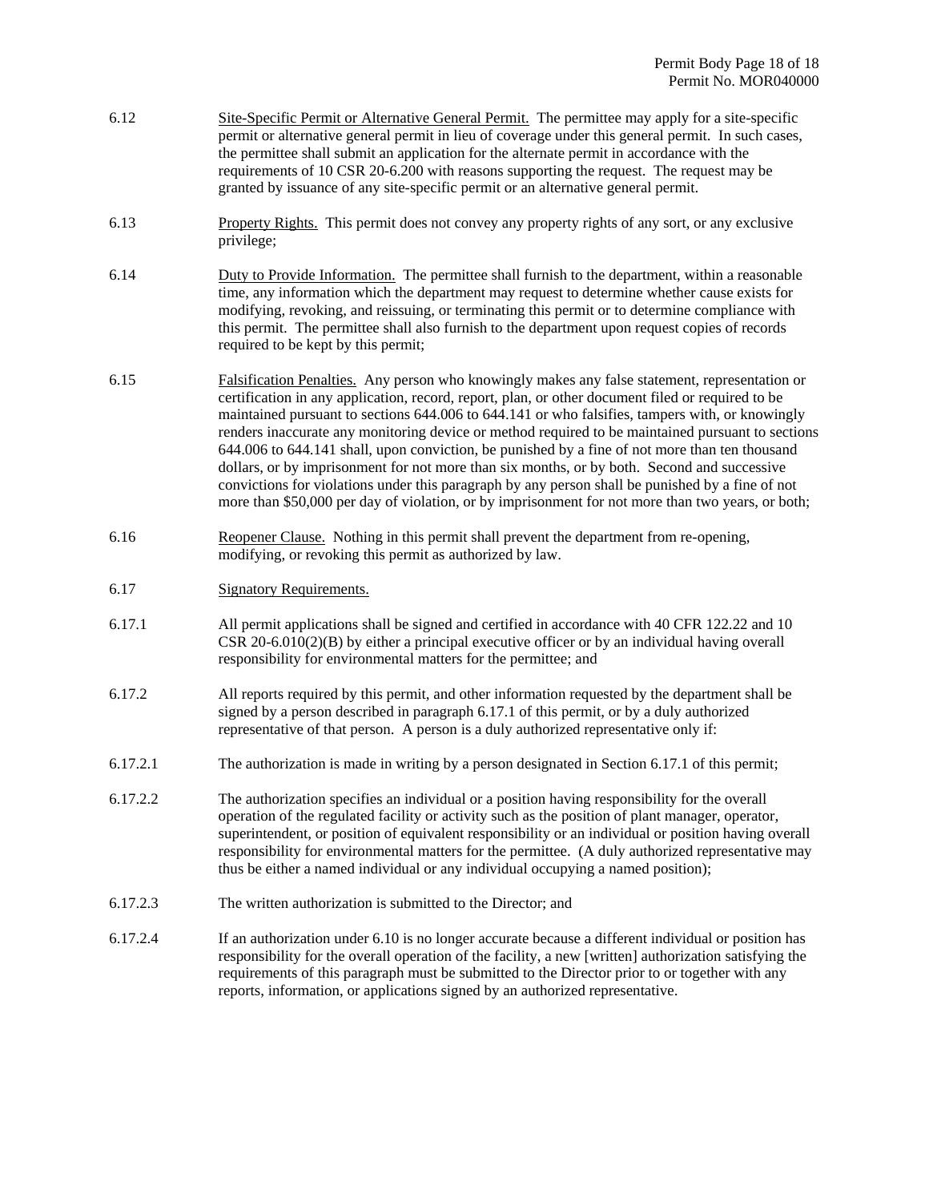6.12 Site-Specific Permit or Alternative General Permit. The permittee may apply for a site-specific permit or alternative general permit in lieu of coverage under this general permit. In such cases, the permittee shall submit an application for the alternate permit in accordance with the requirements of 10 CSR 20-6.200 with reasons supporting the request. The request may be granted by issuance of any site-specific permit or an alternative general permit.

6.13 Property Rights. This permit does not convey any property rights of any sort, or any exclusive privilege;

6.14 Duty to Provide Information. The permittee shall furnish to the department, within a reasonable time, any information which the department may request to determine whether cause exists for modifying, revoking, and reissuing, or terminating this permit or to determine compliance with this permit. The permittee shall also furnish to the department upon request copies of records required to be kept by this permit;

6.15 Falsification Penalties. Any person who knowingly makes any false statement, representation or certification in any application, record, report, plan, or other document filed or required to be maintained pursuant to sections 644.006 to 644.141 or who falsifies, tampers with, or knowingly renders inaccurate any monitoring device or method required to be maintained pursuant to sections 644.006 to 644.141 shall, upon conviction, be punished by a fine of not more than ten thousand dollars, or by imprisonment for not more than six months, or by both. Second and successive convictions for violations under this paragraph by any person shall be punished by a fine of not more than $50,000 per day of violation, or by imprisonment for not more than two years, or both;

6.16 Reopener Clause. Nothing in this permit shall prevent the department from re-opening, modifying, or revoking this permit as authorized by law.

6.17 Signatory Requirements.

6.17.1 All permit applications shall be signed and certified in accordance with 40 CFR 122.22 and 10 CSR 20-6.010(2)(B) by either a principal executive officer or by an individual having overall responsibility for environmental matters for the permittee; and

6.17.2 All reports required by this permit, and other information requested by the department shall be signed by a person described in paragraph 6.17.1 of this permit, or by a duly authorized representative of that person. A person is a duly authorized representative only if:

6.17.2.1 The authorization is made in writing by a person designated in Section 6.17.1 of this permit;

6.17.2.2 The authorization specifies an individual or a position having responsibility for the overall operation of the regulated facility or activity such as the position of plant manager, operator, superintendent, or position of equivalent responsibility or an individual or position having overall responsibility for environmental matters for the permittee. (A duly authorized representative may thus be either a named individual or any individual occupying a named position);

6.17.2.3 The written authorization is submitted to the Director; and

6.17.2.4 If an authorization under 6.10 is no longer accurate because a different individual or position has responsibility for the overall operation of the facility, a new [written] authorization satisfying the requirements of this paragraph must be submitted to the Director prior to or together with any reports, information, or applications signed by an authorized representative.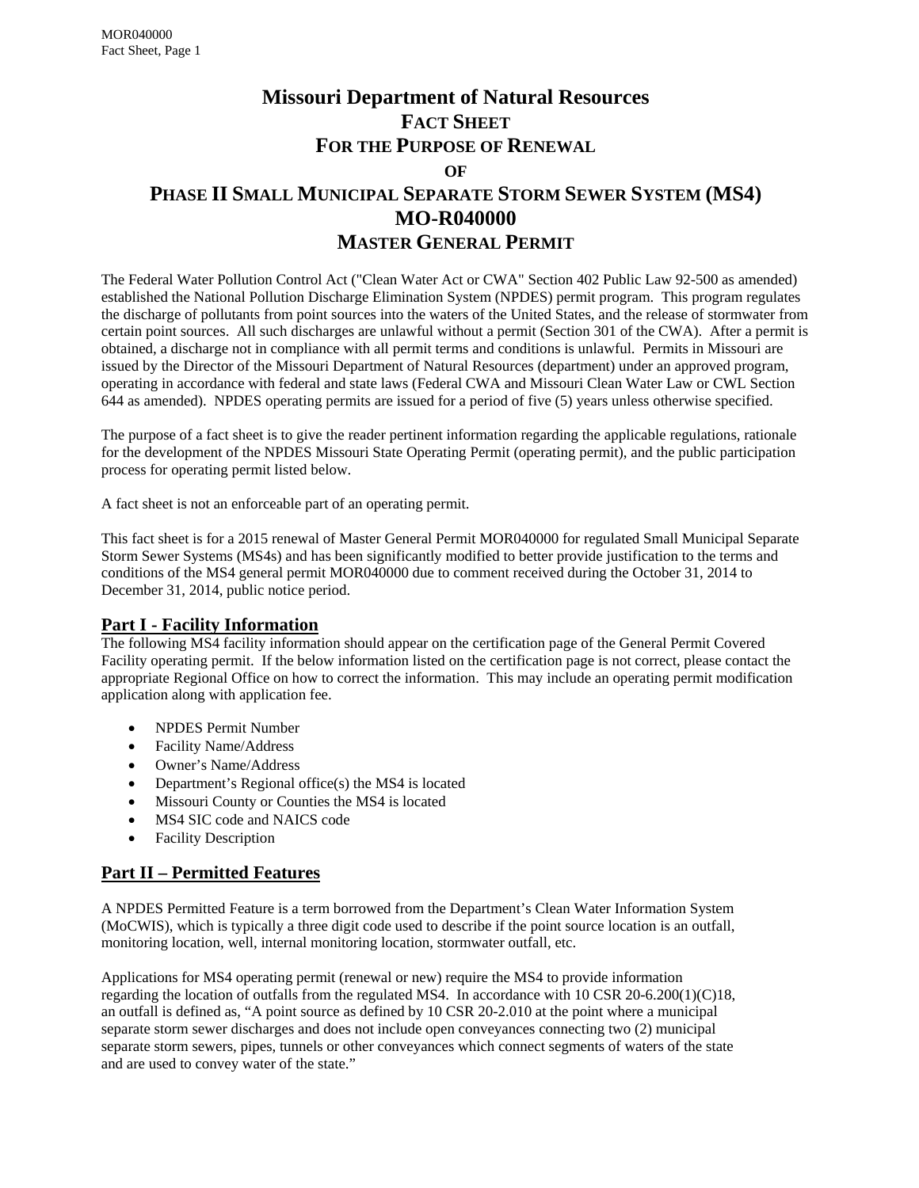# Missouri Department of Natural Resources
## FACT SHEET
## FOR THE PURPOSE OF RENEWAL
## OF
## PHASE II SMALL MUNICIPAL SEPARATE STORM SEWER SYSTEM (MS4)
## MO-R040000
## MASTER GENERAL PERMIT

The Federal Water Pollution Control Act ("Clean Water Act or CWA" Section 402 Public Law 92-500 as amended) established the National Pollution Discharge Elimination System (NPDES) permit program. This program regulates the discharge of pollutants from point sources into the waters of the United States, and the release of stormwater from certain point sources. All such discharges are unlawful without a permit (Section 301 of the CWA). After a permit is obtained, a discharge not in compliance with all permit terms and conditions is unlawful. Permits in Missouri are issued by the Director of the Missouri Department of Natural Resources (department) under an approved program, operating in accordance with federal and state laws (Federal CWA and Missouri Clean Water Law or CWL Section 644 as amended). NPDES operating permits are issued for a period of five (5) years unless otherwise specified.

The purpose of a fact sheet is to give the reader pertinent information regarding the applicable regulations, rationale for the development of the NPDES Missouri State Operating Permit (operating permit), and the public participation process for operating permit listed below.

A fact sheet is not an enforceable part of an operating permit.

This fact sheet is for a 2015 renewal of Master General Permit MOR040000 for regulated Small Municipal Separate Storm Sewer Systems (MS4s) and has been significantly modified to better provide justification to the terms and conditions of the MS4 general permit MOR040000 due to comment received during the October 31, 2014 to December 31, 2014, public notice period.

## Part I - Facility Information

The following MS4 facility information should appear on the certification page of the General Permit Covered Facility operating permit. If the below information listed on the certification page is not correct, please contact the appropriate Regional Office on how to correct the information. This may include an operating permit modification application along with application fee.

- NPDES Permit Number
- Facility Name/Address
- Owner's Name/Address
- Department's Regional office(s) the MS4 is located
- Missouri County or Counties the MS4 is located
- MS4 SIC code and NAICS code
- Facility Description

## Part II – Permitted Features

A NPDES Permitted Feature is a term borrowed from the Department's Clean Water Information System (MoCWIS), which is typically a three digit code used to describe if the point source location is an outfall, monitoring location, well, internal monitoring location, stormwater outfall, etc.

Applications for MS4 operating permit (renewal or new) require the MS4 to provide information regarding the location of outfalls from the regulated MS4. In accordance with 10 CSR 20-6.200(1)(C)18, an outfall is defined as, "A point source as defined by 10 CSR 20-2.010 at the point where a municipal separate storm sewer discharges and does not include open conveyances connecting two (2) municipal separate storm sewers, pipes, tunnels or other conveyances which connect segments of waters of the state and are used to convey water of the state."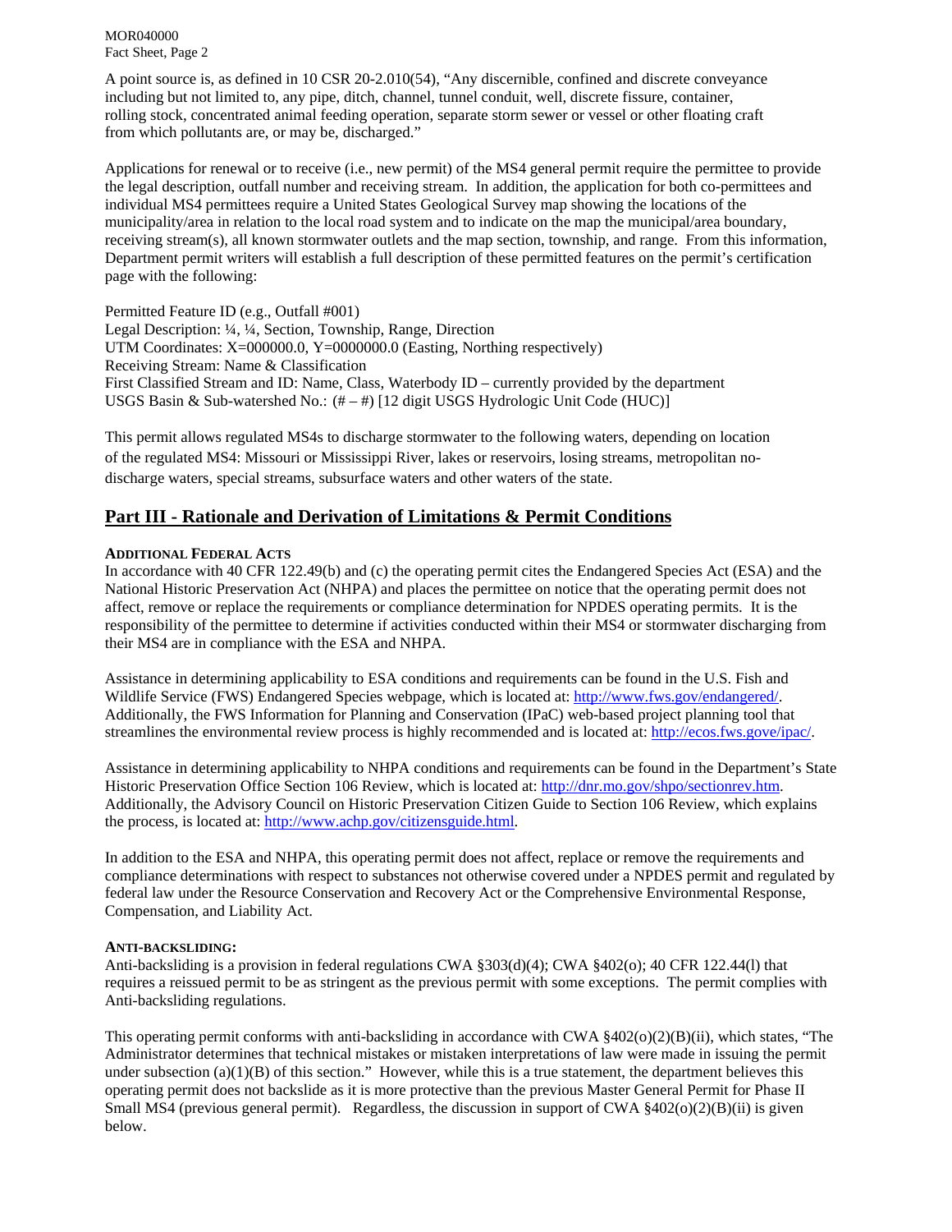A point source is, as defined in 10 CSR 20-2.010(54), "Any discernible, confined and discrete conveyance including but not limited to, any pipe, ditch, channel, tunnel conduit, well, discrete fissure, container, rolling stock, concentrated animal feeding operation, separate storm sewer or vessel or other floating craft from which pollutants are, or may be, discharged."

Applications for renewal or to receive (i.e., new permit) of the MS4 general permit require the permittee to provide the legal description, outfall number and receiving stream. In addition, the application for both co-permittees and individual MS4 permittees require a United States Geological Survey map showing the locations of the municipality/area in relation to the local road system and to indicate on the map the municipal/area boundary, receiving stream(s), all known stormwater outlets and the map section, township, and range. From this information, Department permit writers will establish a full description of these permitted features on the permit's certification page with the following:

Permitted Feature ID (e.g., Outfall #001)
Legal Description: ¼, ¼, Section, Township, Range, Direction
UTM Coordinates: X=000000.0, Y=0000000.0 (Easting, Northing respectively)
Receiving Stream: Name & Classification
First Classified Stream and ID: Name, Class, Waterbody ID – currently provided by the department
USGS Basin & Sub-watershed No.: (# – #) [12 digit USGS Hydrologic Unit Code (HUC)]

This permit allows regulated MS4s to discharge stormwater to the following waters, depending on location of the regulated MS4: Missouri or Mississippi River, lakes or reservoirs, losing streams, metropolitan no-discharge waters, special streams, subsurface waters and other waters of the state.

## Part III - Rationale and Derivation of Limitations & Permit Conditions

**ADDITIONAL FEDERAL ACTS**

In accordance with 40 CFR 122.49(b) and (c) the operating permit cites the Endangered Species Act (ESA) and the National Historic Preservation Act (NHPA) and places the permittee on notice that the operating permit does not affect, remove or replace the requirements or compliance determination for NPDES operating permits. It is the responsibility of the permittee to determine if activities conducted within their MS4 or stormwater discharging from their MS4 are in compliance with the ESA and NHPA.

Assistance in determining applicability to ESA conditions and requirements can be found in the U.S. Fish and Wildlife Service (FWS) Endangered Species webpage, which is located at: http://www.fws.gov/endangered/. Additionally, the FWS Information for Planning and Conservation (IPaC) web-based project planning tool that streamlines the environmental review process is highly recommended and is located at: http://ecos.fws.gove/ipac/.

Assistance in determining applicability to NHPA conditions and requirements can be found in the Department's State Historic Preservation Office Section 106 Review, which is located at: http://dnr.mo.gov/shpo/sectionrev.htm. Additionally, the Advisory Council on Historic Preservation Citizen Guide to Section 106 Review, which explains the process, is located at: http://www.achp.gov/citizensguide.html.

In addition to the ESA and NHPA, this operating permit does not affect, replace or remove the requirements and compliance determinations with respect to substances not otherwise covered under a NPDES permit and regulated by federal law under the Resource Conservation and Recovery Act or the Comprehensive Environmental Response, Compensation, and Liability Act.

**ANTI-BACKSLIDING:**

Anti-backsliding is a provision in federal regulations CWA §303(d)(4); CWA §402(o); 40 CFR 122.44(l) that requires a reissued permit to be as stringent as the previous permit with some exceptions. The permit complies with Anti-backsliding regulations.

This operating permit conforms with anti-backsliding in accordance with CWA §402(o)(2)(B)(ii), which states, "The Administrator determines that technical mistakes or mistaken interpretations of law were made in issuing the permit under subsection (a)(1)(B) of this section." However, while this is a true statement, the department believes this operating permit does not backslide as it is more protective than the previous Master General Permit for Phase II Small MS4 (previous general permit). Regardless, the discussion in support of CWA §402(o)(2)(B)(ii) is given below.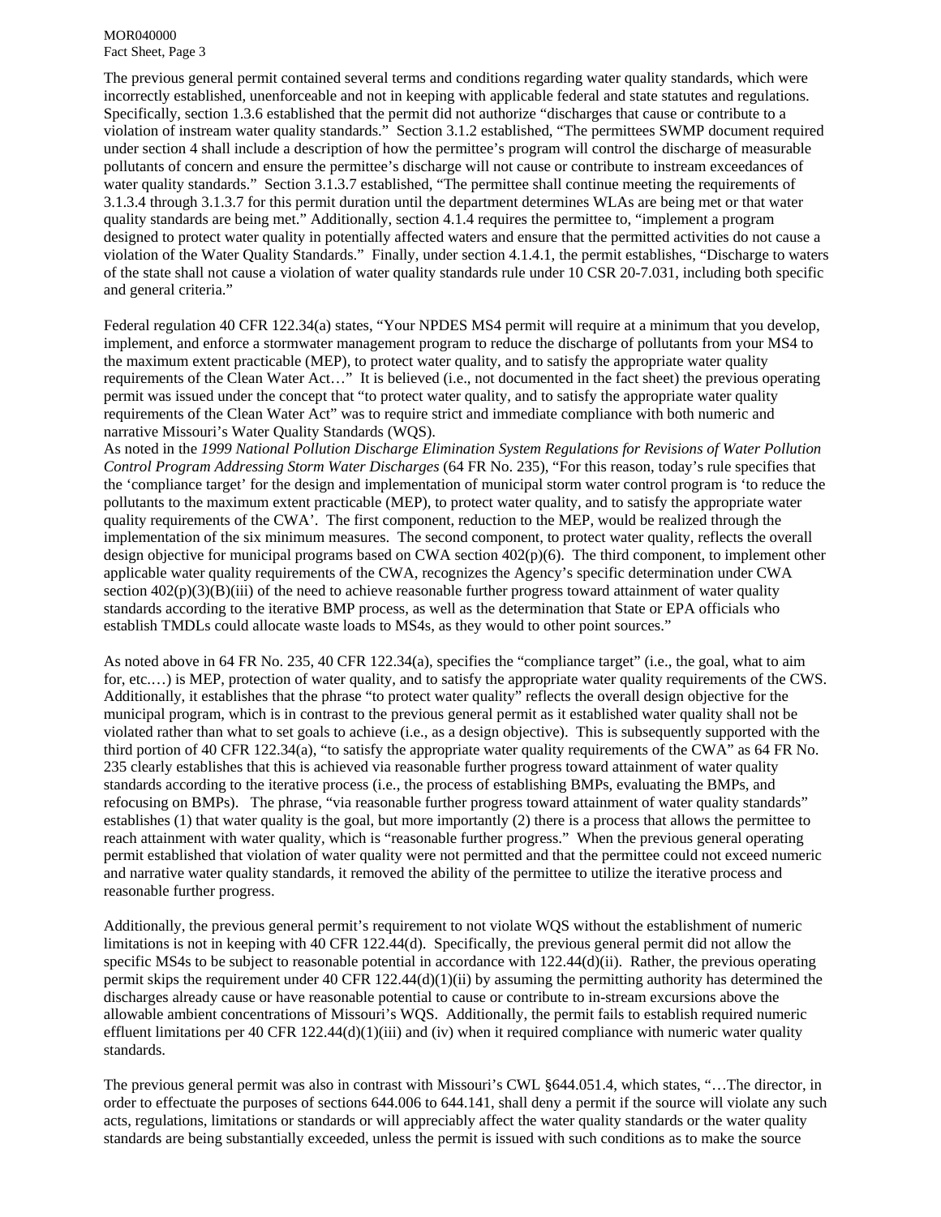The previous general permit contained several terms and conditions regarding water quality standards, which were incorrectly established, unenforceable and not in keeping with applicable federal and state statutes and regulations. Specifically, section 1.3.6 established that the permit did not authorize "discharges that cause or contribute to a violation of instream water quality standards." Section 3.1.2 established, "The permittees SWMP document required under section 4 shall include a description of how the permittee's program will control the discharge of measurable pollutants of concern and ensure the permittee's discharge will not cause or contribute to instream exceedances of water quality standards." Section 3.1.3.7 established, "The permittee shall continue meeting the requirements of 3.1.3.4 through 3.1.3.7 for this permit duration until the department determines WLAs are being met or that water quality standards are being met." Additionally, section 4.1.4 requires the permittee to, "implement a program designed to protect water quality in potentially affected waters and ensure that the permitted activities do not cause a violation of the Water Quality Standards." Finally, under section 4.1.4.1, the permit establishes, "Discharge to waters of the state shall not cause a violation of water quality standards rule under 10 CSR 20-7.031, including both specific and general criteria."

Federal regulation 40 CFR 122.34(a) states, "Your NPDES MS4 permit will require at a minimum that you develop, implement, and enforce a stormwater management program to reduce the discharge of pollutants from your MS4 to the maximum extent practicable (MEP), to protect water quality, and to satisfy the appropriate water quality requirements of the Clean Water Act…" It is believed (i.e., not documented in the fact sheet) the previous operating permit was issued under the concept that "to protect water quality, and to satisfy the appropriate water quality requirements of the Clean Water Act" was to require strict and immediate compliance with both numeric and narrative Missouri's Water Quality Standards (WQS).

As noted in the *1999 National Pollution Discharge Elimination System Regulations for Revisions of Water Pollution Control Program Addressing Storm Water Discharges* (64 FR No. 235), "For this reason, today's rule specifies that the 'compliance target' for the design and implementation of municipal storm water control program is 'to reduce the pollutants to the maximum extent practicable (MEP), to protect water quality, and to satisfy the appropriate water quality requirements of the CWA'. The first component, reduction to the MEP, would be realized through the implementation of the six minimum measures. The second component, to protect water quality, reflects the overall design objective for municipal programs based on CWA section 402(p)(6). The third component, to implement other applicable water quality requirements of the CWA, recognizes the Agency's specific determination under CWA section 402(p)(3)(B)(iii) of the need to achieve reasonable further progress toward attainment of water quality standards according to the iterative BMP process, as well as the determination that State or EPA officials who establish TMDLs could allocate waste loads to MS4s, as they would to other point sources."

As noted above in 64 FR No. 235, 40 CFR 122.34(a), specifies the "compliance target" (i.e., the goal, what to aim for, etc.…) is MEP, protection of water quality, and to satisfy the appropriate water quality requirements of the CWS. Additionally, it establishes that the phrase "to protect water quality" reflects the overall design objective for the municipal program, which is in contrast to the previous general permit as it established water quality shall not be violated rather than what to set goals to achieve (i.e., as a design objective). This is subsequently supported with the third portion of 40 CFR 122.34(a), "to satisfy the appropriate water quality requirements of the CWA" as 64 FR No. 235 clearly establishes that this is achieved via reasonable further progress toward attainment of water quality standards according to the iterative process (i.e., the process of establishing BMPs, evaluating the BMPs, and refocusing on BMPs). The phrase, "via reasonable further progress toward attainment of water quality standards" establishes (1) that water quality is the goal, but more importantly (2) there is a process that allows the permittee to reach attainment with water quality, which is "reasonable further progress." When the previous general operating permit established that violation of water quality were not permitted and that the permittee could not exceed numeric and narrative water quality standards, it removed the ability of the permittee to utilize the iterative process and reasonable further progress.

Additionally, the previous general permit's requirement to not violate WQS without the establishment of numeric limitations is not in keeping with 40 CFR 122.44(d). Specifically, the previous general permit did not allow the specific MS4s to be subject to reasonable potential in accordance with 122.44(d)(ii). Rather, the previous operating permit skips the requirement under 40 CFR 122.44(d)(1)(ii) by assuming the permitting authority has determined the discharges already cause or have reasonable potential to cause or contribute to in-stream excursions above the allowable ambient concentrations of Missouri's WQS. Additionally, the permit fails to establish required numeric effluent limitations per 40 CFR 122.44(d)(1)(iii) and (iv) when it required compliance with numeric water quality standards.

The previous general permit was also in contrast with Missouri's CWL §644.051.4, which states, "…The director, in order to effectuate the purposes of sections 644.006 to 644.141, shall deny a permit if the source will violate any such acts, regulations, limitations or standards or will appreciably affect the water quality standards or the water quality standards are being substantially exceeded, unless the permit is issued with such conditions as to make the source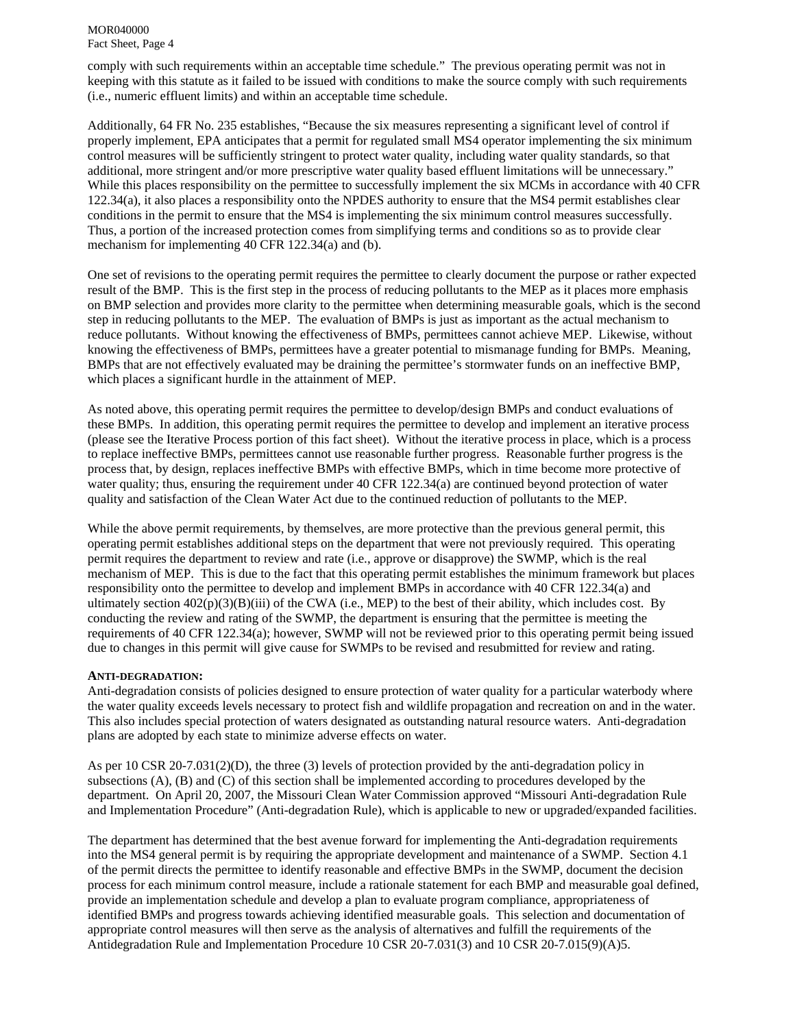comply with such requirements within an acceptable time schedule." The previous operating permit was not in keeping with this statute as it failed to be issued with conditions to make the source comply with such requirements (i.e., numeric effluent limits) and within an acceptable time schedule.

Additionally, 64 FR No. 235 establishes, "Because the six measures representing a significant level of control if properly implement, EPA anticipates that a permit for regulated small MS4 operator implementing the six minimum control measures will be sufficiently stringent to protect water quality, including water quality standards, so that additional, more stringent and/or more prescriptive water quality based effluent limitations will be unnecessary." While this places responsibility on the permittee to successfully implement the six MCMs in accordance with 40 CFR 122.34(a), it also places a responsibility onto the NPDES authority to ensure that the MS4 permit establishes clear conditions in the permit to ensure that the MS4 is implementing the six minimum control measures successfully. Thus, a portion of the increased protection comes from simplifying terms and conditions so as to provide clear mechanism for implementing 40 CFR 122.34(a) and (b).

One set of revisions to the operating permit requires the permittee to clearly document the purpose or rather expected result of the BMP. This is the first step in the process of reducing pollutants to the MEP as it places more emphasis on BMP selection and provides more clarity to the permittee when determining measurable goals, which is the second step in reducing pollutants to the MEP. The evaluation of BMPs is just as important as the actual mechanism to reduce pollutants. Without knowing the effectiveness of BMPs, permittees cannot achieve MEP. Likewise, without knowing the effectiveness of BMPs, permittees have a greater potential to mismanage funding for BMPs. Meaning, BMPs that are not effectively evaluated may be draining the permittee's stormwater funds on an ineffective BMP, which places a significant hurdle in the attainment of MEP.

As noted above, this operating permit requires the permittee to develop/design BMPs and conduct evaluations of these BMPs. In addition, this operating permit requires the permittee to develop and implement an iterative process (please see the Iterative Process portion of this fact sheet). Without the iterative process in place, which is a process to replace ineffective BMPs, permittees cannot use reasonable further progress. Reasonable further progress is the process that, by design, replaces ineffective BMPs with effective BMPs, which in time become more protective of water quality; thus, ensuring the requirement under 40 CFR 122.34(a) are continued beyond protection of water quality and satisfaction of the Clean Water Act due to the continued reduction of pollutants to the MEP.

While the above permit requirements, by themselves, are more protective than the previous general permit, this operating permit establishes additional steps on the department that were not previously required. This operating permit requires the department to review and rate (i.e., approve or disapprove) the SWMP, which is the real mechanism of MEP. This is due to the fact that this operating permit establishes the minimum framework but places responsibility onto the permittee to develop and implement BMPs in accordance with 40 CFR 122.34(a) and ultimately section 402(p)(3)(B)(iii) of the CWA (i.e., MEP) to the best of their ability, which includes cost. By conducting the review and rating of the SWMP, the department is ensuring that the permittee is meeting the requirements of 40 CFR 122.34(a); however, SWMP will not be reviewed prior to this operating permit being issued due to changes in this permit will give cause for SWMPs to be revised and resubmitted for review and rating.

**ANTI-DEGRADATION:**

Anti-degradation consists of policies designed to ensure protection of water quality for a particular waterbody where the water quality exceeds levels necessary to protect fish and wildlife propagation and recreation on and in the water. This also includes special protection of waters designated as outstanding natural resource waters. Anti-degradation plans are adopted by each state to minimize adverse effects on water.

As per 10 CSR 20-7.031(2)(D), the three (3) levels of protection provided by the anti-degradation policy in subsections (A), (B) and (C) of this section shall be implemented according to procedures developed by the department. On April 20, 2007, the Missouri Clean Water Commission approved "Missouri Anti-degradation Rule and Implementation Procedure" (Anti-degradation Rule), which is applicable to new or upgraded/expanded facilities.

The department has determined that the best avenue forward for implementing the Anti-degradation requirements into the MS4 general permit is by requiring the appropriate development and maintenance of a SWMP. Section 4.1 of the permit directs the permittee to identify reasonable and effective BMPs in the SWMP, document the decision process for each minimum control measure, include a rationale statement for each BMP and measurable goal defined, provide an implementation schedule and develop a plan to evaluate program compliance, appropriateness of identified BMPs and progress towards achieving identified measurable goals. This selection and documentation of appropriate control measures will then serve as the analysis of alternatives and fulfill the requirements of the Antidegradation Rule and Implementation Procedure 10 CSR 20-7.031(3) and 10 CSR 20-7.015(9)(A)5.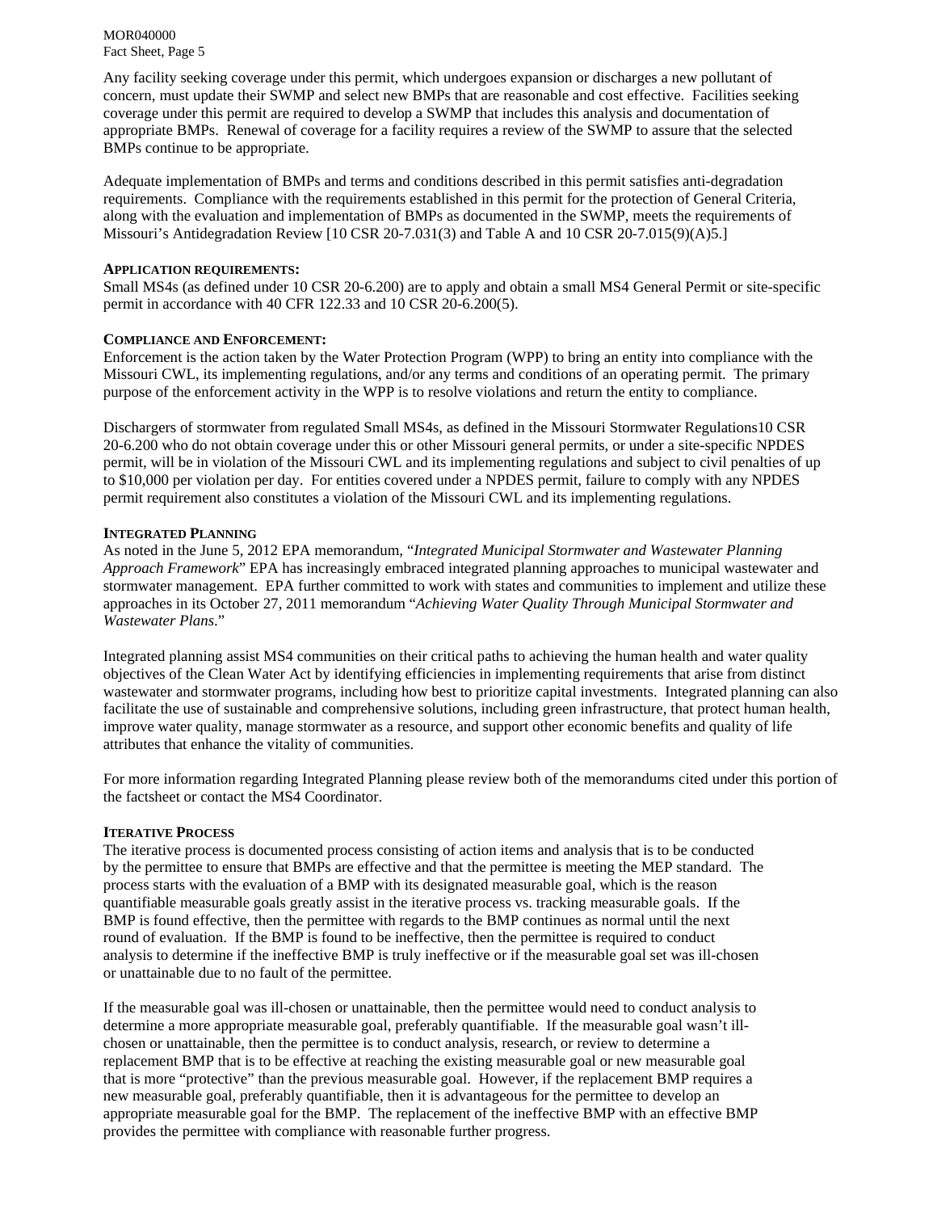Any facility seeking coverage under this permit, which undergoes expansion or discharges a new pollutant of concern, must update their SWMP and select new BMPs that are reasonable and cost effective. Facilities seeking coverage under this permit are required to develop a SWMP that includes this analysis and documentation of appropriate BMPs. Renewal of coverage for a facility requires a review of the SWMP to assure that the selected BMPs continue to be appropriate.

Adequate implementation of BMPs and terms and conditions described in this permit satisfies anti-degradation requirements. Compliance with the requirements established in this permit for the protection of General Criteria, along with the evaluation and implementation of BMPs as documented in the SWMP, meets the requirements of Missouri's Antidegradation Review [10 CSR 20-7.031(3) and Table A and 10 CSR 20-7.015(9)(A)5.]

**APPLICATION REQUIREMENTS:**
Small MS4s (as defined under 10 CSR 20-6.200) are to apply and obtain a small MS4 General Permit or site-specific permit in accordance with 40 CFR 122.33 and 10 CSR 20-6.200(5).

**COMPLIANCE AND ENFORCEMENT:**
Enforcement is the action taken by the Water Protection Program (WPP) to bring an entity into compliance with the Missouri CWL, its implementing regulations, and/or any terms and conditions of an operating permit. The primary purpose of the enforcement activity in the WPP is to resolve violations and return the entity to compliance.

Dischargers of stormwater from regulated Small MS4s, as defined in the Missouri Stormwater Regulations10 CSR 20-6.200 who do not obtain coverage under this or other Missouri general permits, or under a site-specific NPDES permit, will be in violation of the Missouri CWL and its implementing regulations and subject to civil penalties of up to $10,000 per violation per day. For entities covered under a NPDES permit, failure to comply with any NPDES permit requirement also constitutes a violation of the Missouri CWL and its implementing regulations.

**INTEGRATED PLANNING**
As noted in the June 5, 2012 EPA memorandum, "*Integrated Municipal Stormwater and Wastewater Planning Approach Framework*" EPA has increasingly embraced integrated planning approaches to municipal wastewater and stormwater management. EPA further committed to work with states and communities to implement and utilize these approaches in its October 27, 2011 memorandum "*Achieving Water Quality Through Municipal Stormwater and Wastewater Plans*."

Integrated planning assist MS4 communities on their critical paths to achieving the human health and water quality objectives of the Clean Water Act by identifying efficiencies in implementing requirements that arise from distinct wastewater and stormwater programs, including how best to prioritize capital investments. Integrated planning can also facilitate the use of sustainable and comprehensive solutions, including green infrastructure, that protect human health, improve water quality, manage stormwater as a resource, and support other economic benefits and quality of life attributes that enhance the vitality of communities.

For more information regarding Integrated Planning please review both of the memorandums cited under this portion of the factsheet or contact the MS4 Coordinator.

**ITERATIVE PROCESS**
The iterative process is documented process consisting of action items and analysis that is to be conducted by the permittee to ensure that BMPs are effective and that the permittee is meeting the MEP standard. The process starts with the evaluation of a BMP with its designated measurable goal, which is the reason quantifiable measurable goals greatly assist in the iterative process vs. tracking measurable goals. If the BMP is found effective, then the permittee with regards to the BMP continues as normal until the next round of evaluation. If the BMP is found to be ineffective, then the permittee is required to conduct analysis to determine if the ineffective BMP is truly ineffective or if the measurable goal set was ill-chosen or unattainable due to no fault of the permittee.

If the measurable goal was ill-chosen or unattainable, then the permittee would need to conduct analysis to determine a more appropriate measurable goal, preferably quantifiable. If the measurable goal wasn't ill-chosen or unattainable, then the permittee is to conduct analysis, research, or review to determine a replacement BMP that is to be effective at reaching the existing measurable goal or new measurable goal that is more "protective" than the previous measurable goal. However, if the replacement BMP requires a new measurable goal, preferably quantifiable, then it is advantageous for the permittee to develop an appropriate measurable goal for the BMP. The replacement of the ineffective BMP with an effective BMP provides the permittee with compliance with reasonable further progress.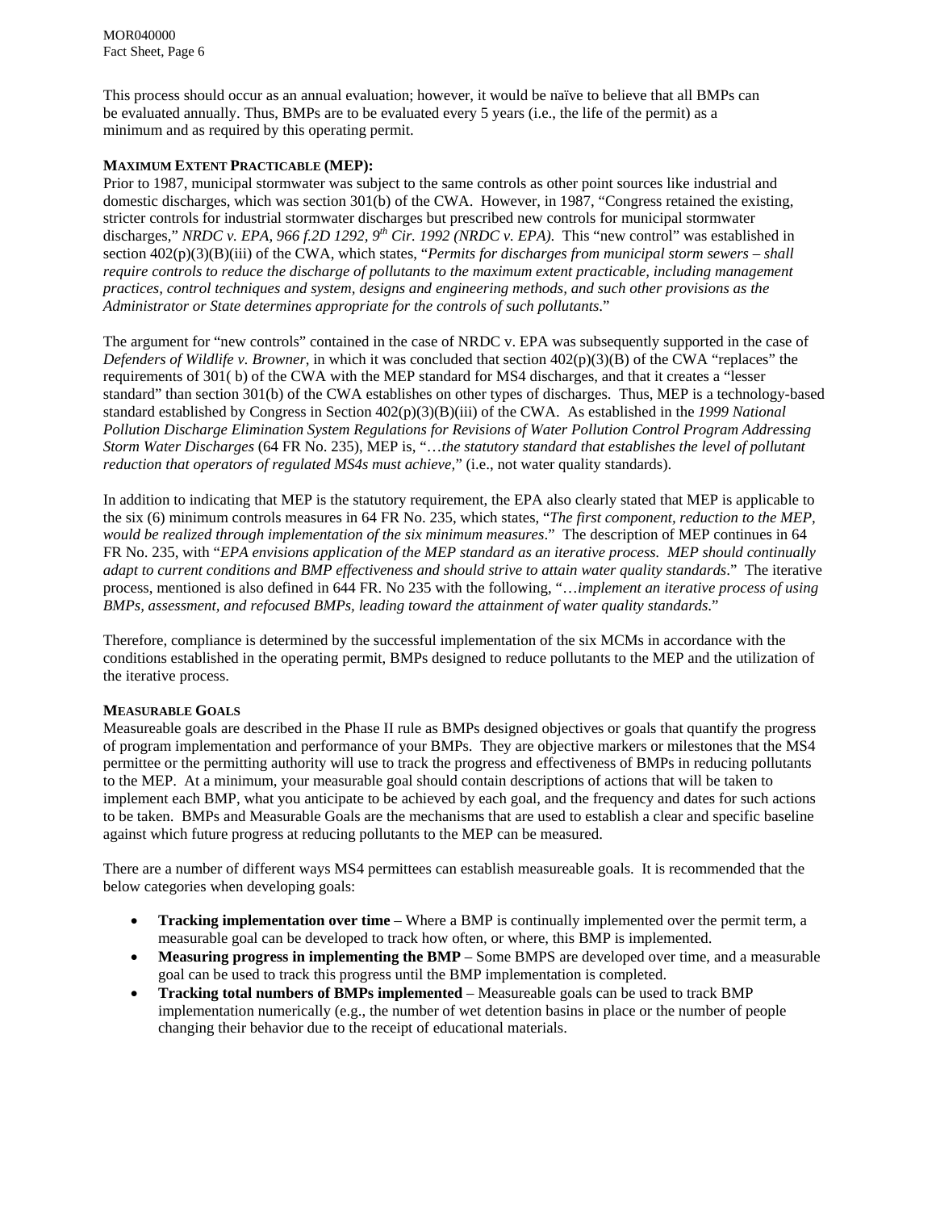This process should occur as an annual evaluation; however, it would be naïve to believe that all BMPs can be evaluated annually. Thus, BMPs are to be evaluated every 5 years (i.e., the life of the permit) as a minimum and as required by this operating permit.

**MAXIMUM EXTENT PRACTICABLE (MEP):**

Prior to 1987, municipal stormwater was subject to the same controls as other point sources like industrial and domestic discharges, which was section 301(b) of the CWA. However, in 1987, "Congress retained the existing, stricter controls for industrial stormwater discharges but prescribed new controls for municipal stormwater discharges," *NRDC v. EPA, 966 f.2D 1292, 9th Cir. 1992 (NRDC v. EPA).* This "new control" was established in section 402(p)(3)(B)(iii) of the CWA, which states, "*Permits for discharges from municipal storm sewers – shall require controls to reduce the discharge of pollutants to the maximum extent practicable, including management practices, control techniques and system, designs and engineering methods, and such other provisions as the Administrator or State determines appropriate for the controls of such pollutants*."

The argument for "new controls" contained in the case of NRDC v. EPA was subsequently supported in the case of *Defenders of Wildlife v. Browner*, in which it was concluded that section 402(p)(3)(B) of the CWA "replaces" the requirements of 301( b) of the CWA with the MEP standard for MS4 discharges, and that it creates a "lesser standard" than section 301(b) of the CWA establishes on other types of discharges. Thus, MEP is a technology-based standard established by Congress in Section 402(p)(3)(B)(iii) of the CWA. As established in the *1999 National Pollution Discharge Elimination System Regulations for Revisions of Water Pollution Control Program Addressing Storm Water Discharges* (64 FR No. 235), MEP is, "…*the statutory standard that establishes the level of pollutant reduction that operators of regulated MS4s must achieve,*" (i.e., not water quality standards).

In addition to indicating that MEP is the statutory requirement, the EPA also clearly stated that MEP is applicable to the six (6) minimum controls measures in 64 FR No. 235, which states, "*The first component, reduction to the MEP, would be realized through implementation of the six minimum measures*." The description of MEP continues in 64 FR No. 235, with "*EPA envisions application of the MEP standard as an iterative process. MEP should continually adapt to current conditions and BMP effectiveness and should strive to attain water quality standards*." The iterative process, mentioned is also defined in 644 FR. No 235 with the following, "…*implement an iterative process of using BMPs, assessment, and refocused BMPs, leading toward the attainment of water quality standards*."

Therefore, compliance is determined by the successful implementation of the six MCMs in accordance with the conditions established in the operating permit, BMPs designed to reduce pollutants to the MEP and the utilization of the iterative process.

**MEASURABLE GOALS**

Measureable goals are described in the Phase II rule as BMPs designed objectives or goals that quantify the progress of program implementation and performance of your BMPs. They are objective markers or milestones that the MS4 permittee or the permitting authority will use to track the progress and effectiveness of BMPs in reducing pollutants to the MEP. At a minimum, your measurable goal should contain descriptions of actions that will be taken to implement each BMP, what you anticipate to be achieved by each goal, and the frequency and dates for such actions to be taken. BMPs and Measurable Goals are the mechanisms that are used to establish a clear and specific baseline against which future progress at reducing pollutants to the MEP can be measured.

There are a number of different ways MS4 permittees can establish measureable goals. It is recommended that the below categories when developing goals:

- **Tracking implementation over time** – Where a BMP is continually implemented over the permit term, a measurable goal can be developed to track how often, or where, this BMP is implemented.
- **Measuring progress in implementing the BMP** – Some BMPS are developed over time, and a measurable goal can be used to track this progress until the BMP implementation is completed.
- **Tracking total numbers of BMPs implemented** – Measureable goals can be used to track BMP implementation numerically (e.g., the number of wet detention basins in place or the number of people changing their behavior due to the receipt of educational materials.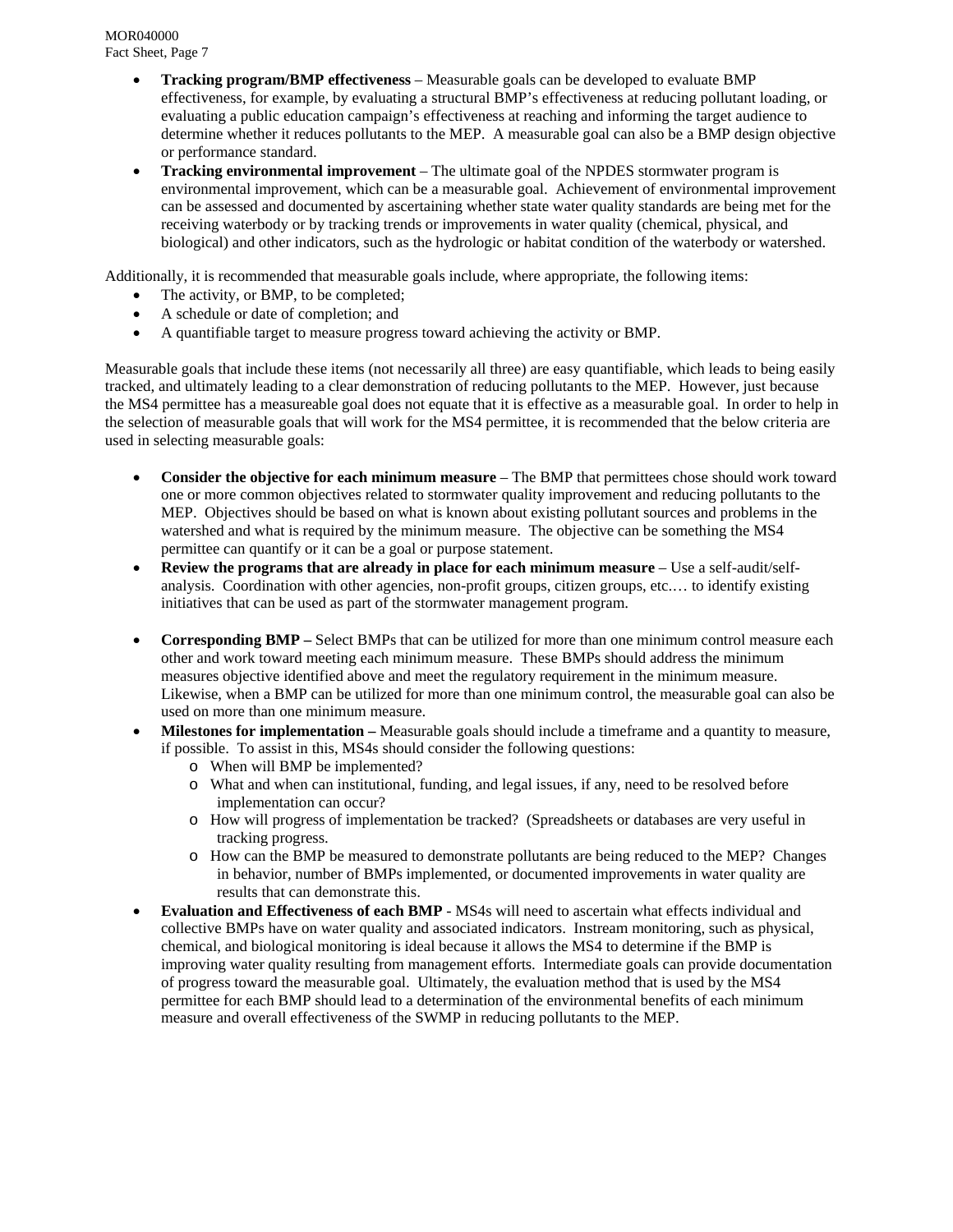- **Tracking program/BMP effectiveness** – Measurable goals can be developed to evaluate BMP effectiveness, for example, by evaluating a structural BMP's effectiveness at reducing pollutant loading, or evaluating a public education campaign's effectiveness at reaching and informing the target audience to determine whether it reduces pollutants to the MEP. A measurable goal can also be a BMP design objective or performance standard.
- **Tracking environmental improvement** – The ultimate goal of the NPDES stormwater program is environmental improvement, which can be a measurable goal. Achievement of environmental improvement can be assessed and documented by ascertaining whether state water quality standards are being met for the receiving waterbody or by tracking trends or improvements in water quality (chemical, physical, and biological) and other indicators, such as the hydrologic or habitat condition of the waterbody or watershed.

Additionally, it is recommended that measurable goals include, where appropriate, the following items:

- The activity, or BMP, to be completed;
- A schedule or date of completion; and
- A quantifiable target to measure progress toward achieving the activity or BMP.

Measurable goals that include these items (not necessarily all three) are easy quantifiable, which leads to being easily tracked, and ultimately leading to a clear demonstration of reducing pollutants to the MEP. However, just because the MS4 permittee has a measureable goal does not equate that it is effective as a measurable goal. In order to help in the selection of measurable goals that will work for the MS4 permittee, it is recommended that the below criteria are used in selecting measurable goals:

- **Consider the objective for each minimum measure** – The BMP that permittees chose should work toward one or more common objectives related to stormwater quality improvement and reducing pollutants to the MEP. Objectives should be based on what is known about existing pollutant sources and problems in the watershed and what is required by the minimum measure. The objective can be something the MS4 permittee can quantify or it can be a goal or purpose statement.
- **Review the programs that are already in place for each minimum measure** – Use a self-audit/self-analysis. Coordination with other agencies, non-profit groups, citizen groups, etc.… to identify existing initiatives that can be used as part of the stormwater management program.
- **Corresponding BMP –** Select BMPs that can be utilized for more than one minimum control measure each other and work toward meeting each minimum measure. These BMPs should address the minimum measures objective identified above and meet the regulatory requirement in the minimum measure. Likewise, when a BMP can be utilized for more than one minimum control, the measurable goal can also be used on more than one minimum measure.
- **Milestones for implementation –** Measurable goals should include a timeframe and a quantity to measure, if possible. To assist in this, MS4s should consider the following questions:
  - When will BMP be implemented?
  - What and when can institutional, funding, and legal issues, if any, need to be resolved before implementation can occur?
  - How will progress of implementation be tracked? (Spreadsheets or databases are very useful in tracking progress.
  - How can the BMP be measured to demonstrate pollutants are being reduced to the MEP? Changes in behavior, number of BMPs implemented, or documented improvements in water quality are results that can demonstrate this.
- **Evaluation and Effectiveness of each BMP** - MS4s will need to ascertain what effects individual and collective BMPs have on water quality and associated indicators. Instream monitoring, such as physical, chemical, and biological monitoring is ideal because it allows the MS4 to determine if the BMP is improving water quality resulting from management efforts. Intermediate goals can provide documentation of progress toward the measurable goal. Ultimately, the evaluation method that is used by the MS4 permittee for each BMP should lead to a determination of the environmental benefits of each minimum measure and overall effectiveness of the SWMP in reducing pollutants to the MEP.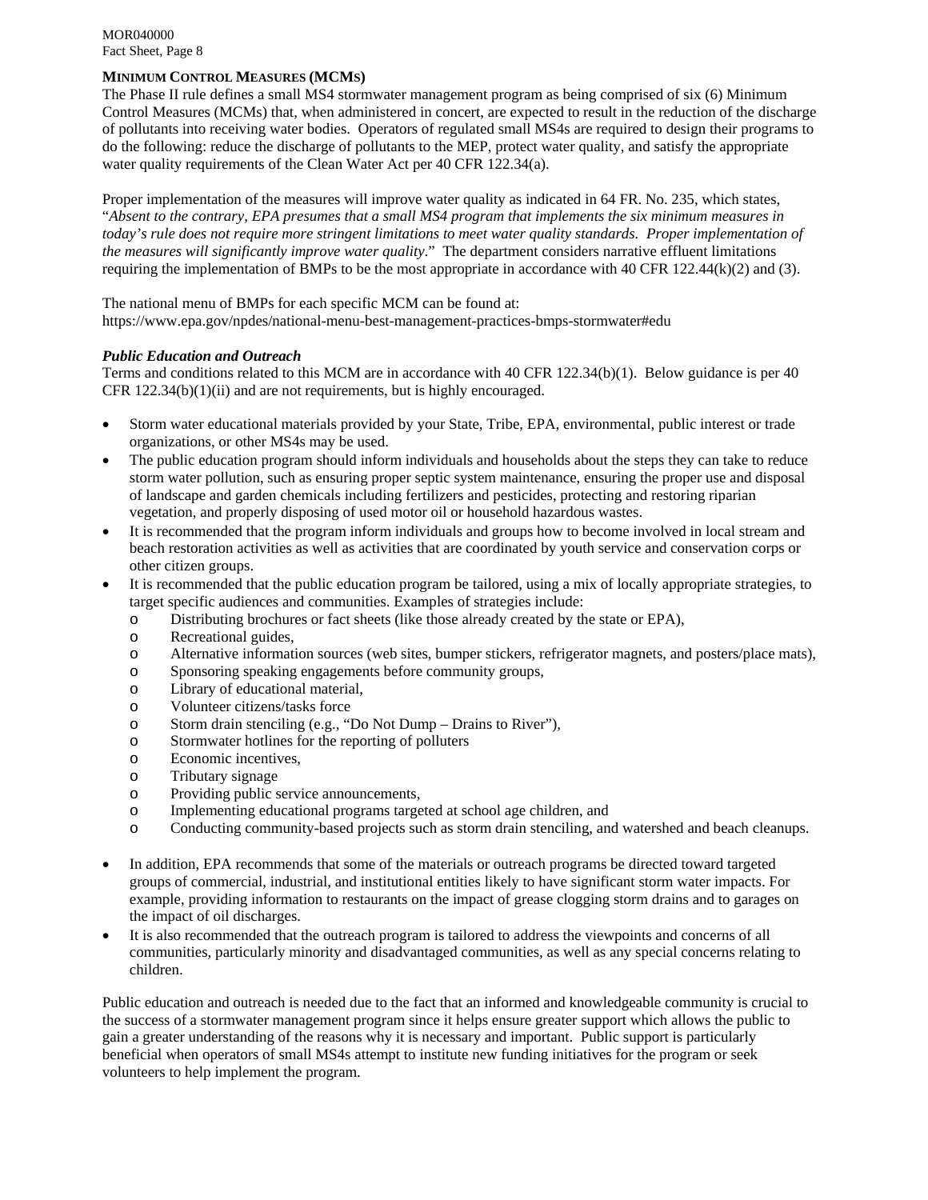## MINIMUM CONTROL MEASURES (MCMS)

The Phase II rule defines a small MS4 stormwater management program as being comprised of six (6) Minimum Control Measures (MCMs) that, when administered in concert, are expected to result in the reduction of the discharge of pollutants into receiving water bodies. Operators of regulated small MS4s are required to design their programs to do the following: reduce the discharge of pollutants to the MEP, protect water quality, and satisfy the appropriate water quality requirements of the Clean Water Act per 40 CFR 122.34(a).

Proper implementation of the measures will improve water quality as indicated in 64 FR. No. 235, which states, "*Absent to the contrary, EPA presumes that a small MS4 program that implements the six minimum measures in today's rule does not require more stringent limitations to meet water quality standards. Proper implementation of the measures will significantly improve water quality*." The department considers narrative effluent limitations requiring the implementation of BMPs to be the most appropriate in accordance with 40 CFR 122.44(k)(2) and (3).

The national menu of BMPs for each specific MCM can be found at:
https://www.epa.gov/npdes/national-menu-best-management-practices-bmps-stormwater#edu

### *Public Education and Outreach*

Terms and conditions related to this MCM are in accordance with 40 CFR 122.34(b)(1). Below guidance is per 40 CFR 122.34(b)(1)(ii) and are not requirements, but is highly encouraged.

- Storm water educational materials provided by your State, Tribe, EPA, environmental, public interest or trade organizations, or other MS4s may be used.
- The public education program should inform individuals and households about the steps they can take to reduce storm water pollution, such as ensuring proper septic system maintenance, ensuring the proper use and disposal of landscape and garden chemicals including fertilizers and pesticides, protecting and restoring riparian vegetation, and properly disposing of used motor oil or household hazardous wastes.
- It is recommended that the program inform individuals and groups how to become involved in local stream and beach restoration activities as well as activities that are coordinated by youth service and conservation corps or other citizen groups.
- It is recommended that the public education program be tailored, using a mix of locally appropriate strategies, to target specific audiences and communities. Examples of strategies include:
  - Distributing brochures or fact sheets (like those already created by the state or EPA),
  - Recreational guides,
  - Alternative information sources (web sites, bumper stickers, refrigerator magnets, and posters/place mats),
  - Sponsoring speaking engagements before community groups,
  - Library of educational material,
  - Volunteer citizens/tasks force
  - Storm drain stenciling (e.g., "Do Not Dump – Drains to River"),
  - Stormwater hotlines for the reporting of polluters
  - Economic incentives,
  - Tributary signage
  - Providing public service announcements,
  - Implementing educational programs targeted at school age children, and
  - Conducting community-based projects such as storm drain stenciling, and watershed and beach cleanups.
- In addition, EPA recommends that some of the materials or outreach programs be directed toward targeted groups of commercial, industrial, and institutional entities likely to have significant storm water impacts. For example, providing information to restaurants on the impact of grease clogging storm drains and to garages on the impact of oil discharges.
- It is also recommended that the outreach program is tailored to address the viewpoints and concerns of all communities, particularly minority and disadvantaged communities, as well as any special concerns relating to children.

Public education and outreach is needed due to the fact that an informed and knowledgeable community is crucial to the success of a stormwater management program since it helps ensure greater support which allows the public to gain a greater understanding of the reasons why it is necessary and important. Public support is particularly beneficial when operators of small MS4s attempt to institute new funding initiatives for the program or seek volunteers to help implement the program.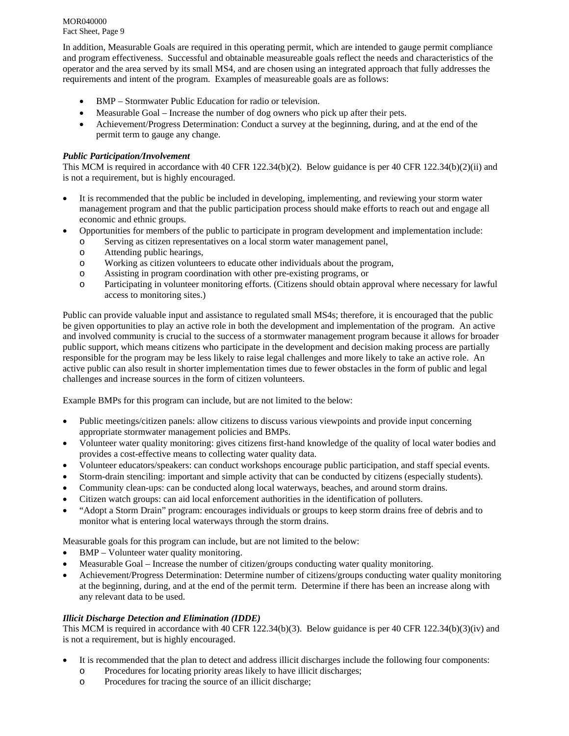In addition, Measurable Goals are required in this operating permit, which are intended to gauge permit compliance and program effectiveness. Successful and obtainable measureable goals reflect the needs and characteristics of the operator and the area served by its small MS4, and are chosen using an integrated approach that fully addresses the requirements and intent of the program. Examples of measureable goals are as follows:

- BMP – Stormwater Public Education for radio or television.
- Measurable Goal – Increase the number of dog owners who pick up after their pets.
- Achievement/Progress Determination: Conduct a survey at the beginning, during, and at the end of the permit term to gauge any change.

***Public Participation/Involvement***

This MCM is required in accordance with 40 CFR 122.34(b)(2). Below guidance is per 40 CFR 122.34(b)(2)(ii) and is not a requirement, but is highly encouraged.

- It is recommended that the public be included in developing, implementing, and reviewing your storm water management program and that the public participation process should make efforts to reach out and engage all economic and ethnic groups.
- Opportunities for members of the public to participate in program development and implementation include:
    - Serving as citizen representatives on a local storm water management panel,
    - Attending public hearings,
    - Working as citizen volunteers to educate other individuals about the program,
    - Assisting in program coordination with other pre-existing programs, or
    - Participating in volunteer monitoring efforts. (Citizens should obtain approval where necessary for lawful access to monitoring sites.)

Public can provide valuable input and assistance to regulated small MS4s; therefore, it is encouraged that the public be given opportunities to play an active role in both the development and implementation of the program. An active and involved community is crucial to the success of a stormwater management program because it allows for broader public support, which means citizens who participate in the development and decision making process are partially responsible for the program may be less likely to raise legal challenges and more likely to take an active role. An active public can also result in shorter implementation times due to fewer obstacles in the form of public and legal challenges and increase sources in the form of citizen volunteers.

Example BMPs for this program can include, but are not limited to the below:

- Public meetings/citizen panels: allow citizens to discuss various viewpoints and provide input concerning appropriate stormwater management policies and BMPs.
- Volunteer water quality monitoring: gives citizens first-hand knowledge of the quality of local water bodies and provides a cost-effective means to collecting water quality data.
- Volunteer educators/speakers: can conduct workshops encourage public participation, and staff special events.
- Storm-drain stenciling: important and simple activity that can be conducted by citizens (especially students).
- Community clean-ups: can be conducted along local waterways, beaches, and around storm drains.
- Citizen watch groups: can aid local enforcement authorities in the identification of polluters.
- "Adopt a Storm Drain" program: encourages individuals or groups to keep storm drains free of debris and to monitor what is entering local waterways through the storm drains.

Measurable goals for this program can include, but are not limited to the below:

- BMP – Volunteer water quality monitoring.
- Measurable Goal – Increase the number of citizen/groups conducting water quality monitoring.
- Achievement/Progress Determination: Determine number of citizens/groups conducting water quality monitoring at the beginning, during, and at the end of the permit term. Determine if there has been an increase along with any relevant data to be used.

***Illicit Discharge Detection and Elimination (IDDE)***

This MCM is required in accordance with 40 CFR 122.34(b)(3). Below guidance is per 40 CFR 122.34(b)(3)(iv) and is not a requirement, but is highly encouraged.

- It is recommended that the plan to detect and address illicit discharges include the following four components:
    - Procedures for locating priority areas likely to have illicit discharges;
    - Procedures for tracing the source of an illicit discharge;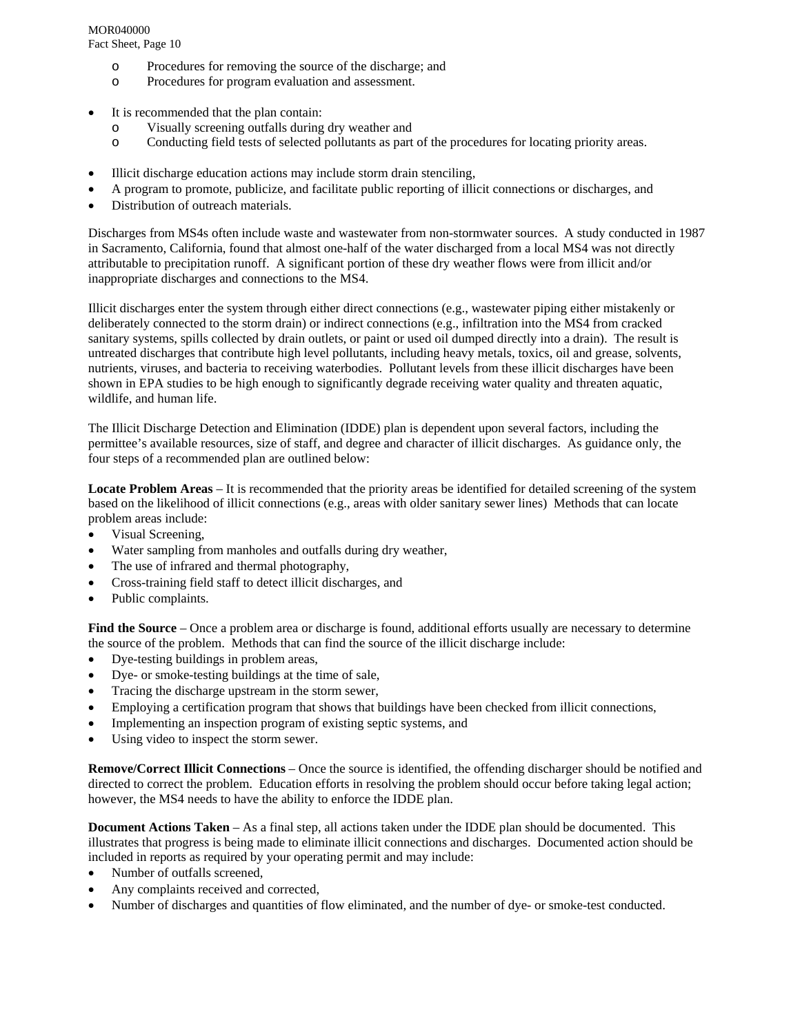- Procedures for removing the source of the discharge; and
  - Procedures for program evaluation and assessment.

- It is recommended that the plan contain:
  - Visually screening outfalls during dry weather and
  - Conducting field tests of selected pollutants as part of the procedures for locating priority areas.

- Illicit discharge education actions may include storm drain stenciling,
- A program to promote, publicize, and facilitate public reporting of illicit connections or discharges, and
- Distribution of outreach materials.

Discharges from MS4s often include waste and wastewater from non-stormwater sources. A study conducted in 1987 in Sacramento, California, found that almost one-half of the water discharged from a local MS4 was not directly attributable to precipitation runoff. A significant portion of these dry weather flows were from illicit and/or inappropriate discharges and connections to the MS4.

Illicit discharges enter the system through either direct connections (e.g., wastewater piping either mistakenly or deliberately connected to the storm drain) or indirect connections (e.g., infiltration into the MS4 from cracked sanitary systems, spills collected by drain outlets, or paint or used oil dumped directly into a drain). The result is untreated discharges that contribute high level pollutants, including heavy metals, toxics, oil and grease, solvents, nutrients, viruses, and bacteria to receiving waterbodies. Pollutant levels from these illicit discharges have been shown in EPA studies to be high enough to significantly degrade receiving water quality and threaten aquatic, wildlife, and human life.

The Illicit Discharge Detection and Elimination (IDDE) plan is dependent upon several factors, including the permittee's available resources, size of staff, and degree and character of illicit discharges. As guidance only, the four steps of a recommended plan are outlined below:

**Locate Problem Areas** – It is recommended that the priority areas be identified for detailed screening of the system based on the likelihood of illicit connections (e.g., areas with older sanitary sewer lines) Methods that can locate problem areas include:

- Visual Screening,
- Water sampling from manholes and outfalls during dry weather,
- The use of infrared and thermal photography,
- Cross-training field staff to detect illicit discharges, and
- Public complaints.

**Find the Source** – Once a problem area or discharge is found, additional efforts usually are necessary to determine the source of the problem. Methods that can find the source of the illicit discharge include:

- Dye-testing buildings in problem areas,
- Dye- or smoke-testing buildings at the time of sale,
- Tracing the discharge upstream in the storm sewer,
- Employing a certification program that shows that buildings have been checked from illicit connections,
- Implementing an inspection program of existing septic systems, and
- Using video to inspect the storm sewer.

**Remove/Correct Illicit Connections** – Once the source is identified, the offending discharger should be notified and directed to correct the problem. Education efforts in resolving the problem should occur before taking legal action; however, the MS4 needs to have the ability to enforce the IDDE plan.

**Document Actions Taken** – As a final step, all actions taken under the IDDE plan should be documented. This illustrates that progress is being made to eliminate illicit connections and discharges. Documented action should be included in reports as required by your operating permit and may include:

- Number of outfalls screened,
- Any complaints received and corrected,
- Number of discharges and quantities of flow eliminated, and the number of dye- or smoke-test conducted.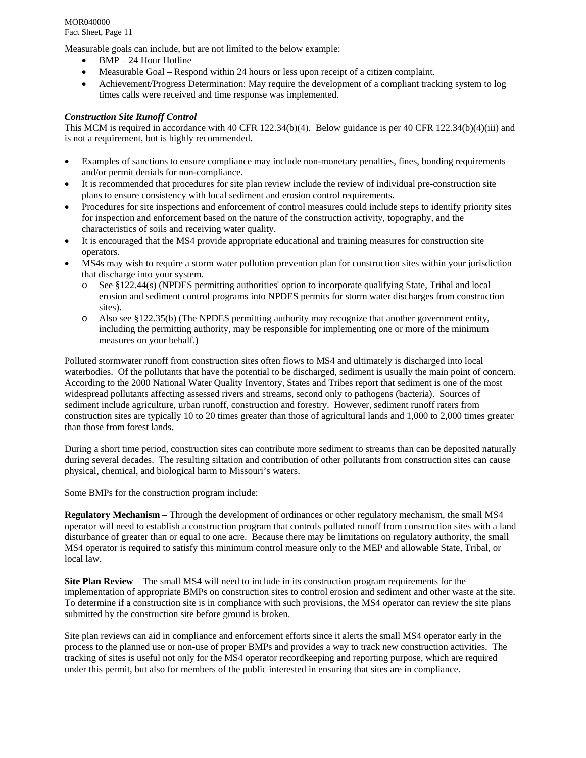Measurable goals can include, but are not limited to the below example:

- BMP – 24 Hour Hotline
- Measurable Goal – Respond within 24 hours or less upon receipt of a citizen complaint.
- Achievement/Progress Determination: May require the development of a compliant tracking system to log times calls were received and time response was implemented.

***Construction Site Runoff Control***

This MCM is required in accordance with 40 CFR 122.34(b)(4). Below guidance is per 40 CFR 122.34(b)(4)(iii) and is not a requirement, but is highly recommended.

- Examples of sanctions to ensure compliance may include non-monetary penalties, fines, bonding requirements and/or permit denials for non-compliance.
- It is recommended that procedures for site plan review include the review of individual pre-construction site plans to ensure consistency with local sediment and erosion control requirements.
- Procedures for site inspections and enforcement of control measures could include steps to identify priority sites for inspection and enforcement based on the nature of the construction activity, topography, and the characteristics of soils and receiving water quality.
- It is encouraged that the MS4 provide appropriate educational and training measures for construction site operators.
- MS4s may wish to require a storm water pollution prevention plan for construction sites within your jurisdiction that discharge into your system.
  - See §122.44(s) (NPDES permitting authorities' option to incorporate qualifying State, Tribal and local erosion and sediment control programs into NPDES permits for storm water discharges from construction sites).
  - Also see §122.35(b) (The NPDES permitting authority may recognize that another government entity, including the permitting authority, may be responsible for implementing one or more of the minimum measures on your behalf.)

Polluted stormwater runoff from construction sites often flows to MS4 and ultimately is discharged into local waterbodies. Of the pollutants that have the potential to be discharged, sediment is usually the main point of concern. According to the 2000 National Water Quality Inventory, States and Tribes report that sediment is one of the most widespread pollutants affecting assessed rivers and streams, second only to pathogens (bacteria). Sources of sediment include agriculture, urban runoff, construction and forestry. However, sediment runoff raters from construction sites are typically 10 to 20 times greater than those of agricultural lands and 1,000 to 2,000 times greater than those from forest lands.

During a short time period, construction sites can contribute more sediment to streams than can be deposited naturally during several decades. The resulting siltation and contribution of other pollutants from construction sites can cause physical, chemical, and biological harm to Missouri's waters.

Some BMPs for the construction program include:

**Regulatory Mechanism** – Through the development of ordinances or other regulatory mechanism, the small MS4 operator will need to establish a construction program that controls polluted runoff from construction sites with a land disturbance of greater than or equal to one acre. Because there may be limitations on regulatory authority, the small MS4 operator is required to satisfy this minimum control measure only to the MEP and allowable State, Tribal, or local law.

**Site Plan Review** – The small MS4 will need to include in its construction program requirements for the implementation of appropriate BMPs on construction sites to control erosion and sediment and other waste at the site. To determine if a construction site is in compliance with such provisions, the MS4 operator can review the site plans submitted by the construction site before ground is broken.

Site plan reviews can aid in compliance and enforcement efforts since it alerts the small MS4 operator early in the process to the planned use or non-use of proper BMPs and provides a way to track new construction activities. The tracking of sites is useful not only for the MS4 operator recordkeeping and reporting purpose, which are required under this permit, but also for members of the public interested in ensuring that sites are in compliance.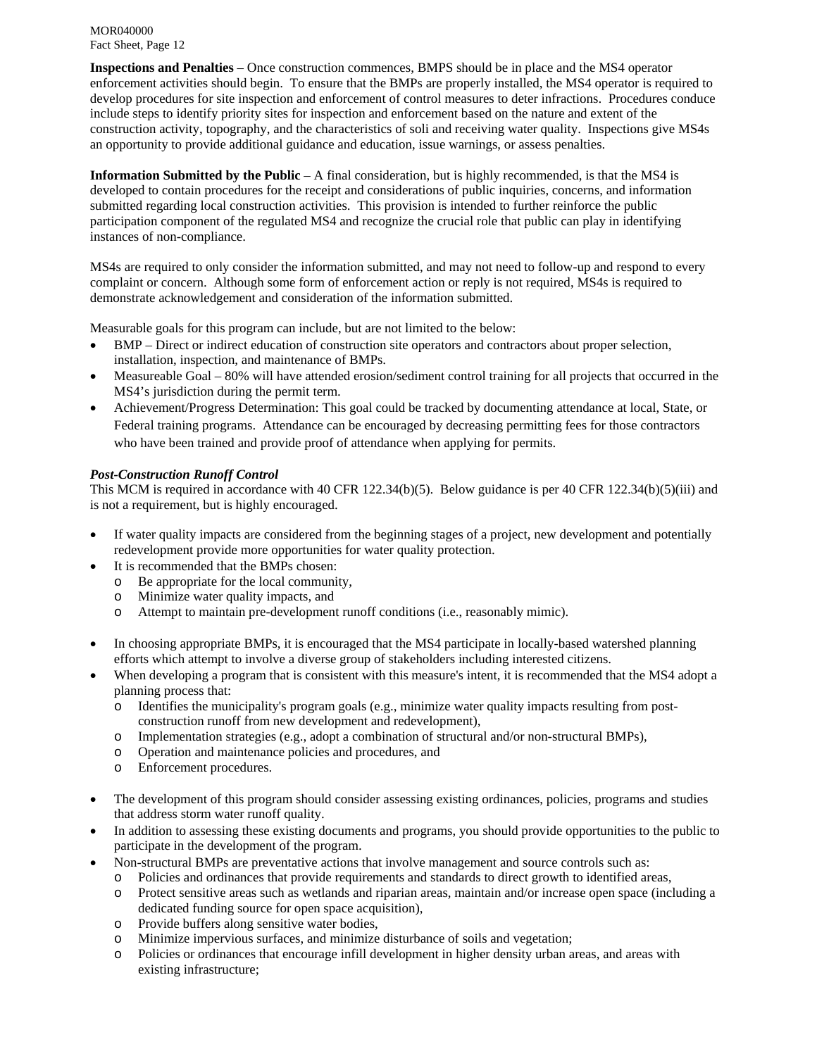**Inspections and Penalties** – Once construction commences, BMPS should be in place and the MS4 operator enforcement activities should begin. To ensure that the BMPs are properly installed, the MS4 operator is required to develop procedures for site inspection and enforcement of control measures to deter infractions. Procedures conduce include steps to identify priority sites for inspection and enforcement based on the nature and extent of the construction activity, topography, and the characteristics of soli and receiving water quality. Inspections give MS4s an opportunity to provide additional guidance and education, issue warnings, or assess penalties.

**Information Submitted by the Public** – A final consideration, but is highly recommended, is that the MS4 is developed to contain procedures for the receipt and considerations of public inquiries, concerns, and information submitted regarding local construction activities. This provision is intended to further reinforce the public participation component of the regulated MS4 and recognize the crucial role that public can play in identifying instances of non-compliance.

MS4s are required to only consider the information submitted, and may not need to follow-up and respond to every complaint or concern. Although some form of enforcement action or reply is not required, MS4s is required to demonstrate acknowledgement and consideration of the information submitted.

Measurable goals for this program can include, but are not limited to the below:

- BMP – Direct or indirect education of construction site operators and contractors about proper selection, installation, inspection, and maintenance of BMPs.
- Measureable Goal – 80% will have attended erosion/sediment control training for all projects that occurred in the MS4's jurisdiction during the permit term.
- Achievement/Progress Determination: This goal could be tracked by documenting attendance at local, State, or Federal training programs. Attendance can be encouraged by decreasing permitting fees for those contractors who have been trained and provide proof of attendance when applying for permits.

***Post-Construction Runoff Control***

This MCM is required in accordance with 40 CFR 122.34(b)(5). Below guidance is per 40 CFR 122.34(b)(5)(iii) and is not a requirement, but is highly encouraged.

- If water quality impacts are considered from the beginning stages of a project, new development and potentially redevelopment provide more opportunities for water quality protection.
- It is recommended that the BMPs chosen:
  - Be appropriate for the local community,
  - Minimize water quality impacts, and
  - Attempt to maintain pre-development runoff conditions (i.e., reasonably mimic).

- In choosing appropriate BMPs, it is encouraged that the MS4 participate in locally-based watershed planning efforts which attempt to involve a diverse group of stakeholders including interested citizens.
- When developing a program that is consistent with this measure's intent, it is recommended that the MS4 adopt a planning process that:
  - Identifies the municipality's program goals (e.g., minimize water quality impacts resulting from post-construction runoff from new development and redevelopment),
  - Implementation strategies (e.g., adopt a combination of structural and/or non-structural BMPs),
  - Operation and maintenance policies and procedures, and
  - Enforcement procedures.

- The development of this program should consider assessing existing ordinances, policies, programs and studies that address storm water runoff quality.
- In addition to assessing these existing documents and programs, you should provide opportunities to the public to participate in the development of the program.
- Non-structural BMPs are preventative actions that involve management and source controls such as:
  - Policies and ordinances that provide requirements and standards to direct growth to identified areas,
  - Protect sensitive areas such as wetlands and riparian areas, maintain and/or increase open space (including a dedicated funding source for open space acquisition),
  - Provide buffers along sensitive water bodies,
  - Minimize impervious surfaces, and minimize disturbance of soils and vegetation;
  - Policies or ordinances that encourage infill development in higher density urban areas, and areas with existing infrastructure;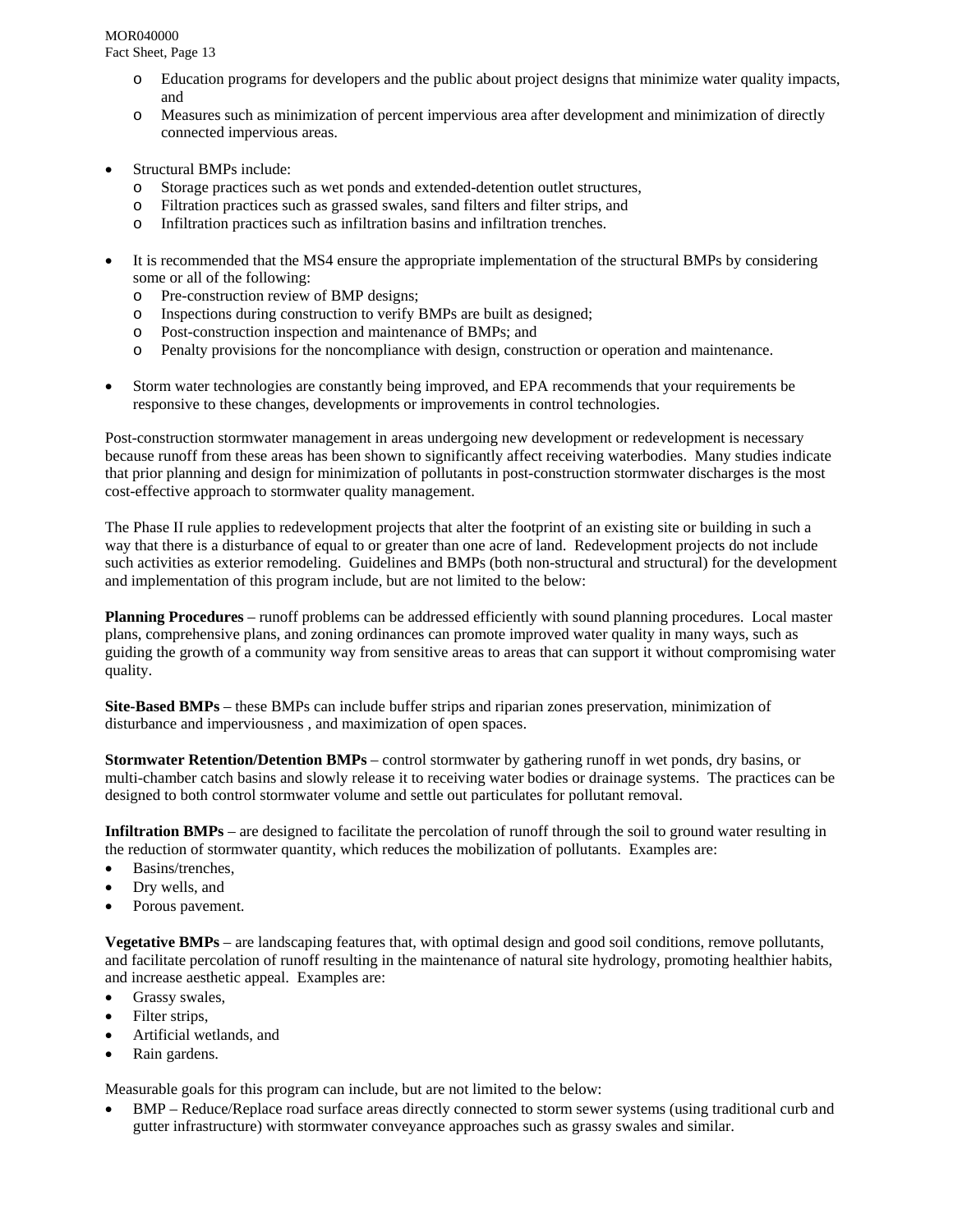- Education programs for developers and the public about project designs that minimize water quality impacts, and
  - Measures such as minimization of percent impervious area after development and minimization of directly connected impervious areas.

- Structural BMPs include:
  - Storage practices such as wet ponds and extended-detention outlet structures,
  - Filtration practices such as grassed swales, sand filters and filter strips, and
  - Infiltration practices such as infiltration basins and infiltration trenches.

- It is recommended that the MS4 ensure the appropriate implementation of the structural BMPs by considering some or all of the following:
  - Pre-construction review of BMP designs;
  - Inspections during construction to verify BMPs are built as designed;
  - Post-construction inspection and maintenance of BMPs; and
  - Penalty provisions for the noncompliance with design, construction or operation and maintenance.

- Storm water technologies are constantly being improved, and EPA recommends that your requirements be responsive to these changes, developments or improvements in control technologies.

Post-construction stormwater management in areas undergoing new development or redevelopment is necessary because runoff from these areas has been shown to significantly affect receiving waterbodies. Many studies indicate that prior planning and design for minimization of pollutants in post-construction stormwater discharges is the most cost-effective approach to stormwater quality management.

The Phase II rule applies to redevelopment projects that alter the footprint of an existing site or building in such a way that there is a disturbance of equal to or greater than one acre of land. Redevelopment projects do not include such activities as exterior remodeling. Guidelines and BMPs (both non-structural and structural) for the development and implementation of this program include, but are not limited to the below:

**Planning Procedures** – runoff problems can be addressed efficiently with sound planning procedures. Local master plans, comprehensive plans, and zoning ordinances can promote improved water quality in many ways, such as guiding the growth of a community way from sensitive areas to areas that can support it without compromising water quality.

**Site-Based BMPs** – these BMPs can include buffer strips and riparian zones preservation, minimization of disturbance and imperviousness , and maximization of open spaces.

**Stormwater Retention/Detention BMPs** – control stormwater by gathering runoff in wet ponds, dry basins, or multi-chamber catch basins and slowly release it to receiving water bodies or drainage systems. The practices can be designed to both control stormwater volume and settle out particulates for pollutant removal.

**Infiltration BMPs** – are designed to facilitate the percolation of runoff through the soil to ground water resulting in the reduction of stormwater quantity, which reduces the mobilization of pollutants. Examples are:

- Basins/trenches,
- Dry wells, and
- Porous pavement.

**Vegetative BMPs** – are landscaping features that, with optimal design and good soil conditions, remove pollutants, and facilitate percolation of runoff resulting in the maintenance of natural site hydrology, promoting healthier habits, and increase aesthetic appeal. Examples are:

- Grassy swales,
- Filter strips,
- Artificial wetlands, and
- Rain gardens.

Measurable goals for this program can include, but are not limited to the below:

- BMP – Reduce/Replace road surface areas directly connected to storm sewer systems (using traditional curb and gutter infrastructure) with stormwater conveyance approaches such as grassy swales and similar.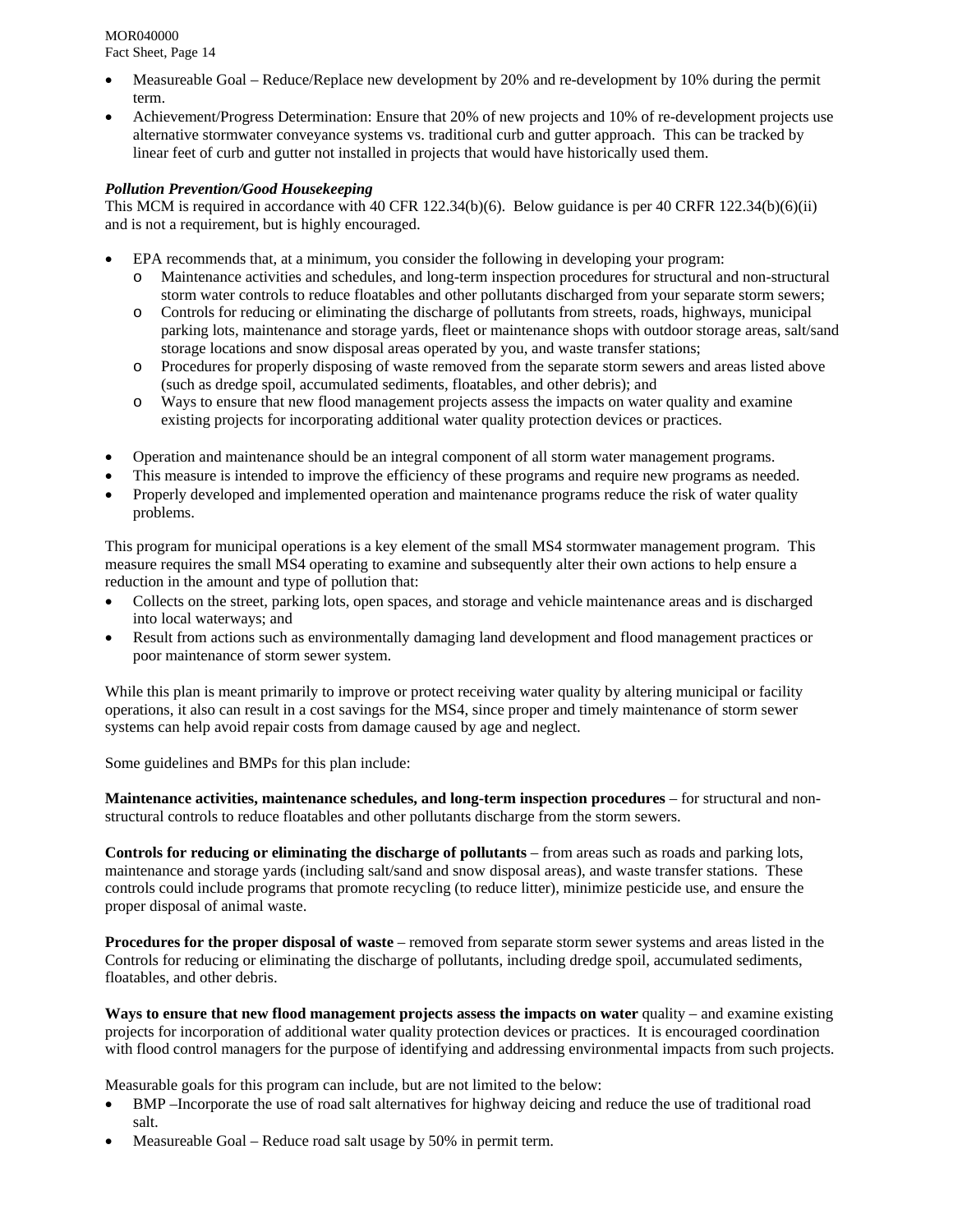- Measureable Goal – Reduce/Replace new development by 20% and re-development by 10% during the permit term.
- Achievement/Progress Determination: Ensure that 20% of new projects and 10% of re-development projects use alternative stormwater conveyance systems vs. traditional curb and gutter approach. This can be tracked by linear feet of curb and gutter not installed in projects that would have historically used them.

***Pollution Prevention/Good Housekeeping***

This MCM is required in accordance with 40 CFR 122.34(b)(6). Below guidance is per 40 CRFR 122.34(b)(6)(ii) and is not a requirement, but is highly encouraged.

- EPA recommends that, at a minimum, you consider the following in developing your program:
  - Maintenance activities and schedules, and long-term inspection procedures for structural and non-structural storm water controls to reduce floatables and other pollutants discharged from your separate storm sewers;
  - Controls for reducing or eliminating the discharge of pollutants from streets, roads, highways, municipal parking lots, maintenance and storage yards, fleet or maintenance shops with outdoor storage areas, salt/sand storage locations and snow disposal areas operated by you, and waste transfer stations;
  - Procedures for properly disposing of waste removed from the separate storm sewers and areas listed above (such as dredge spoil, accumulated sediments, floatables, and other debris); and
  - Ways to ensure that new flood management projects assess the impacts on water quality and examine existing projects for incorporating additional water quality protection devices or practices.

- Operation and maintenance should be an integral component of all storm water management programs.
- This measure is intended to improve the efficiency of these programs and require new programs as needed.
- Properly developed and implemented operation and maintenance programs reduce the risk of water quality problems.

This program for municipal operations is a key element of the small MS4 stormwater management program. This measure requires the small MS4 operating to examine and subsequently alter their own actions to help ensure a reduction in the amount and type of pollution that:

- Collects on the street, parking lots, open spaces, and storage and vehicle maintenance areas and is discharged into local waterways; and
- Result from actions such as environmentally damaging land development and flood management practices or poor maintenance of storm sewer system.

While this plan is meant primarily to improve or protect receiving water quality by altering municipal or facility operations, it also can result in a cost savings for the MS4, since proper and timely maintenance of storm sewer systems can help avoid repair costs from damage caused by age and neglect.

Some guidelines and BMPs for this plan include:

**Maintenance activities, maintenance schedules, and long-term inspection procedures** – for structural and non-structural controls to reduce floatables and other pollutants discharge from the storm sewers.

**Controls for reducing or eliminating the discharge of pollutants** – from areas such as roads and parking lots, maintenance and storage yards (including salt/sand and snow disposal areas), and waste transfer stations. These controls could include programs that promote recycling (to reduce litter), minimize pesticide use, and ensure the proper disposal of animal waste.

**Procedures for the proper disposal of waste** – removed from separate storm sewer systems and areas listed in the Controls for reducing or eliminating the discharge of pollutants, including dredge spoil, accumulated sediments, floatables, and other debris.

**Ways to ensure that new flood management projects assess the impacts on water** quality – and examine existing projects for incorporation of additional water quality protection devices or practices. It is encouraged coordination with flood control managers for the purpose of identifying and addressing environmental impacts from such projects.

Measurable goals for this program can include, but are not limited to the below:

- BMP –Incorporate the use of road salt alternatives for highway deicing and reduce the use of traditional road salt.
- Measureable Goal – Reduce road salt usage by 50% in permit term.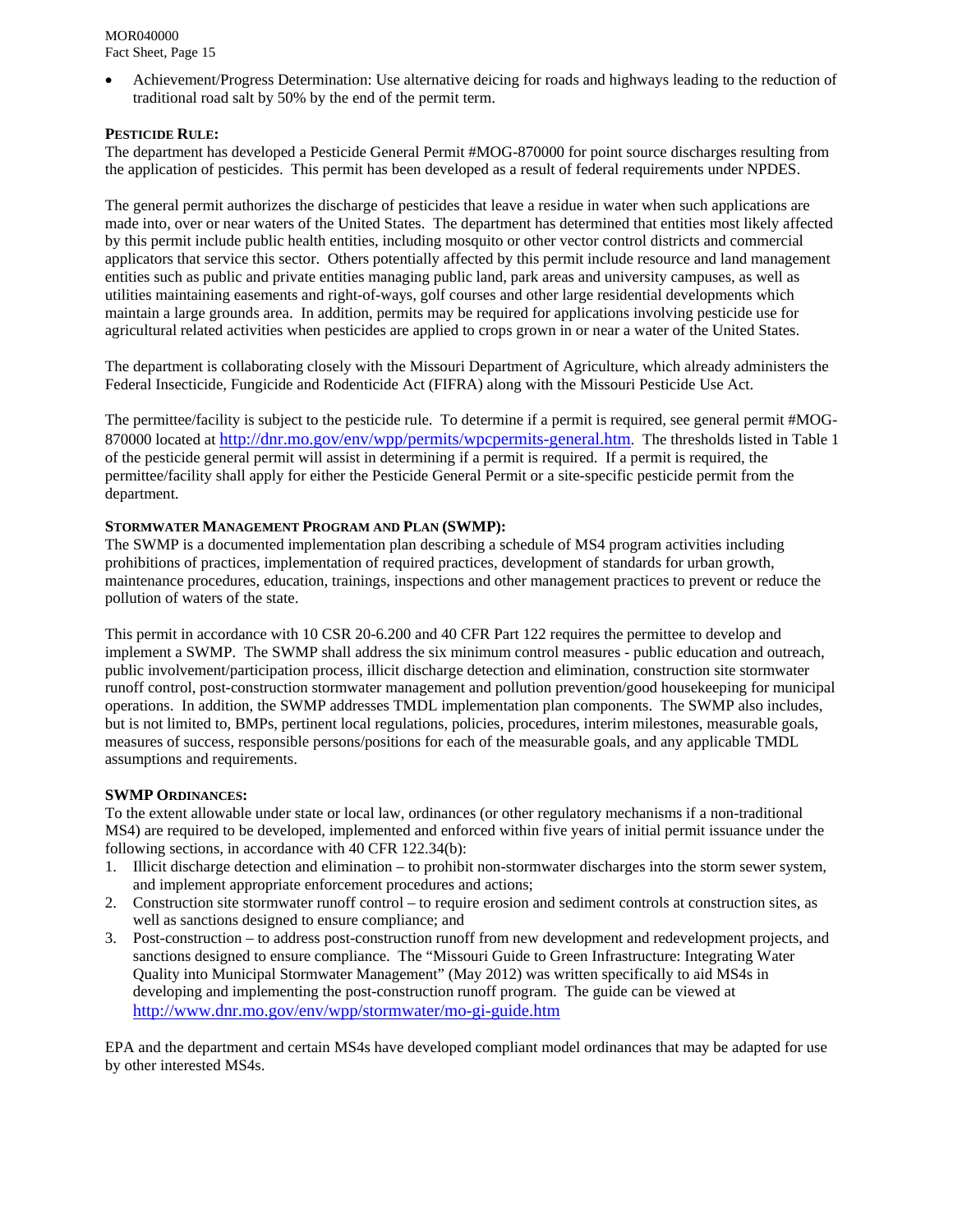- Achievement/Progress Determination: Use alternative deicing for roads and highways leading to the reduction of traditional road salt by 50% by the end of the permit term.

**PESTICIDE RULE:**
The department has developed a Pesticide General Permit #MOG-870000 for point source discharges resulting from the application of pesticides. This permit has been developed as a result of federal requirements under NPDES.

The general permit authorizes the discharge of pesticides that leave a residue in water when such applications are made into, over or near waters of the United States. The department has determined that entities most likely affected by this permit include public health entities, including mosquito or other vector control districts and commercial applicators that service this sector. Others potentially affected by this permit include resource and land management entities such as public and private entities managing public land, park areas and university campuses, as well as utilities maintaining easements and right-of-ways, golf courses and other large residential developments which maintain a large grounds area. In addition, permits may be required for applications involving pesticide use for agricultural related activities when pesticides are applied to crops grown in or near a water of the United States.

The department is collaborating closely with the Missouri Department of Agriculture, which already administers the Federal Insecticide, Fungicide and Rodenticide Act (FIFRA) along with the Missouri Pesticide Use Act.

The permittee/facility is subject to the pesticide rule. To determine if a permit is required, see general permit #MOG-870000 located at http://dnr.mo.gov/env/wpp/permits/wpcpermits-general.htm. The thresholds listed in Table 1 of the pesticide general permit will assist in determining if a permit is required. If a permit is required, the permittee/facility shall apply for either the Pesticide General Permit or a site-specific pesticide permit from the department.

**STORMWATER MANAGEMENT PROGRAM AND PLAN (SWMP):**
The SWMP is a documented implementation plan describing a schedule of MS4 program activities including prohibitions of practices, implementation of required practices, development of standards for urban growth, maintenance procedures, education, trainings, inspections and other management practices to prevent or reduce the pollution of waters of the state.

This permit in accordance with 10 CSR 20-6.200 and 40 CFR Part 122 requires the permittee to develop and implement a SWMP. The SWMP shall address the six minimum control measures - public education and outreach, public involvement/participation process, illicit discharge detection and elimination, construction site stormwater runoff control, post-construction stormwater management and pollution prevention/good housekeeping for municipal operations. In addition, the SWMP addresses TMDL implementation plan components. The SWMP also includes, but is not limited to, BMPs, pertinent local regulations, policies, procedures, interim milestones, measurable goals, measures of success, responsible persons/positions for each of the measurable goals, and any applicable TMDL assumptions and requirements.

**SWMP ORDINANCES:**
To the extent allowable under state or local law, ordinances (or other regulatory mechanisms if a non-traditional MS4) are required to be developed, implemented and enforced within five years of initial permit issuance under the following sections, in accordance with 40 CFR 122.34(b):

1. Illicit discharge detection and elimination – to prohibit non-stormwater discharges into the storm sewer system, and implement appropriate enforcement procedures and actions;
2. Construction site stormwater runoff control – to require erosion and sediment controls at construction sites, as well as sanctions designed to ensure compliance; and
3. Post-construction – to address post-construction runoff from new development and redevelopment projects, and sanctions designed to ensure compliance. The "Missouri Guide to Green Infrastructure: Integrating Water Quality into Municipal Stormwater Management" (May 2012) was written specifically to aid MS4s in developing and implementing the post-construction runoff program. The guide can be viewed at http://www.dnr.mo.gov/env/wpp/stormwater/mo-gi-guide.htm

EPA and the department and certain MS4s have developed compliant model ordinances that may be adapted for use by other interested MS4s.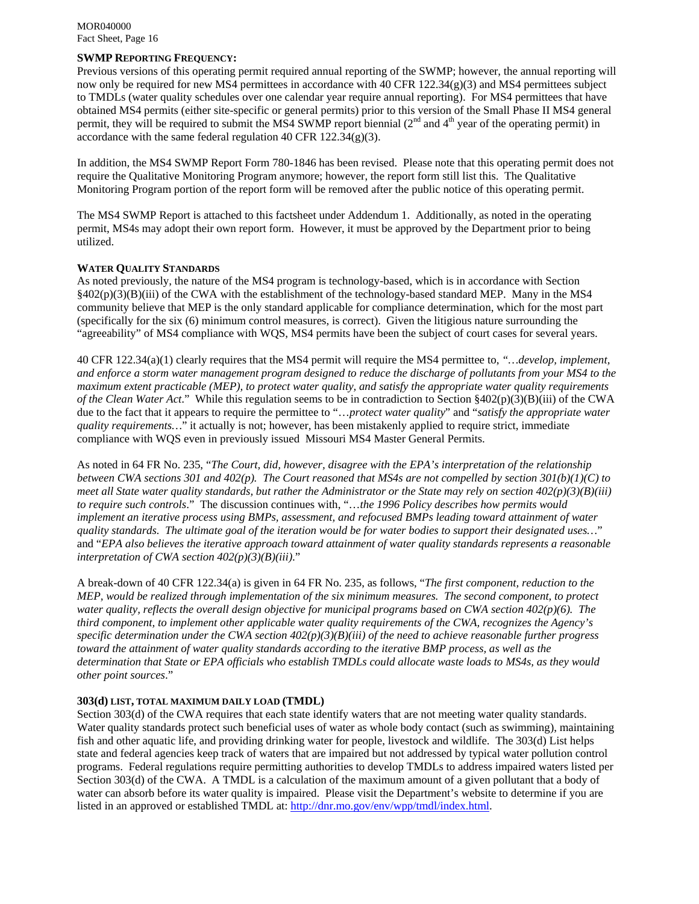## SWMP Reporting Frequency:

Previous versions of this operating permit required annual reporting of the SWMP; however, the annual reporting will now only be required for new MS4 permittees in accordance with 40 CFR 122.34(g)(3) and MS4 permittees subject to TMDLs (water quality schedules over one calendar year require annual reporting). For MS4 permittees that have obtained MS4 permits (either site-specific or general permits) prior to this version of the Small Phase II MS4 general permit, they will be required to submit the MS4 SWMP report biennial (2nd and 4th year of the operating permit) in accordance with the same federal regulation 40 CFR 122.34(g)(3).

In addition, the MS4 SWMP Report Form 780-1846 has been revised. Please note that this operating permit does not require the Qualitative Monitoring Program anymore; however, the report form still list this. The Qualitative Monitoring Program portion of the report form will be removed after the public notice of this operating permit.

The MS4 SWMP Report is attached to this factsheet under Addendum 1. Additionally, as noted in the operating permit, MS4s may adopt their own report form. However, it must be approved by the Department prior to being utilized.

## Water Quality Standards

As noted previously, the nature of the MS4 program is technology-based, which is in accordance with Section §402(p)(3)(B)(iii) of the CWA with the establishment of the technology-based standard MEP. Many in the MS4 community believe that MEP is the only standard applicable for compliance determination, which for the most part (specifically for the six (6) minimum control measures, is correct). Given the litigious nature surrounding the "agreeability" of MS4 compliance with WQS, MS4 permits have been the subject of court cases for several years.

40 CFR 122.34(a)(1) clearly requires that the MS4 permit will require the MS4 permittee to, "*…develop, implement, and enforce a storm water management program designed to reduce the discharge of pollutants from your MS4 to the maximum extent practicable (MEP), to protect water quality, and satisfy the appropriate water quality requirements of the Clean Water Act*." While this regulation seems to be in contradiction to Section §402(p)(3)(B)(iii) of the CWA due to the fact that it appears to require the permittee to "*…protect water quality*" and "*satisfy the appropriate water quality requirements…*" it actually is not; however, has been mistakenly applied to require strict, immediate compliance with WQS even in previously issued Missouri MS4 Master General Permits.

As noted in 64 FR No. 235, "*The Court, did, however, disagree with the EPA's interpretation of the relationship between CWA sections 301 and 402(p). The Court reasoned that MS4s are not compelled by section 301(b)(1)(C) to meet all State water quality standards, but rather the Administrator or the State may rely on section 402(p)(3)(B)(iii) to require such controls*." The discussion continues with, "*…the 1996 Policy describes how permits would implement an iterative process using BMPs, assessment, and refocused BMPs leading toward attainment of water quality standards. The ultimate goal of the iteration would be for water bodies to support their designated uses…*" and "*EPA also believes the iterative approach toward attainment of water quality standards represents a reasonable interpretation of CWA section 402(p)(3)(B)(iii).*"

A break-down of 40 CFR 122.34(a) is given in 64 FR No. 235, as follows, "*The first component, reduction to the MEP, would be realized through implementation of the six minimum measures. The second component, to protect water quality, reflects the overall design objective for municipal programs based on CWA section 402(p)(6). The third component, to implement other applicable water quality requirements of the CWA, recognizes the Agency's specific determination under the CWA section 402(p)(3)(B)(iii) of the need to achieve reasonable further progress toward the attainment of water quality standards according to the iterative BMP process, as well as the determination that State or EPA officials who establish TMDLs could allocate waste loads to MS4s, as they would other point sources*."

## 303(d) List, Total Maximum Daily Load (TMDL)

Section 303(d) of the CWA requires that each state identify waters that are not meeting water quality standards. Water quality standards protect such beneficial uses of water as whole body contact (such as swimming), maintaining fish and other aquatic life, and providing drinking water for people, livestock and wildlife. The 303(d) List helps state and federal agencies keep track of waters that are impaired but not addressed by typical water pollution control programs. Federal regulations require permitting authorities to develop TMDLs to address impaired waters listed per Section 303(d) of the CWA. A TMDL is a calculation of the maximum amount of a given pollutant that a body of water can absorb before its water quality is impaired. Please visit the Department's website to determine if you are listed in an approved or established TMDL at: http://dnr.mo.gov/env/wpp/tmdl/index.html.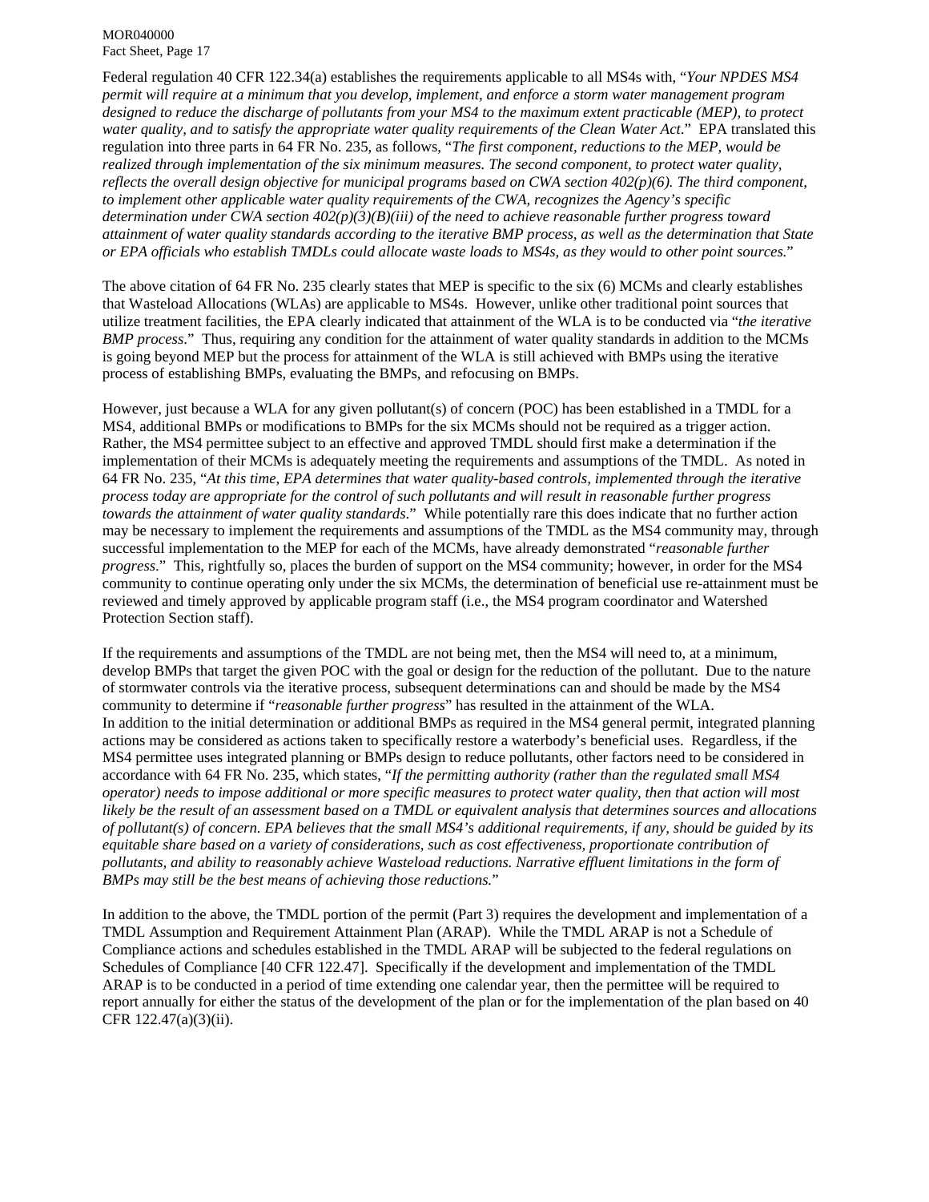Federal regulation 40 CFR 122.34(a) establishes the requirements applicable to all MS4s with, "*Your NPDES MS4 permit will require at a minimum that you develop, implement, and enforce a storm water management program designed to reduce the discharge of pollutants from your MS4 to the maximum extent practicable (MEP), to protect water quality, and to satisfy the appropriate water quality requirements of the Clean Water Act*." EPA translated this regulation into three parts in 64 FR No. 235, as follows, "*The first component, reductions to the MEP, would be realized through implementation of the six minimum measures. The second component, to protect water quality, reflects the overall design objective for municipal programs based on CWA section 402(p)(6). The third component, to implement other applicable water quality requirements of the CWA, recognizes the Agency's specific determination under CWA section 402(p)(3)(B)(iii) of the need to achieve reasonable further progress toward attainment of water quality standards according to the iterative BMP process, as well as the determination that State or EPA officials who establish TMDLs could allocate waste loads to MS4s, as they would to other point sources.*"

The above citation of 64 FR No. 235 clearly states that MEP is specific to the six (6) MCMs and clearly establishes that Wasteload Allocations (WLAs) are applicable to MS4s. However, unlike other traditional point sources that utilize treatment facilities, the EPA clearly indicated that attainment of the WLA is to be conducted via "*the iterative BMP process*." Thus, requiring any condition for the attainment of water quality standards in addition to the MCMs is going beyond MEP but the process for attainment of the WLA is still achieved with BMPs using the iterative process of establishing BMPs, evaluating the BMPs, and refocusing on BMPs.

However, just because a WLA for any given pollutant(s) of concern (POC) has been established in a TMDL for a MS4, additional BMPs or modifications to BMPs for the six MCMs should not be required as a trigger action. Rather, the MS4 permittee subject to an effective and approved TMDL should first make a determination if the implementation of their MCMs is adequately meeting the requirements and assumptions of the TMDL. As noted in 64 FR No. 235, "*At this time, EPA determines that water quality-based controls, implemented through the iterative process today are appropriate for the control of such pollutants and will result in reasonable further progress towards the attainment of water quality standards*." While potentially rare this does indicate that no further action may be necessary to implement the requirements and assumptions of the TMDL as the MS4 community may, through successful implementation to the MEP for each of the MCMs, have already demonstrated "*reasonable further progress*." This, rightfully so, places the burden of support on the MS4 community; however, in order for the MS4 community to continue operating only under the six MCMs, the determination of beneficial use re-attainment must be reviewed and timely approved by applicable program staff (i.e., the MS4 program coordinator and Watershed Protection Section staff).

If the requirements and assumptions of the TMDL are not being met, then the MS4 will need to, at a minimum, develop BMPs that target the given POC with the goal or design for the reduction of the pollutant. Due to the nature of stormwater controls via the iterative process, subsequent determinations can and should be made by the MS4 community to determine if "*reasonable further progress*" has resulted in the attainment of the WLA.
In addition to the initial determination or additional BMPs as required in the MS4 general permit, integrated planning actions may be considered as actions taken to specifically restore a waterbody's beneficial uses. Regardless, if the MS4 permittee uses integrated planning or BMPs design to reduce pollutants, other factors need to be considered in accordance with 64 FR No. 235, which states, "*If the permitting authority (rather than the regulated small MS4 operator) needs to impose additional or more specific measures to protect water quality, then that action will most likely be the result of an assessment based on a TMDL or equivalent analysis that determines sources and allocations of pollutant(s) of concern. EPA believes that the small MS4's additional requirements, if any, should be guided by its equitable share based on a variety of considerations, such as cost effectiveness, proportionate contribution of pollutants, and ability to reasonably achieve Wasteload reductions. Narrative effluent limitations in the form of BMPs may still be the best means of achieving those reductions.*"

In addition to the above, the TMDL portion of the permit (Part 3) requires the development and implementation of a TMDL Assumption and Requirement Attainment Plan (ARAP). While the TMDL ARAP is not a Schedule of Compliance actions and schedules established in the TMDL ARAP will be subjected to the federal regulations on Schedules of Compliance [40 CFR 122.47]. Specifically if the development and implementation of the TMDL ARAP is to be conducted in a period of time extending one calendar year, then the permittee will be required to report annually for either the status of the development of the plan or for the implementation of the plan based on 40 CFR 122.47(a)(3)(ii).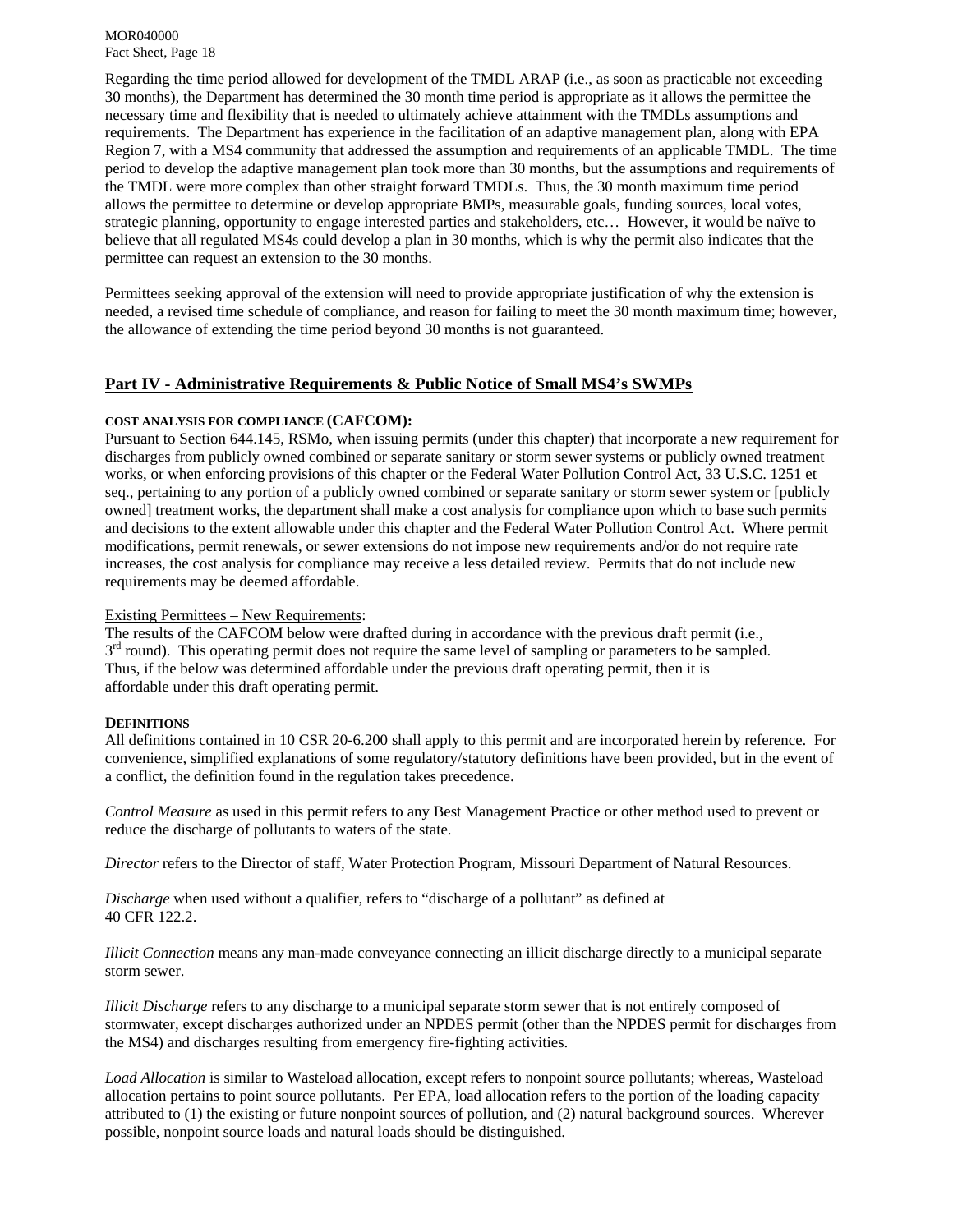Regarding the time period allowed for development of the TMDL ARAP (i.e., as soon as practicable not exceeding 30 months), the Department has determined the 30 month time period is appropriate as it allows the permittee the necessary time and flexibility that is needed to ultimately achieve attainment with the TMDLs assumptions and requirements. The Department has experience in the facilitation of an adaptive management plan, along with EPA Region 7, with a MS4 community that addressed the assumption and requirements of an applicable TMDL. The time period to develop the adaptive management plan took more than 30 months, but the assumptions and requirements of the TMDL were more complex than other straight forward TMDLs. Thus, the 30 month maximum time period allows the permittee to determine or develop appropriate BMPs, measurable goals, funding sources, local votes, strategic planning, opportunity to engage interested parties and stakeholders, etc… However, it would be naïve to believe that all regulated MS4s could develop a plan in 30 months, which is why the permit also indicates that the permittee can request an extension to the 30 months.

Permittees seeking approval of the extension will need to provide appropriate justification of why the extension is needed, a revised time schedule of compliance, and reason for failing to meet the 30 month maximum time; however, the allowance of extending the time period beyond 30 months is not guaranteed.

## Part IV - Administrative Requirements & Public Notice of Small MS4's SWMPs

**COST ANALYSIS FOR COMPLIANCE (CAFCOM):**

Pursuant to Section 644.145, RSMo, when issuing permits (under this chapter) that incorporate a new requirement for discharges from publicly owned combined or separate sanitary or storm sewer systems or publicly owned treatment works, or when enforcing provisions of this chapter or the Federal Water Pollution Control Act, 33 U.S.C. 1251 et seq., pertaining to any portion of a publicly owned combined or separate sanitary or storm sewer system or [publicly owned] treatment works, the department shall make a cost analysis for compliance upon which to base such permits and decisions to the extent allowable under this chapter and the Federal Water Pollution Control Act. Where permit modifications, permit renewals, or sewer extensions do not impose new requirements and/or do not require rate increases, the cost analysis for compliance may receive a less detailed review. Permits that do not include new requirements may be deemed affordable.

Existing Permittees – New Requirements:

The results of the CAFCOM below were drafted during in accordance with the previous draft permit (i.e., 3rd round). This operating permit does not require the same level of sampling or parameters to be sampled. Thus, if the below was determined affordable under the previous draft operating permit, then it is affordable under this draft operating permit.

**DEFINITIONS**

All definitions contained in 10 CSR 20-6.200 shall apply to this permit and are incorporated herein by reference. For convenience, simplified explanations of some regulatory/statutory definitions have been provided, but in the event of a conflict, the definition found in the regulation takes precedence.

*Control Measure* as used in this permit refers to any Best Management Practice or other method used to prevent or reduce the discharge of pollutants to waters of the state.

*Director* refers to the Director of staff, Water Protection Program, Missouri Department of Natural Resources.

*Discharge* when used without a qualifier, refers to "discharge of a pollutant" as defined at 40 CFR 122.2.

*Illicit Connection* means any man-made conveyance connecting an illicit discharge directly to a municipal separate storm sewer.

*Illicit Discharge* refers to any discharge to a municipal separate storm sewer that is not entirely composed of stormwater, except discharges authorized under an NPDES permit (other than the NPDES permit for discharges from the MS4) and discharges resulting from emergency fire-fighting activities.

*Load Allocation* is similar to Wasteload allocation, except refers to nonpoint source pollutants; whereas, Wasteload allocation pertains to point source pollutants. Per EPA, load allocation refers to the portion of the loading capacity attributed to (1) the existing or future nonpoint sources of pollution, and (2) natural background sources. Wherever possible, nonpoint source loads and natural loads should be distinguished.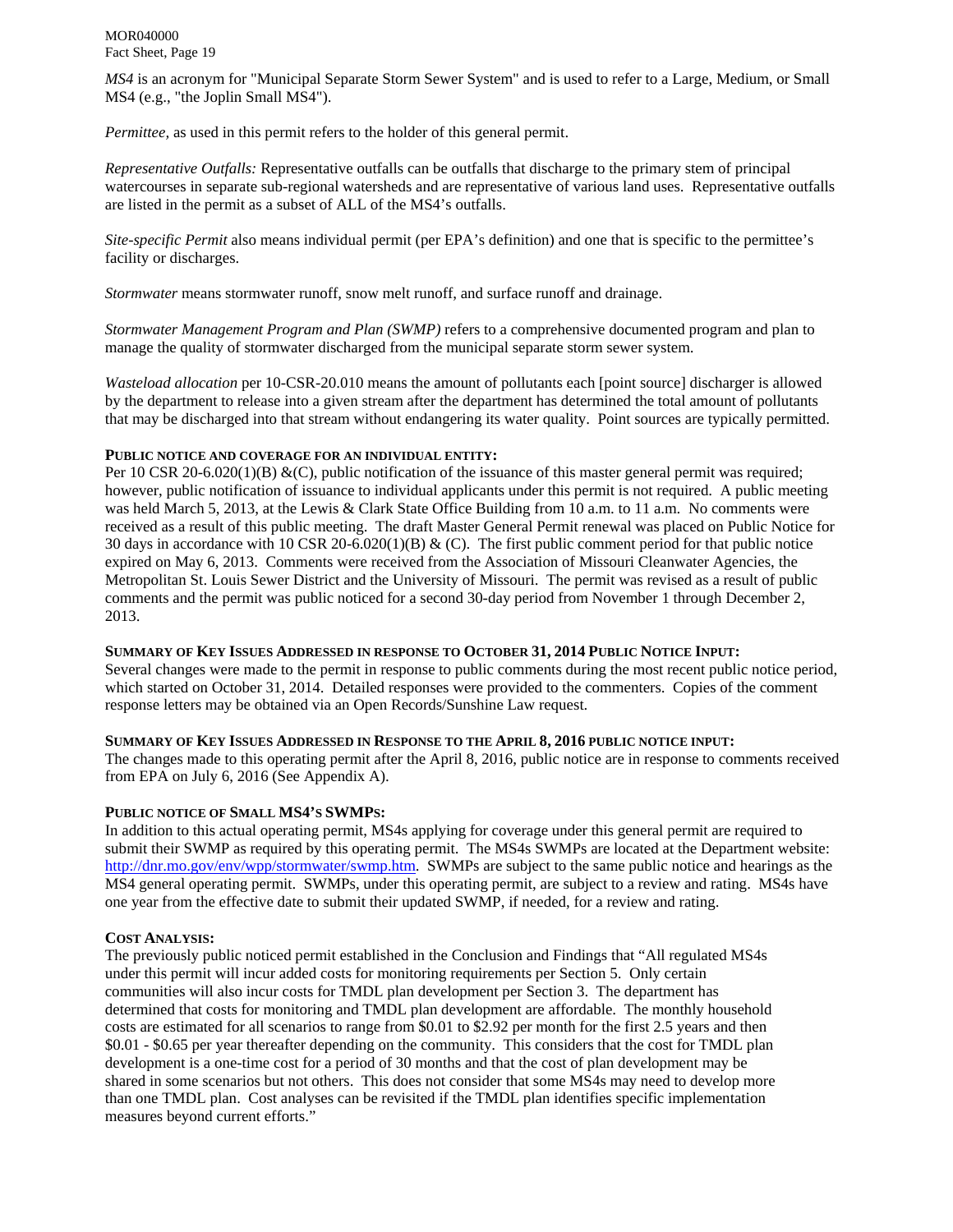*MS4* is an acronym for "Municipal Separate Storm Sewer System" and is used to refer to a Large, Medium, or Small MS4 (e.g., "the Joplin Small MS4").

*Permittee,* as used in this permit refers to the holder of this general permit.

*Representative Outfalls:* Representative outfalls can be outfalls that discharge to the primary stem of principal watercourses in separate sub-regional watersheds and are representative of various land uses. Representative outfalls are listed in the permit as a subset of ALL of the MS4's outfalls.

*Site-specific Permit* also means individual permit (per EPA's definition) and one that is specific to the permittee's facility or discharges.

*Stormwater* means stormwater runoff, snow melt runoff, and surface runoff and drainage.

*Stormwater Management Program and Plan (SWMP)* refers to a comprehensive documented program and plan to manage the quality of stormwater discharged from the municipal separate storm sewer system.

*Wasteload allocation* per 10-CSR-20.010 means the amount of pollutants each [point source] discharger is allowed by the department to release into a given stream after the department has determined the total amount of pollutants that may be discharged into that stream without endangering its water quality. Point sources are typically permitted.

**PUBLIC NOTICE AND COVERAGE FOR AN INDIVIDUAL ENTITY:**

Per 10 CSR 20-6.020(1)(B) &(C), public notification of the issuance of this master general permit was required; however, public notification of issuance to individual applicants under this permit is not required. A public meeting was held March 5, 2013, at the Lewis & Clark State Office Building from 10 a.m. to 11 a.m. No comments were received as a result of this public meeting. The draft Master General Permit renewal was placed on Public Notice for 30 days in accordance with 10 CSR 20-6.020(1)(B) & (C). The first public comment period for that public notice expired on May 6, 2013. Comments were received from the Association of Missouri Cleanwater Agencies, the Metropolitan St. Louis Sewer District and the University of Missouri. The permit was revised as a result of public comments and the permit was public noticed for a second 30-day period from November 1 through December 2, 2013.

**SUMMARY OF KEY ISSUES ADDRESSED IN RESPONSE TO OCTOBER 31, 2014 PUBLIC NOTICE INPUT:**

Several changes were made to the permit in response to public comments during the most recent public notice period, which started on October 31, 2014. Detailed responses were provided to the commenters. Copies of the comment response letters may be obtained via an Open Records/Sunshine Law request.

**SUMMARY OF KEY ISSUES ADDRESSED IN RESPONSE TO THE APRIL 8, 2016 PUBLIC NOTICE INPUT:**

The changes made to this operating permit after the April 8, 2016, public notice are in response to comments received from EPA on July 6, 2016 (See Appendix A).

**PUBLIC NOTICE OF SMALL MS4'S SWMPS:**

In addition to this actual operating permit, MS4s applying for coverage under this general permit are required to submit their SWMP as required by this operating permit. The MS4s SWMPs are located at the Department website: http://dnr.mo.gov/env/wpp/stormwater/swmp.htm. SWMPs are subject to the same public notice and hearings as the MS4 general operating permit. SWMPs, under this operating permit, are subject to a review and rating. MS4s have one year from the effective date to submit their updated SWMP, if needed, for a review and rating.

**COST ANALYSIS:**

The previously public noticed permit established in the Conclusion and Findings that "All regulated MS4s under this permit will incur added costs for monitoring requirements per Section 5. Only certain communities will also incur costs for TMDL plan development per Section 3. The department has determined that costs for monitoring and TMDL plan development are affordable. The monthly household costs are estimated for all scenarios to range from $0.01 to $2.92 per month for the first 2.5 years and then $0.01 - $0.65 per year thereafter depending on the community. This considers that the cost for TMDL plan development is a one-time cost for a period of 30 months and that the cost of plan development may be shared in some scenarios but not others. This does not consider that some MS4s may need to develop more than one TMDL plan. Cost analyses can be revisited if the TMDL plan identifies specific implementation measures beyond current efforts."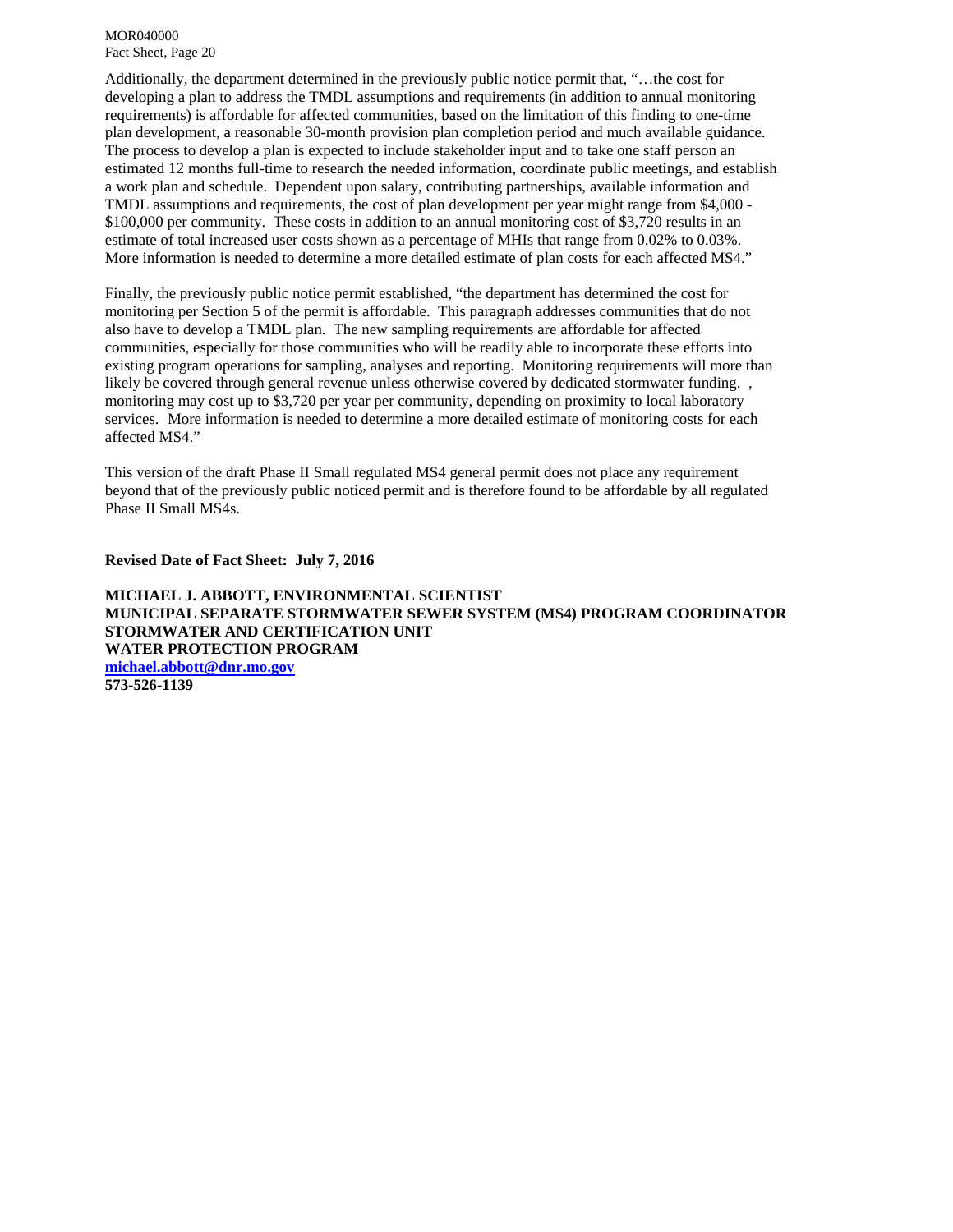Additionally, the department determined in the previously public notice permit that, "…the cost for developing a plan to address the TMDL assumptions and requirements (in addition to annual monitoring requirements) is affordable for affected communities, based on the limitation of this finding to one-time plan development, a reasonable 30-month provision plan completion period and much available guidance. The process to develop a plan is expected to include stakeholder input and to take one staff person an estimated 12 months full-time to research the needed information, coordinate public meetings, and establish a work plan and schedule. Dependent upon salary, contributing partnerships, available information and TMDL assumptions and requirements, the cost of plan development per year might range from $4,000 - $100,000 per community. These costs in addition to an annual monitoring cost of $3,720 results in an estimate of total increased user costs shown as a percentage of MHIs that range from 0.02% to 0.03%. More information is needed to determine a more detailed estimate of plan costs for each affected MS4."

Finally, the previously public notice permit established, "the department has determined the cost for monitoring per Section 5 of the permit is affordable. This paragraph addresses communities that do not also have to develop a TMDL plan. The new sampling requirements are affordable for affected communities, especially for those communities who will be readily able to incorporate these efforts into existing program operations for sampling, analyses and reporting. Monitoring requirements will more than likely be covered through general revenue unless otherwise covered by dedicated stormwater funding. , monitoring may cost up to $3,720 per year per community, depending on proximity to local laboratory services. More information is needed to determine a more detailed estimate of monitoring costs for each affected MS4."

This version of the draft Phase II Small regulated MS4 general permit does not place any requirement beyond that of the previously public noticed permit and is therefore found to be affordable by all regulated Phase II Small MS4s.

**Revised Date of Fact Sheet: July 7, 2016**

**MICHAEL J. ABBOTT, ENVIRONMENTAL SCIENTIST**
**MUNICIPAL SEPARATE STORMWATER SEWER SYSTEM (MS4) PROGRAM COORDINATOR**
**STORMWATER AND CERTIFICATION UNIT**
**WATER PROTECTION PROGRAM**
**michael.abbott@dnr.mo.gov**
**573-526-1139**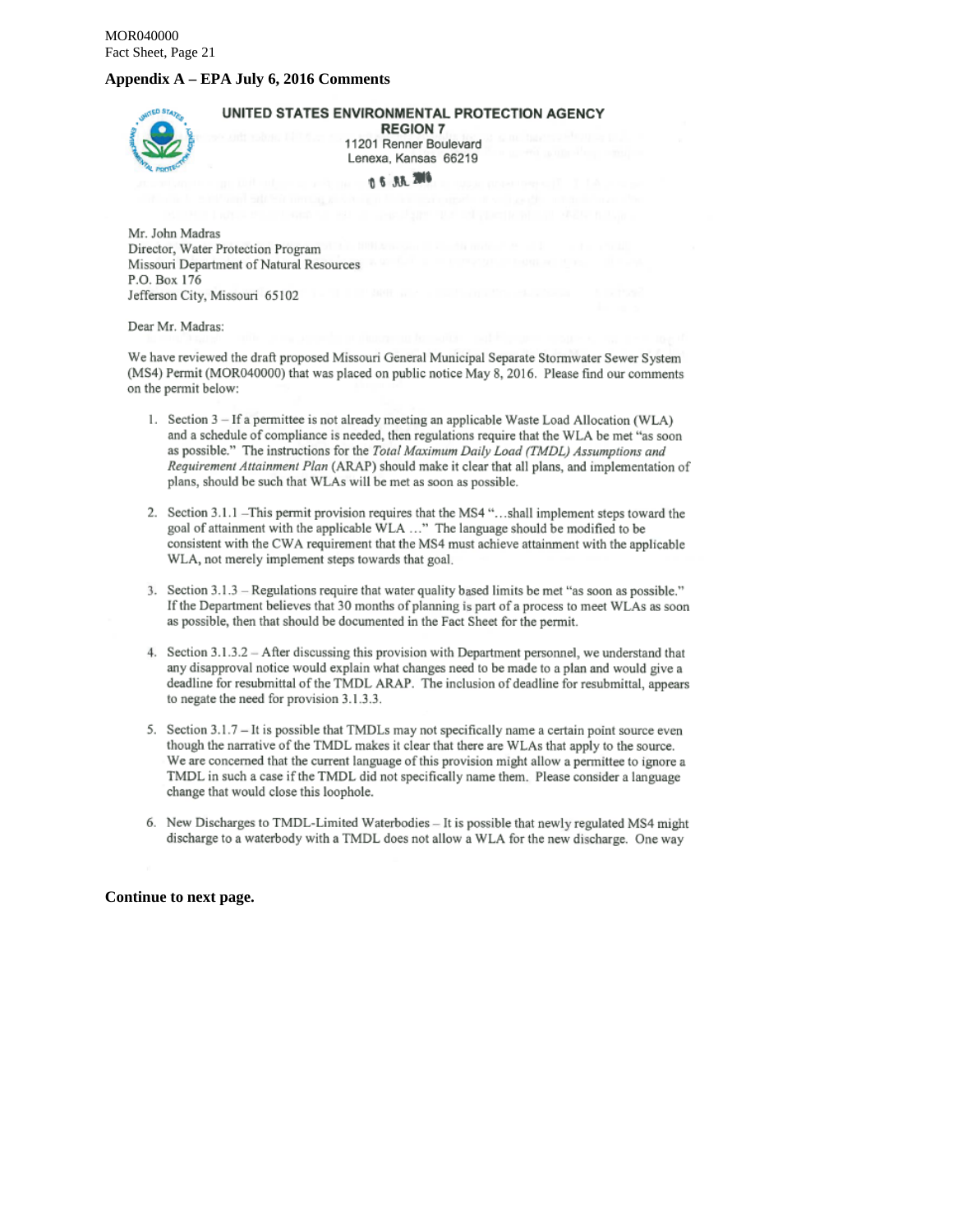## Appendix A – EPA July 6, 2016 Comments

**UNITED STATES ENVIRONMENTAL PROTECTION AGENCY**
**REGION 7**
11201 Renner Boulevard
Lenexa, Kansas 66219

06 JUL 2016

Mr. John Madras
Director, Water Protection Program
Missouri Department of Natural Resources
P.O. Box 176
Jefferson City, Missouri 65102

Dear Mr. Madras:

We have reviewed the draft proposed Missouri General Municipal Separate Stormwater Sewer System (MS4) Permit (MOR040000) that was placed on public notice May 8, 2016. Please find our comments on the permit below:

1. Section 3 – If a permittee is not already meeting an applicable Waste Load Allocation (WLA) and a schedule of compliance is needed, then regulations require that the WLA be met "as soon as possible." The instructions for the *Total Maximum Daily Load (TMDL) Assumptions and Requirement Attainment Plan* (ARAP) should make it clear that all plans, and implementation of plans, should be such that WLAs will be met as soon as possible.

2. Section 3.1.1 –This permit provision requires that the MS4 "…shall implement steps toward the goal of attainment with the applicable WLA …" The language should be modified to be consistent with the CWA requirement that the MS4 must achieve attainment with the applicable WLA, not merely implement steps towards that goal.

3. Section 3.1.3 – Regulations require that water quality based limits be met "as soon as possible." If the Department believes that 30 months of planning is part of a process to meet WLAs as soon as possible, then that should be documented in the Fact Sheet for the permit.

4. Section 3.1.3.2 – After discussing this provision with Department personnel, we understand that any disapproval notice would explain what changes need to be made to a plan and would give a deadline for resubmittal of the TMDL ARAP. The inclusion of deadline for resubmittal, appears to negate the need for provision 3.1.3.3.

5. Section 3.1.7 – It is possible that TMDLs may not specifically name a certain point source even though the narrative of the TMDL makes it clear that there are WLAs that apply to the source. We are concerned that the current language of this provision might allow a permittee to ignore a TMDL in such a case if the TMDL did not specifically name them. Please consider a language change that would close this loophole.

6. New Discharges to TMDL-Limited Waterbodies – It is possible that newly regulated MS4 might discharge to a waterbody with a TMDL does not allow a WLA for the new discharge. One way

**Continue to next page.**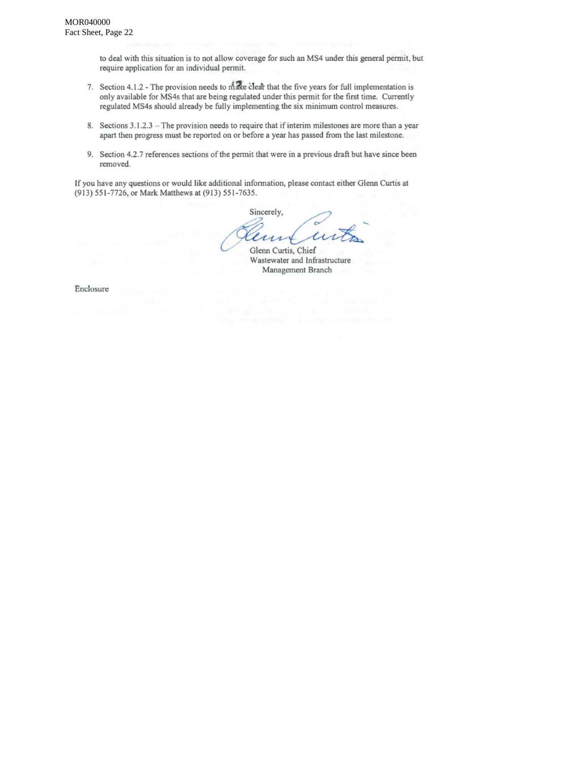to deal with this situation is to not allow coverage for such an MS4 under this general permit, but require application for an individual permit.

7. Section 4.1.2 - The provision needs to make clear that the five years for full implementation is only available for MS4s that are being regulated under this permit for the first time. Currently regulated MS4s should already be fully implementing the six minimum control measures.

8. Sections 3.1.2.3 – The provision needs to require that if interim milestones are more than a year apart then progress must be reported on or before a year has passed from the last milestone.

9. Section 4.2.7 references sections of the permit that were in a previous draft but have since been removed.

If you have any questions or would like additional information, please contact either Glenn Curtis at (913) 551-7726, or Mark Matthews at (913) 551-7635.

Sincerely,

Glenn Curtis, Chief
Wastewater and Infrastructure
Management Branch

Enclosure